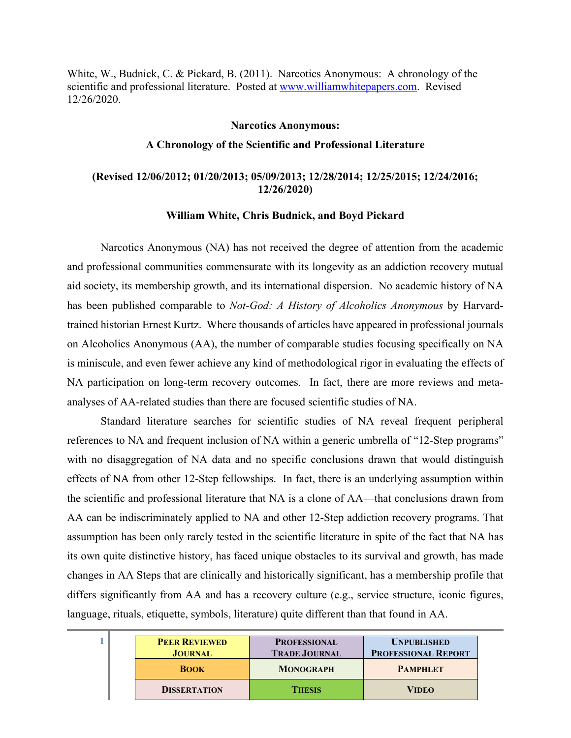White, W., Budnick, C. & Pickard, B. (2011). Narcotics Anonymous: A chronology of the scientific and professional literature. Posted at www.williamwhitepapers.com. Revised 12/26/2020.

# Narcotics Anonymous:

## A Chronology of the Scientific and Professional Literature

### (Revised 12/06/2012; 01/20/2013; 05/09/2013; 12/28/2014; 12/25/2015; 12/24/2016; 12/26/2020)

**William White, Chris Budnick, and Boyd Pickard**

Narcotics Anonymous (NA) has not received the degree of attention from the academic and professional communities commensurate with its longevity as an addiction recovery mutual aid society, its membership growth, and its international dispersion. No academic history of NA has been published comparable to *Not-God: A History of Alcoholics Anonymous* by Harvard-trained historian Ernest Kurtz. Where thousands of articles have appeared in professional journals on Alcoholics Anonymous (AA), the number of comparable studies focusing specifically on NA is miniscule, and even fewer achieve any kind of methodological rigor in evaluating the effects of NA participation on long-term recovery outcomes. In fact, there are more reviews and meta-analyses of AA-related studies than there are focused scientific studies of NA.

Standard literature searches for scientific studies of NA reveal frequent peripheral references to NA and frequent inclusion of NA within a generic umbrella of "12-Step programs" with no disaggregation of NA data and no specific conclusions drawn that would distinguish effects of NA from other 12-Step fellowships. In fact, there is an underlying assumption within the scientific and professional literature that NA is a clone of AA—that conclusions drawn from AA can be indiscriminately applied to NA and other 12-Step addiction recovery programs. That assumption has been only rarely tested in the scientific literature in spite of the fact that NA has its own quite distinctive history, has faced unique obstacles to its survival and growth, has made changes in AA Steps that are clinically and historically significant, has a membership profile that differs significantly from AA and has a recovery culture (e.g., service structure, iconic figures, language, rituals, etiquette, symbols, literature) quite different than that found in AA.

| | | |
|---|---|---|
| PEER REVIEWED JOURNAL | PROFESSIONAL TRADE JOURNAL | UNPUBLISHED PROFESSIONAL REPORT |
| BOOK | MONOGRAPH | PAMPHLET |
| DISSERTATION | THESIS | VIDEO |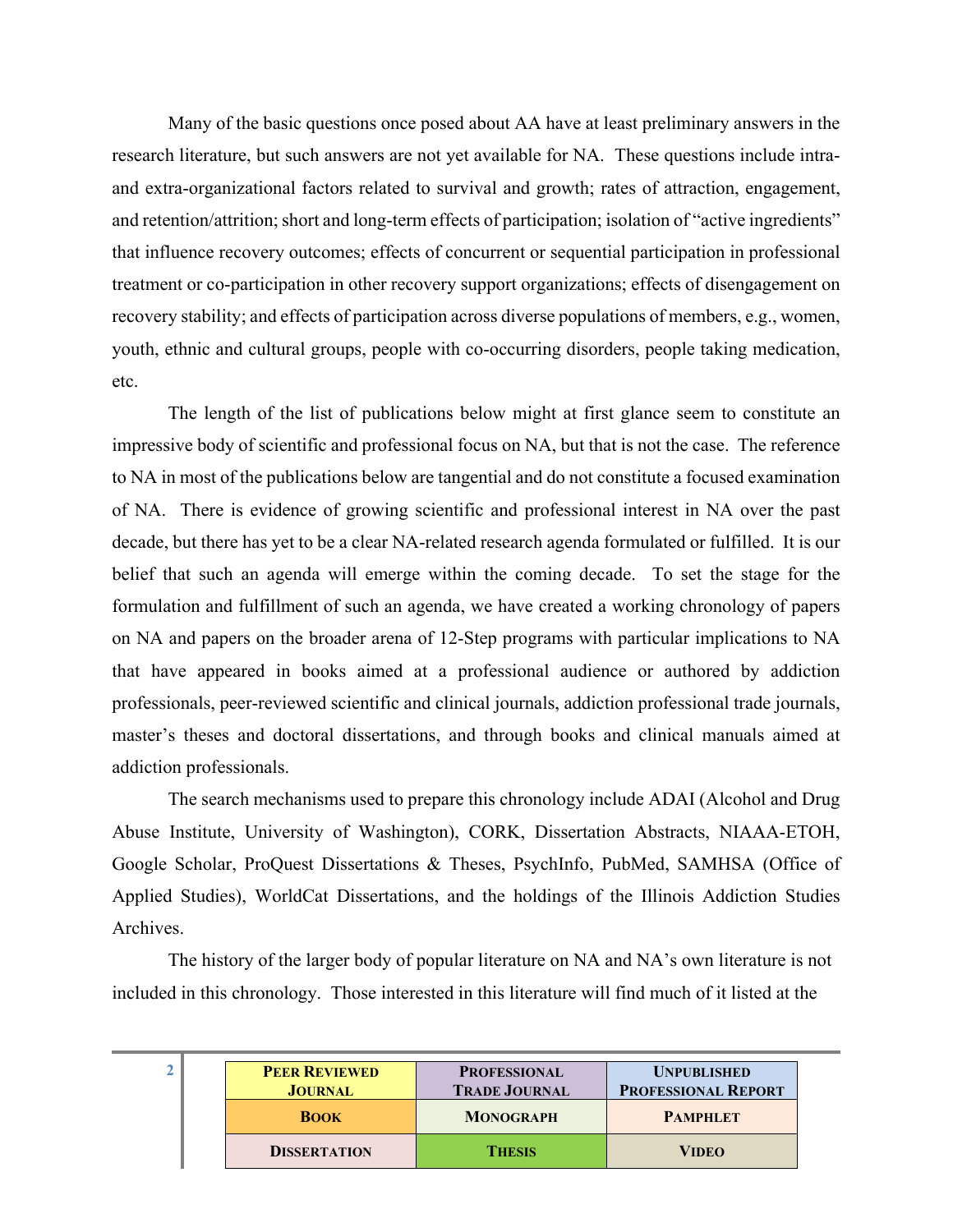Many of the basic questions once posed about AA have at least preliminary answers in the research literature, but such answers are not yet available for NA. These questions include intra- and extra-organizational factors related to survival and growth; rates of attraction, engagement, and retention/attrition; short and long-term effects of participation; isolation of "active ingredients" that influence recovery outcomes; effects of concurrent or sequential participation in professional treatment or co-participation in other recovery support organizations; effects of disengagement on recovery stability; and effects of participation across diverse populations of members, e.g., women, youth, ethnic and cultural groups, people with co-occurring disorders, people taking medication, etc.

The length of the list of publications below might at first glance seem to constitute an impressive body of scientific and professional focus on NA, but that is not the case. The reference to NA in most of the publications below are tangential and do not constitute a focused examination of NA. There is evidence of growing scientific and professional interest in NA over the past decade, but there has yet to be a clear NA-related research agenda formulated or fulfilled. It is our belief that such an agenda will emerge within the coming decade. To set the stage for the formulation and fulfillment of such an agenda, we have created a working chronology of papers on NA and papers on the broader arena of 12-Step programs with particular implications to NA that have appeared in books aimed at a professional audience or authored by addiction professionals, peer-reviewed scientific and clinical journals, addiction professional trade journals, master's theses and doctoral dissertations, and through books and clinical manuals aimed at addiction professionals.

The search mechanisms used to prepare this chronology include ADAI (Alcohol and Drug Abuse Institute, University of Washington), CORK, Dissertation Abstracts, NIAAA-ETOH, Google Scholar, ProQuest Dissertations & Theses, PsychInfo, PubMed, SAMHSA (Office of Applied Studies), WorldCat Dissertations, and the holdings of the Illinois Addiction Studies Archives.

The history of the larger body of popular literature on NA and NA's own literature is not included in this chronology. Those interested in this literature will find much of it listed at the

| | | |
|---|---|---|
| **Peer Reviewed Journal** | **Professional Trade Journal** | **Unpublished Professional Report** |
| **Book** | **Monograph** | **Pamphlet** |
| **Dissertation** | **Thesis** | **Video** |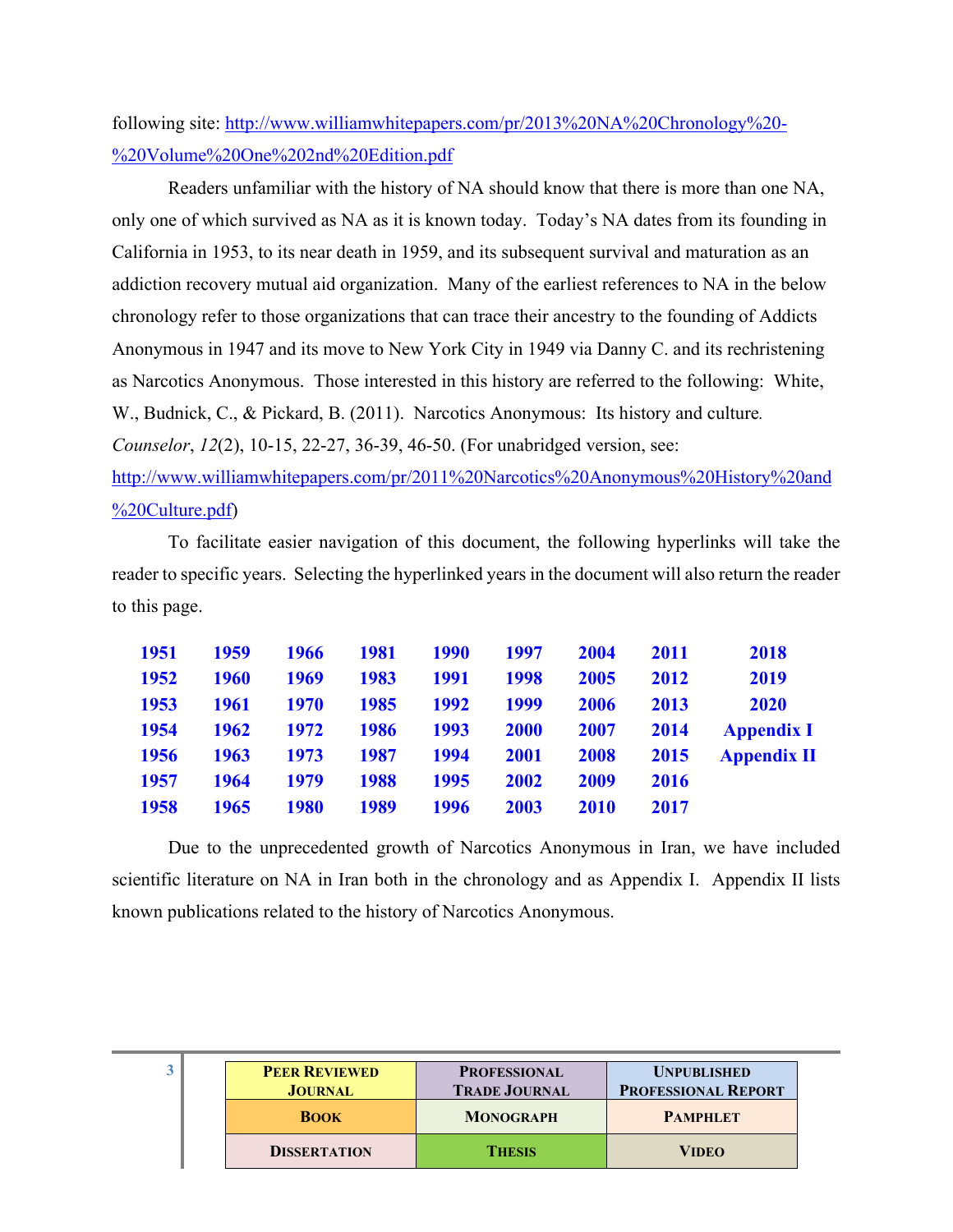following site: http://www.williamwhitepapers.com/pr/2013%20NA%20Chronology%20-%20Volume%20One%202nd%20Edition.pdf

Readers unfamiliar with the history of NA should know that there is more than one NA, only one of which survived as NA as it is known today. Today's NA dates from its founding in California in 1953, to its near death in 1959, and its subsequent survival and maturation as an addiction recovery mutual aid organization. Many of the earliest references to NA in the below chronology refer to those organizations that can trace their ancestry to the founding of Addicts Anonymous in 1947 and its move to New York City in 1949 via Danny C. and its rechristening as Narcotics Anonymous. Those interested in this history are referred to the following: White, W., Budnick, C., & Pickard, B. (2011). Narcotics Anonymous: Its history and culture. *Counselor*, *12*(2), 10-15, 22-27, 36-39, 46-50. (For unabridged version, see: http://www.williamwhitepapers.com/pr/2011%20Narcotics%20Anonymous%20History%20and%20Culture.pdf)

To facilitate easier navigation of this document, the following hyperlinks will take the reader to specific years. Selecting the hyperlinked years in the document will also return the reader to this page.

| | | | | | | | | |
|---|---|---|---|---|---|---|---|---|
| **1951** | **1959** | **1966** | **1981** | **1990** | **1997** | **2004** | **2011** | **2018** |
| **1952** | **1960** | **1969** | **1983** | **1991** | **1998** | **2005** | **2012** | **2019** |
| **1953** | **1961** | **1970** | **1985** | **1992** | **1999** | **2006** | **2013** | **2020** |
| **1954** | **1962** | **1972** | **1986** | **1993** | **2000** | **2007** | **2014** | **Appendix I** |
| **1956** | **1963** | **1973** | **1987** | **1994** | **2001** | **2008** | **2015** | **Appendix II** |
| **1957** | **1964** | **1979** | **1988** | **1995** | **2002** | **2009** | **2016** | |
| **1958** | **1965** | **1980** | **1989** | **1996** | **2003** | **2010** | **2017** | |

Due to the unprecedented growth of Narcotics Anonymous in Iran, we have included scientific literature on NA in Iran both in the chronology and as Appendix I. Appendix II lists known publications related to the history of Narcotics Anonymous.

| | | |
|---|---|---|
| **Peer Reviewed Journal** | **Professional Trade Journal** | **Unpublished Professional Report** |
| **Book** | **Monograph** | **Pamphlet** |
| **Dissertation** | **Thesis** | **Video** |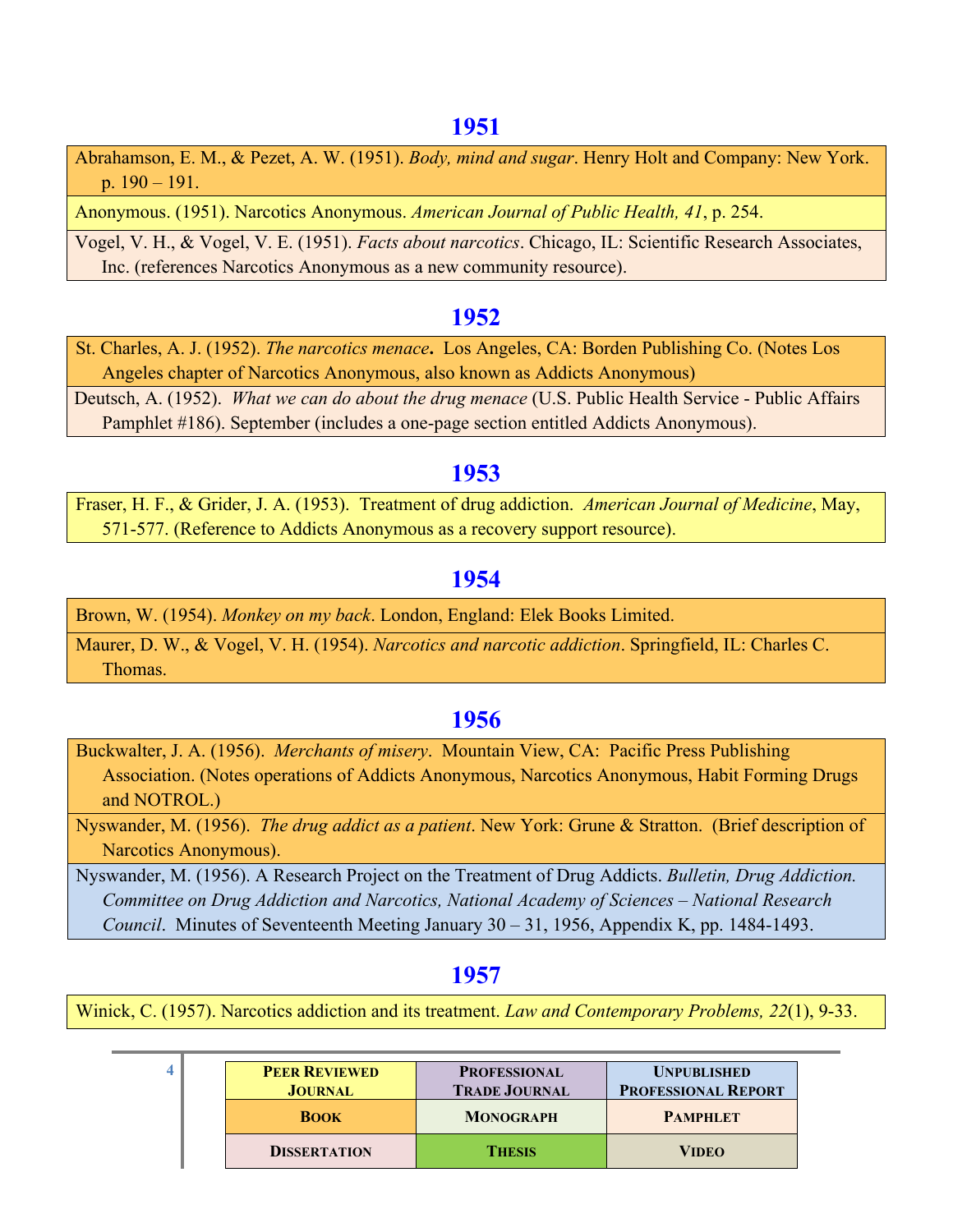## 1951

Abrahamson, E. M., & Pezet, A. W. (1951). *Body, mind and sugar*. Henry Holt and Company: New York. p. 190 – 191.

Anonymous. (1951). Narcotics Anonymous. *American Journal of Public Health, 41*, p. 254.

Vogel, V. H., & Vogel, V. E. (1951). *Facts about narcotics*. Chicago, IL: Scientific Research Associates, Inc. (references Narcotics Anonymous as a new community resource).

## 1952

St. Charles, A. J. (1952). *The narcotics menace*. Los Angeles, CA: Borden Publishing Co. (Notes Los Angeles chapter of Narcotics Anonymous, also known as Addicts Anonymous)

Deutsch, A. (1952). *What we can do about the drug menace* (U.S. Public Health Service - Public Affairs Pamphlet #186). September (includes a one-page section entitled Addicts Anonymous).

## 1953

Fraser, H. F., & Grider, J. A. (1953). Treatment of drug addiction. *American Journal of Medicine*, May, 571-577. (Reference to Addicts Anonymous as a recovery support resource).

## 1954

Brown, W. (1954). *Monkey on my back*. London, England: Elek Books Limited.

Maurer, D. W., & Vogel, V. H. (1954). *Narcotics and narcotic addiction*. Springfield, IL: Charles C. Thomas.

## 1956

Buckwalter, J. A. (1956). *Merchants of misery*. Mountain View, CA: Pacific Press Publishing Association. (Notes operations of Addicts Anonymous, Narcotics Anonymous, Habit Forming Drugs and NOTROL.)

Nyswander, M. (1956). *The drug addict as a patient*. New York: Grune & Stratton. (Brief description of Narcotics Anonymous).

Nyswander, M. (1956). A Research Project on the Treatment of Drug Addicts. *Bulletin, Drug Addiction. Committee on Drug Addiction and Narcotics, National Academy of Sciences – National Research Council*. Minutes of Seventeenth Meeting January 30 – 31, 1956, Appendix K, pp. 1484-1493.

## 1957

Winick, C. (1957). Narcotics addiction and its treatment. *Law and Contemporary Problems, 22*(1), 9-33.

| | | |
|---|---|---|
| PEER REVIEWED JOURNAL | PROFESSIONAL TRADE JOURNAL | UNPUBLISHED PROFESSIONAL REPORT |
| BOOK | MONOGRAPH | PAMPHLET |
| DISSERTATION | THESIS | VIDEO |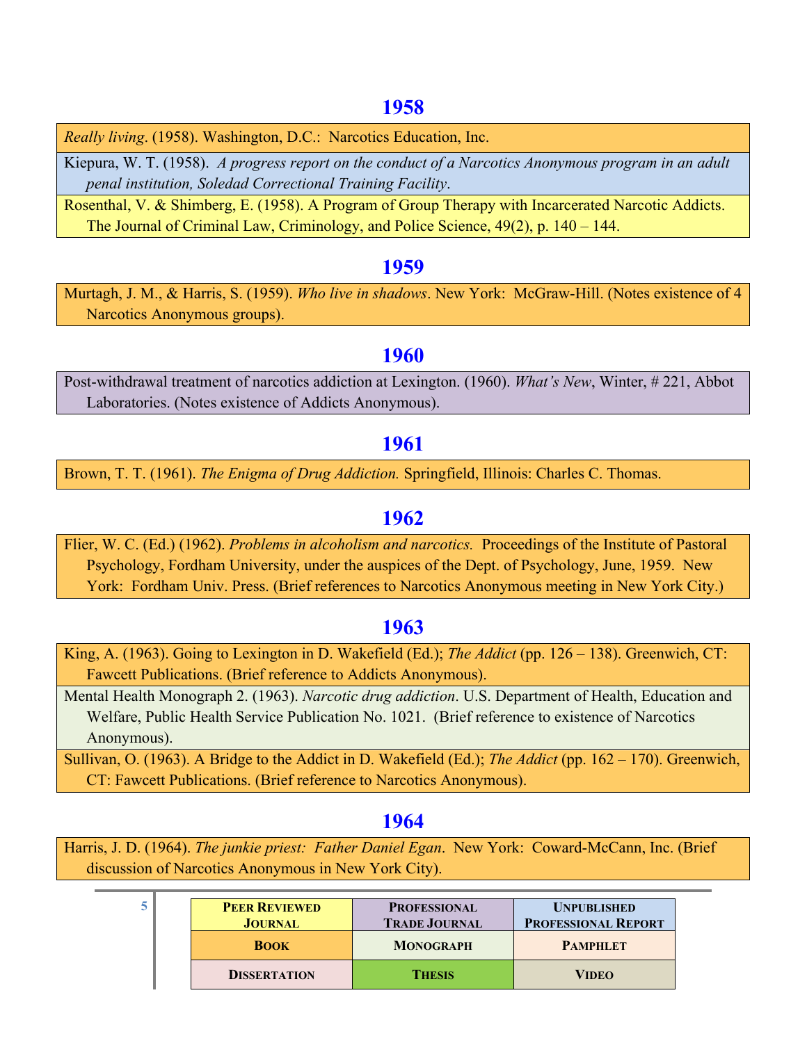## 1958

*Really living*. (1958). Washington, D.C.: Narcotics Education, Inc.

Kiepura, W. T. (1958). *A progress report on the conduct of a Narcotics Anonymous program in an adult penal institution, Soledad Correctional Training Facility*.

Rosenthal, V. & Shimberg, E. (1958). A Program of Group Therapy with Incarcerated Narcotic Addicts. The Journal of Criminal Law, Criminology, and Police Science, 49(2), p. 140 – 144.

## 1959

Murtagh, J. M., & Harris, S. (1959). *Who live in shadows*. New York: McGraw-Hill. (Notes existence of 4 Narcotics Anonymous groups).

## 1960

Post-withdrawal treatment of narcotics addiction at Lexington. (1960). *What's New*, Winter, # 221, Abbot Laboratories. (Notes existence of Addicts Anonymous).

## 1961

Brown, T. T. (1961). *The Enigma of Drug Addiction.* Springfield, Illinois: Charles C. Thomas.

## 1962

Flier, W. C. (Ed.) (1962). *Problems in alcoholism and narcotics.* Proceedings of the Institute of Pastoral Psychology, Fordham University, under the auspices of the Dept. of Psychology, June, 1959. New York: Fordham Univ. Press. (Brief references to Narcotics Anonymous meeting in New York City.)

## 1963

King, A. (1963). Going to Lexington in D. Wakefield (Ed.); *The Addict* (pp. 126 – 138). Greenwich, CT: Fawcett Publications. (Brief reference to Addicts Anonymous).

Mental Health Monograph 2. (1963). *Narcotic drug addiction*. U.S. Department of Health, Education and Welfare, Public Health Service Publication No. 1021. (Brief reference to existence of Narcotics Anonymous).

Sullivan, O. (1963). A Bridge to the Addict in D. Wakefield (Ed.); *The Addict* (pp. 162 – 170). Greenwich, CT: Fawcett Publications. (Brief reference to Narcotics Anonymous).

## 1964

Harris, J. D. (1964). *The junkie priest: Father Daniel Egan*. New York: Coward-McCann, Inc. (Brief discussion of Narcotics Anonymous in New York City).

| | | |
|---|---|---|
| Peer Reviewed Journal | Professional Trade Journal | Unpublished Professional Report |
| Book | Monograph | Pamphlet |
| Dissertation | Thesis | Video |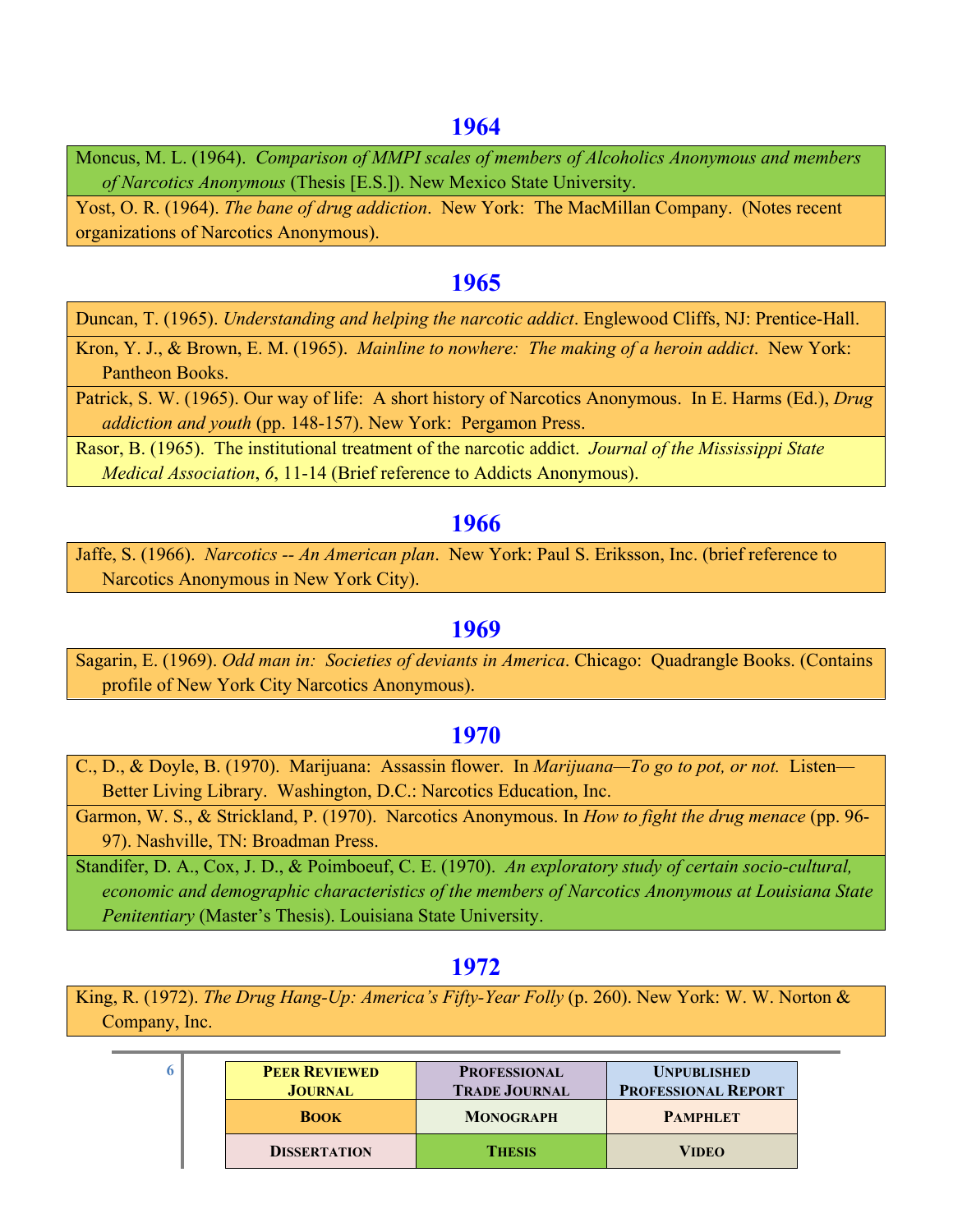## 1964

Moncus, M. L. (1964). *Comparison of MMPI scales of members of Alcoholics Anonymous and members of Narcotics Anonymous* (Thesis [E.S.]). New Mexico State University.

Yost, O. R. (1964). *The bane of drug addiction*. New York: The MacMillan Company. (Notes recent organizations of Narcotics Anonymous).

## 1965

Duncan, T. (1965). *Understanding and helping the narcotic addict*. Englewood Cliffs, NJ: Prentice-Hall.

Kron, Y. J., & Brown, E. M. (1965). *Mainline to nowhere: The making of a heroin addict*. New York: Pantheon Books.

Patrick, S. W. (1965). Our way of life: A short history of Narcotics Anonymous. In E. Harms (Ed.), *Drug addiction and youth* (pp. 148-157). New York: Pergamon Press.

Rasor, B. (1965). The institutional treatment of the narcotic addict. *Journal of the Mississippi State Medical Association*, *6*, 11-14 (Brief reference to Addicts Anonymous).

## 1966

Jaffe, S. (1966). *Narcotics -- An American plan*. New York: Paul S. Eriksson, Inc. (brief reference to Narcotics Anonymous in New York City).

## 1969

Sagarin, E. (1969). *Odd man in: Societies of deviants in America*. Chicago: Quadrangle Books. (Contains profile of New York City Narcotics Anonymous).

## 1970

C., D., & Doyle, B. (1970). Marijuana: Assassin flower. In *Marijuana—To go to pot, or not.* Listen—Better Living Library. Washington, D.C.: Narcotics Education, Inc.

Garmon, W. S., & Strickland, P. (1970). Narcotics Anonymous. In *How to fight the drug menace* (pp. 96-97). Nashville, TN: Broadman Press.

Standifer, D. A., Cox, J. D., & Poimboeuf, C. E. (1970). *An exploratory study of certain socio-cultural, economic and demographic characteristics of the members of Narcotics Anonymous at Louisiana State Penitentiary* (Master's Thesis). Louisiana State University.

## 1972

King, R. (1972). *The Drug Hang-Up: America's Fifty-Year Folly* (p. 260). New York: W. W. Norton & Company, Inc.

| | | |
|---|---|---|
| **Peer Reviewed Journal** | **Professional Trade Journal** | **Unpublished Professional Report** |
| **Book** | **Monograph** | **Pamphlet** |
| **Dissertation** | **Thesis** | **Video** |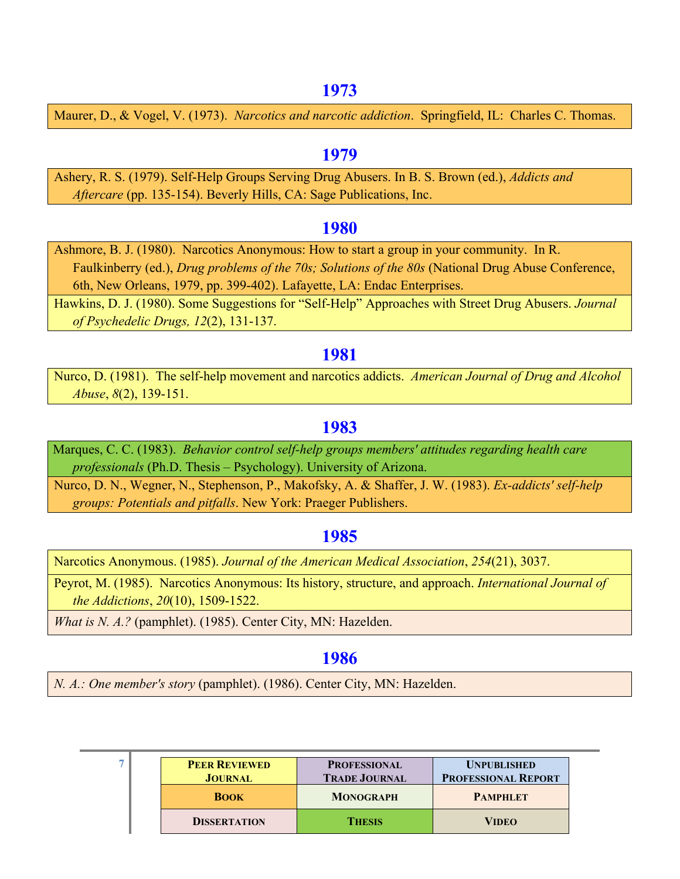## 1973

Maurer, D., & Vogel, V. (1973). *Narcotics and narcotic addiction*. Springfield, IL: Charles C. Thomas.

## 1979

Ashery, R. S. (1979). Self-Help Groups Serving Drug Abusers. In B. S. Brown (ed.), *Addicts and Aftercare* (pp. 135-154). Beverly Hills, CA: Sage Publications, Inc.

## 1980

Ashmore, B. J. (1980). Narcotics Anonymous: How to start a group in your community. In R. Faulkinberry (ed.), *Drug problems of the 70s; Solutions of the 80s* (National Drug Abuse Conference, 6th, New Orleans, 1979, pp. 399-402). Lafayette, LA: Endac Enterprises.

Hawkins, D. J. (1980). Some Suggestions for "Self-Help" Approaches with Street Drug Abusers. *Journal of Psychedelic Drugs, 12*(2), 131-137.

## 1981

Nurco, D. (1981). The self-help movement and narcotics addicts. *American Journal of Drug and Alcohol Abuse*, *8*(2), 139-151.

## 1983

Marques, C. C. (1983). *Behavior control self-help groups members' attitudes regarding health care professionals* (Ph.D. Thesis – Psychology). University of Arizona.

Nurco, D. N., Wegner, N., Stephenson, P., Makofsky, A. & Shaffer, J. W. (1983). *Ex-addicts' self-help groups: Potentials and pitfalls*. New York: Praeger Publishers.

## 1985

Narcotics Anonymous. (1985). *Journal of the American Medical Association*, *254*(21), 3037.

Peyrot, M. (1985). Narcotics Anonymous: Its history, structure, and approach. *International Journal of the Addictions*, *20*(10), 1509-1522.

*What is N. A.?* (pamphlet). (1985). Center City, MN: Hazelden.

## 1986

*N. A.: One member's story* (pamphlet). (1986). Center City, MN: Hazelden.

| | | |
|---|---|---|
| **Peer Reviewed Journal** | **Professional Trade Journal** | **Unpublished Professional Report** |
| **Book** | **Monograph** | **Pamphlet** |
| **Dissertation** | **Thesis** | **Video** |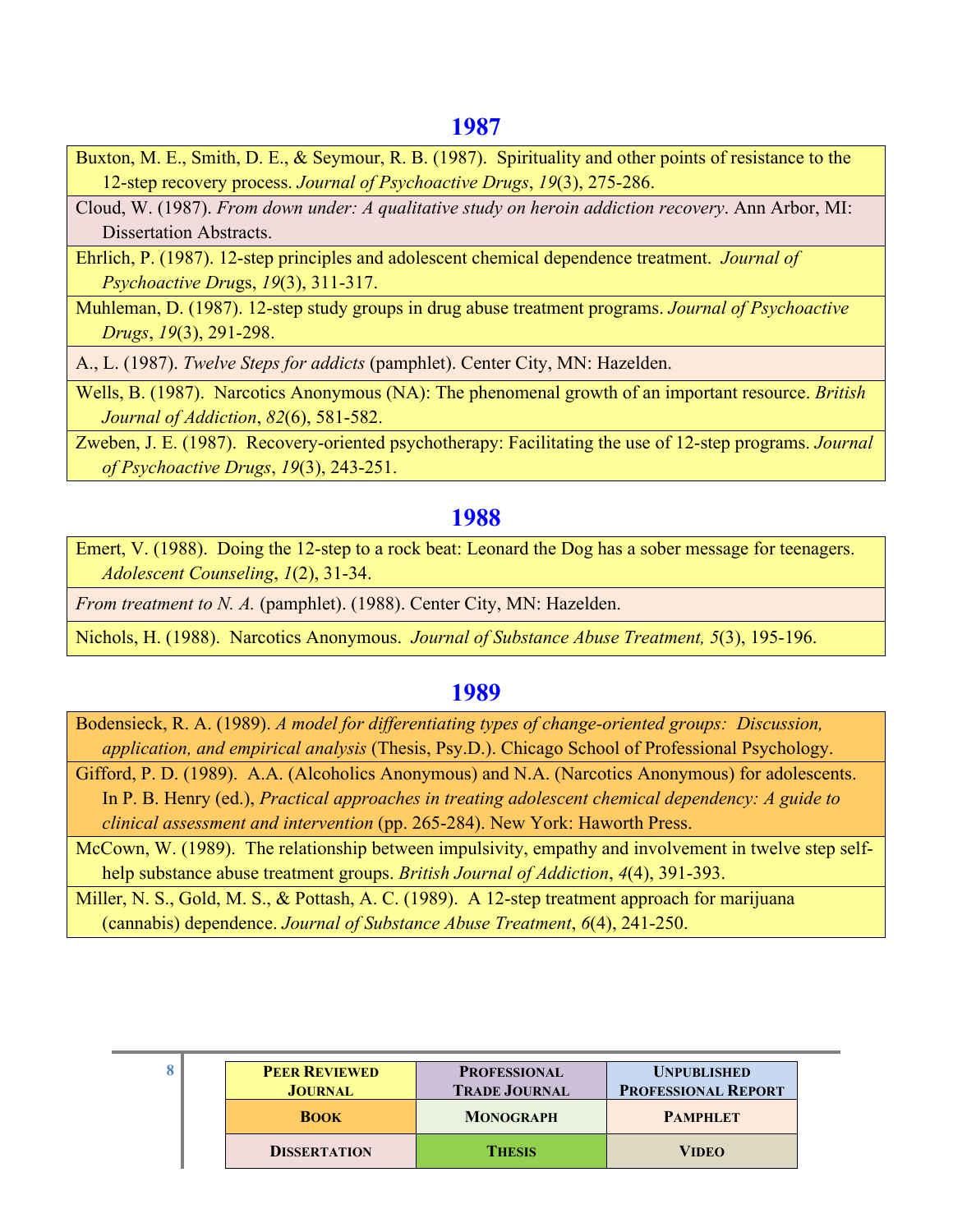## 1987

Buxton, M. E., Smith, D. E., & Seymour, R. B. (1987). Spirituality and other points of resistance to the 12-step recovery process. *Journal of Psychoactive Drugs*, *19*(3), 275-286.

Cloud, W. (1987). *From down under: A qualitative study on heroin addiction recovery*. Ann Arbor, MI: Dissertation Abstracts.

Ehrlich, P. (1987). 12-step principles and adolescent chemical dependence treatment. *Journal of Psychoactive Drugs*, *19*(3), 311-317.

Muhleman, D. (1987). 12-step study groups in drug abuse treatment programs. *Journal of Psychoactive Drugs*, *19*(3), 291-298.

A., L. (1987). *Twelve Steps for addicts* (pamphlet). Center City, MN: Hazelden.

Wells, B. (1987). Narcotics Anonymous (NA): The phenomenal growth of an important resource. *British Journal of Addiction*, *82*(6), 581-582.

Zweben, J. E. (1987). Recovery-oriented psychotherapy: Facilitating the use of 12-step programs. *Journal of Psychoactive Drugs*, *19*(3), 243-251.

## 1988

Emert, V. (1988). Doing the 12-step to a rock beat: Leonard the Dog has a sober message for teenagers. *Adolescent Counseling*, *1*(2), 31-34.

*From treatment to N. A.* (pamphlet). (1988). Center City, MN: Hazelden.

Nichols, H. (1988). Narcotics Anonymous. *Journal of Substance Abuse Treatment, 5*(3), 195-196.

## 1989

Bodensieck, R. A. (1989). *A model for differentiating types of change-oriented groups: Discussion, application, and empirical analysis* (Thesis, Psy.D.). Chicago School of Professional Psychology.

Gifford, P. D. (1989). A.A. (Alcoholics Anonymous) and N.A. (Narcotics Anonymous) for adolescents. In P. B. Henry (ed.), *Practical approaches in treating adolescent chemical dependency: A guide to clinical assessment and intervention* (pp. 265-284). New York: Haworth Press.

McCown, W. (1989). The relationship between impulsivity, empathy and involvement in twelve step self-help substance abuse treatment groups. *British Journal of Addiction*, *4*(4), 391-393.

Miller, N. S., Gold, M. S., & Pottash, A. C. (1989). A 12-step treatment approach for marijuana (cannabis) dependence. *Journal of Substance Abuse Treatment*, *6*(4), 241-250.

| | | |
|---|---|---|
| **Peer Reviewed Journal** | **Professional Trade Journal** | **Unpublished Professional Report** |
| **Book** | **Monograph** | **Pamphlet** |
| **Dissertation** | **Thesis** | **Video** |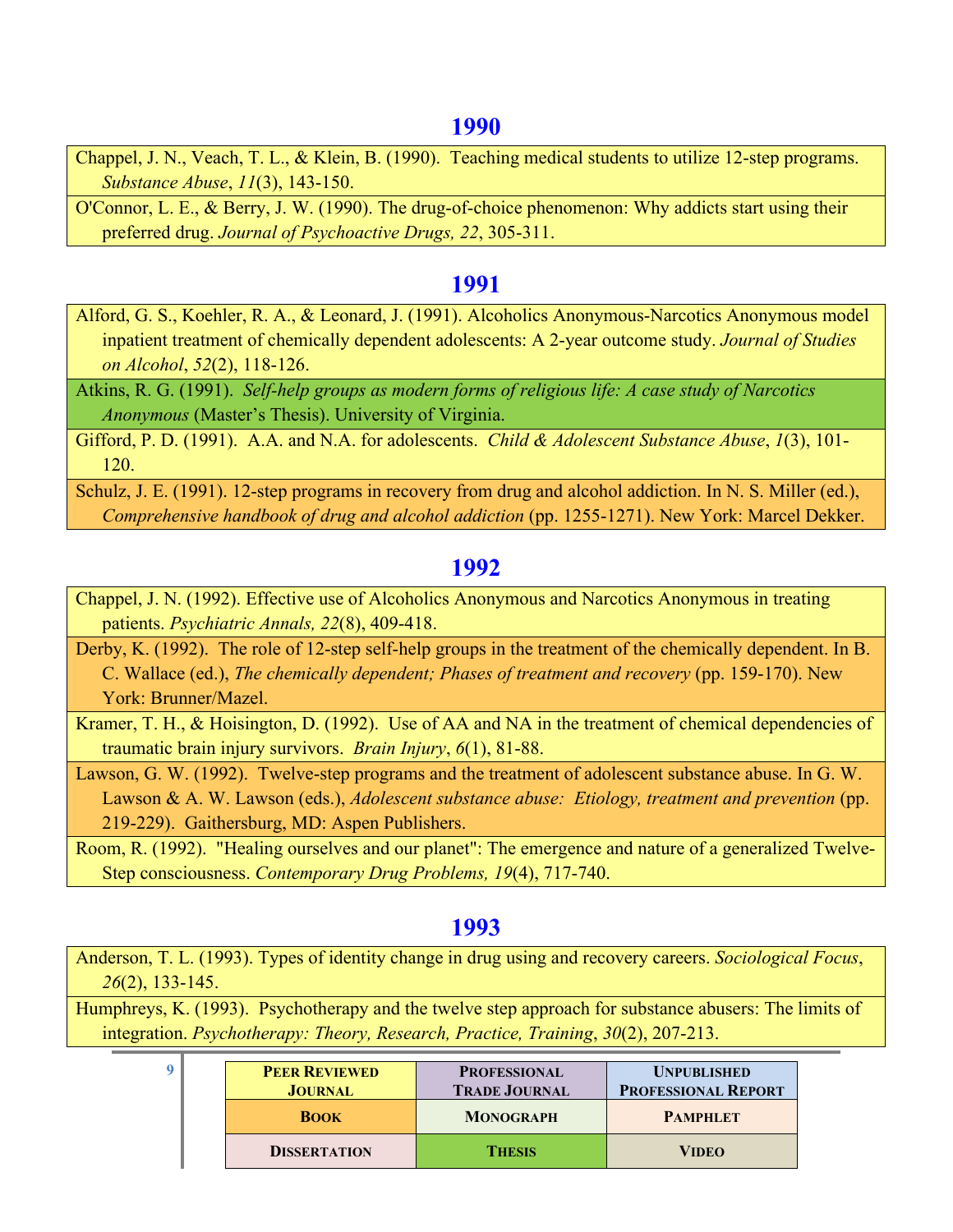## 1990

Chappel, J. N., Veach, T. L., & Klein, B. (1990). Teaching medical students to utilize 12-step programs. *Substance Abuse*, *11*(3), 143-150.

O'Connor, L. E., & Berry, J. W. (1990). The drug-of-choice phenomenon: Why addicts start using their preferred drug. *Journal of Psychoactive Drugs, 22*, 305-311.

## 1991

Alford, G. S., Koehler, R. A., & Leonard, J. (1991). Alcoholics Anonymous-Narcotics Anonymous model inpatient treatment of chemically dependent adolescents: A 2-year outcome study. *Journal of Studies on Alcohol*, *52*(2), 118-126.

Atkins, R. G. (1991). *Self-help groups as modern forms of religious life: A case study of Narcotics Anonymous* (Master's Thesis). University of Virginia.

Gifford, P. D. (1991). A.A. and N.A. for adolescents. *Child & Adolescent Substance Abuse*, *1*(3), 101-120.

Schulz, J. E. (1991). 12-step programs in recovery from drug and alcohol addiction. In N. S. Miller (ed.), *Comprehensive handbook of drug and alcohol addiction* (pp. 1255-1271). New York: Marcel Dekker.

## 1992

Chappel, J. N. (1992). Effective use of Alcoholics Anonymous and Narcotics Anonymous in treating patients. *Psychiatric Annals, 22*(8), 409-418.

Derby, K. (1992). The role of 12-step self-help groups in the treatment of the chemically dependent. In B. C. Wallace (ed.), *The chemically dependent; Phases of treatment and recovery* (pp. 159-170). New York: Brunner/Mazel.

Kramer, T. H., & Hoisington, D. (1992). Use of AA and NA in the treatment of chemical dependencies of traumatic brain injury survivors. *Brain Injury*, *6*(1), 81-88.

Lawson, G. W. (1992). Twelve-step programs and the treatment of adolescent substance abuse. In G. W. Lawson & A. W. Lawson (eds.), *Adolescent substance abuse: Etiology, treatment and prevention* (pp. 219-229). Gaithersburg, MD: Aspen Publishers.

Room, R. (1992). "Healing ourselves and our planet": The emergence and nature of a generalized Twelve-Step consciousness. *Contemporary Drug Problems, 19*(4), 717-740.

## 1993

Anderson, T. L. (1993). Types of identity change in drug using and recovery careers. *Sociological Focus*, *26*(2), 133-145.

Humphreys, K. (1993). Psychotherapy and the twelve step approach for substance abusers: The limits of integration. *Psychotherapy: Theory, Research, Practice, Training*, *30*(2), 207-213.

| | | |
|---|---|---|
| Peer Reviewed Journal | Professional Trade Journal | Unpublished Professional Report |
| Book | Monograph | Pamphlet |
| Dissertation | Thesis | Video |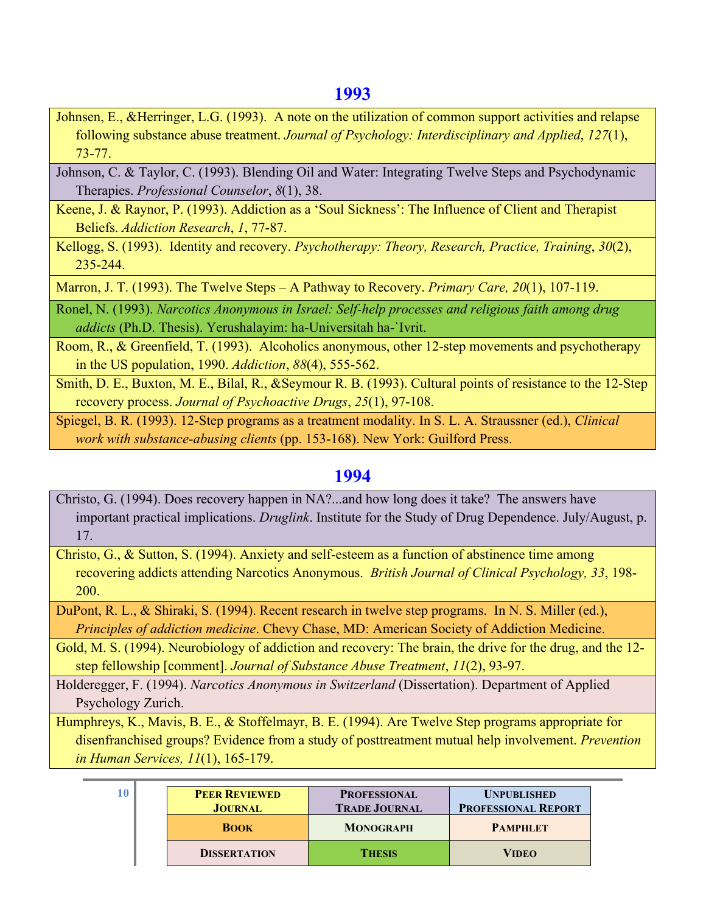## 1993

Johnsen, E., &Herringer, L.G. (1993). A note on the utilization of common support activities and relapse following substance abuse treatment. *Journal of Psychology: Interdisciplinary and Applied*, *127*(1), 73-77.

Johnson, C. & Taylor, C. (1993). Blending Oil and Water: Integrating Twelve Steps and Psychodynamic Therapies. *Professional Counselor*, *8*(1), 38.

Keene, J. & Raynor, P. (1993). Addiction as a 'Soul Sickness': The Influence of Client and Therapist Beliefs. *Addiction Research*, *1*, 77-87.

Kellogg, S. (1993). Identity and recovery. *Psychotherapy: Theory, Research, Practice, Training*, *30*(2), 235-244.

Marron, J. T. (1993). The Twelve Steps – A Pathway to Recovery. *Primary Care, 20*(1), 107-119.

Ronel, N. (1993). *Narcotics Anonymous in Israel: Self-help processes and religious faith among drug addicts* (Ph.D. Thesis). Yerushalayim: ha-Universitah ha-`Ivrit.

Room, R., & Greenfield, T. (1993). Alcoholics anonymous, other 12-step movements and psychotherapy in the US population, 1990. *Addiction*, *88*(4), 555-562.

Smith, D. E., Buxton, M. E., Bilal, R., &Seymour R. B. (1993). Cultural points of resistance to the 12-Step recovery process. *Journal of Psychoactive Drugs*, *25*(1), 97-108.

Spiegel, B. R. (1993). 12-Step programs as a treatment modality. In S. L. A. Straussner (ed.), *Clinical work with substance-abusing clients* (pp. 153-168). New York: Guilford Press.

## 1994

Christo, G. (1994). Does recovery happen in NA?...and how long does it take? The answers have important practical implications. *Druglink*. Institute for the Study of Drug Dependence. July/August, p. 17.

Christo, G., & Sutton, S. (1994). Anxiety and self-esteem as a function of abstinence time among recovering addicts attending Narcotics Anonymous. *British Journal of Clinical Psychology, 33*, 198-200.

DuPont, R. L., & Shiraki, S. (1994). Recent research in twelve step programs. In N. S. Miller (ed.), *Principles of addiction medicine*. Chevy Chase, MD: American Society of Addiction Medicine.

Gold, M. S. (1994). Neurobiology of addiction and recovery: The brain, the drive for the drug, and the 12-step fellowship [comment]. *Journal of Substance Abuse Treatment*, *11*(2), 93-97.

Holderegger, F. (1994). *Narcotics Anonymous in Switzerland* (Dissertation). Department of Applied Psychology Zurich.

Humphreys, K., Mavis, B. E., & Stoffelmayr, B. E. (1994). Are Twelve Step programs appropriate for disenfranchised groups? Evidence from a study of posttreatment mutual help involvement. *Prevention in Human Services, 11*(1), 165-179.

| | | |
|---|---|---|
| **Peer Reviewed Journal** | **Professional Trade Journal** | **Unpublished Professional Report** |
| **Book** | **Monograph** | **Pamphlet** |
| **Dissertation** | **Thesis** | **Video** |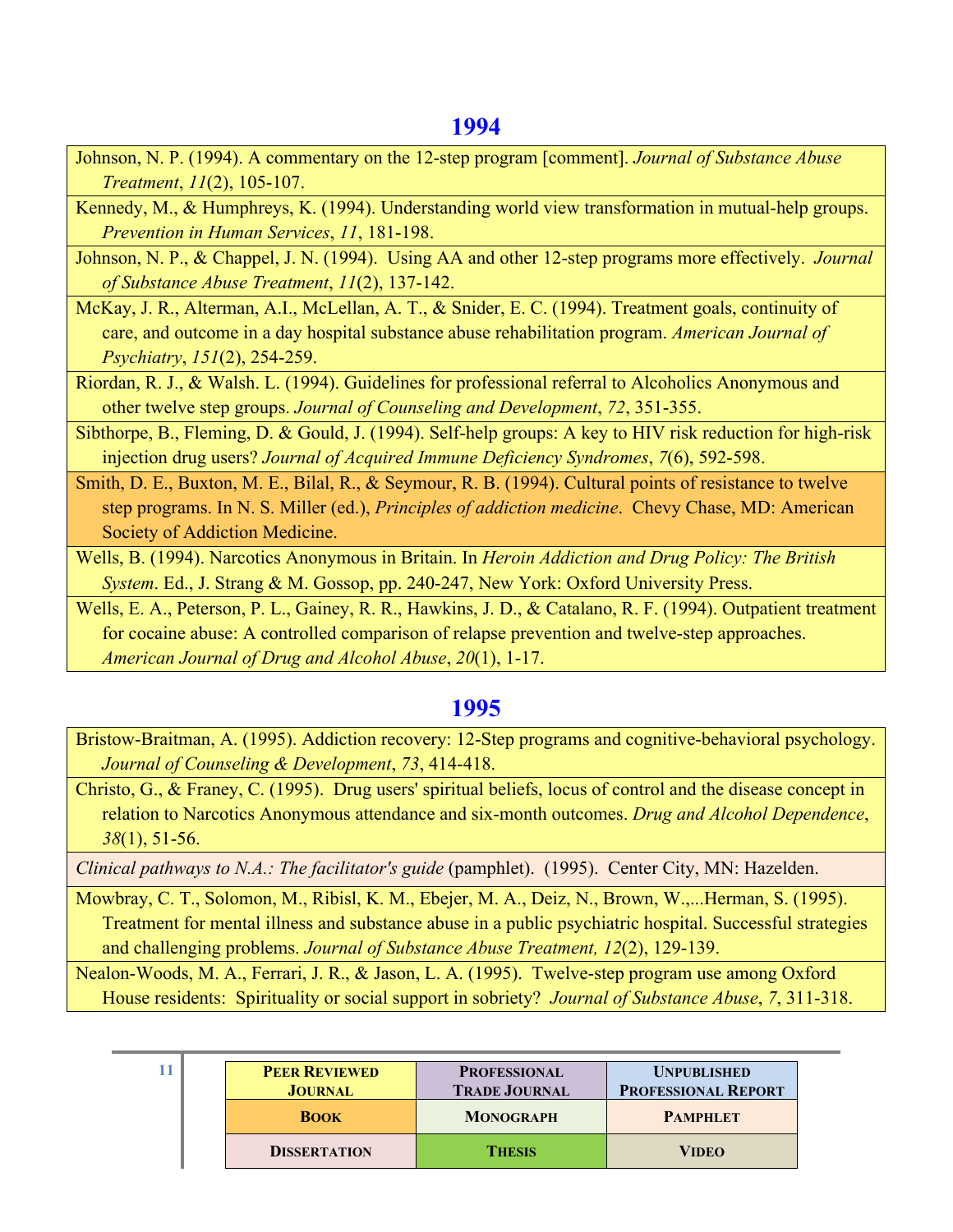## 1994

Johnson, N. P. (1994). A commentary on the 12-step program [comment]. *Journal of Substance Abuse Treatment*, *11*(2), 105-107.

Kennedy, M., & Humphreys, K. (1994). Understanding world view transformation in mutual-help groups. *Prevention in Human Services*, *11*, 181-198.

Johnson, N. P., & Chappel, J. N. (1994). Using AA and other 12-step programs more effectively. *Journal of Substance Abuse Treatment*, *11*(2), 137-142.

McKay, J. R., Alterman, A.I., McLellan, A. T., & Snider, E. C. (1994). Treatment goals, continuity of care, and outcome in a day hospital substance abuse rehabilitation program. *American Journal of Psychiatry*, *151*(2), 254-259.

Riordan, R. J., & Walsh. L. (1994). Guidelines for professional referral to Alcoholics Anonymous and other twelve step groups. *Journal of Counseling and Development*, *72*, 351-355.

Sibthorpe, B., Fleming, D. & Gould, J. (1994). Self-help groups: A key to HIV risk reduction for high-risk injection drug users? *Journal of Acquired Immune Deficiency Syndromes*, *7*(6), 592-598.

Smith, D. E., Buxton, M. E., Bilal, R., & Seymour, R. B. (1994). Cultural points of resistance to twelve step programs. In N. S. Miller (ed.), *Principles of addiction medicine*. Chevy Chase, MD: American Society of Addiction Medicine.

Wells, B. (1994). Narcotics Anonymous in Britain. In *Heroin Addiction and Drug Policy: The British System*. Ed., J. Strang & M. Gossop, pp. 240-247, New York: Oxford University Press.

Wells, E. A., Peterson, P. L., Gainey, R. R., Hawkins, J. D., & Catalano, R. F. (1994). Outpatient treatment for cocaine abuse: A controlled comparison of relapse prevention and twelve-step approaches. *American Journal of Drug and Alcohol Abuse*, *20*(1), 1-17.

## 1995

Bristow-Braitman, A. (1995). Addiction recovery: 12-Step programs and cognitive-behavioral psychology. *Journal of Counseling & Development*, *73*, 414-418.

Christo, G., & Franey, C. (1995). Drug users' spiritual beliefs, locus of control and the disease concept in relation to Narcotics Anonymous attendance and six-month outcomes. *Drug and Alcohol Dependence*, *38*(1), 51-56.

*Clinical pathways to N.A.: The facilitator's guide* (pamphlet). (1995). Center City, MN: Hazelden.

Mowbray, C. T., Solomon, M., Ribisl, K. M., Ebejer, M. A., Deiz, N., Brown, W.,...Herman, S. (1995). Treatment for mental illness and substance abuse in a public psychiatric hospital. Successful strategies and challenging problems. *Journal of Substance Abuse Treatment, 12*(2), 129-139.

Nealon-Woods, M. A., Ferrari, J. R., & Jason, L. A. (1995). Twelve-step program use among Oxford House residents: Spirituality or social support in sobriety? *Journal of Substance Abuse*, *7*, 311-318.

| PEER REVIEWED JOURNAL | PROFESSIONAL TRADE JOURNAL | UNPUBLISHED PROFESSIONAL REPORT |
|---|---|---|
| BOOK | MONOGRAPH | PAMPHLET |
| DISSERTATION | THESIS | VIDEO |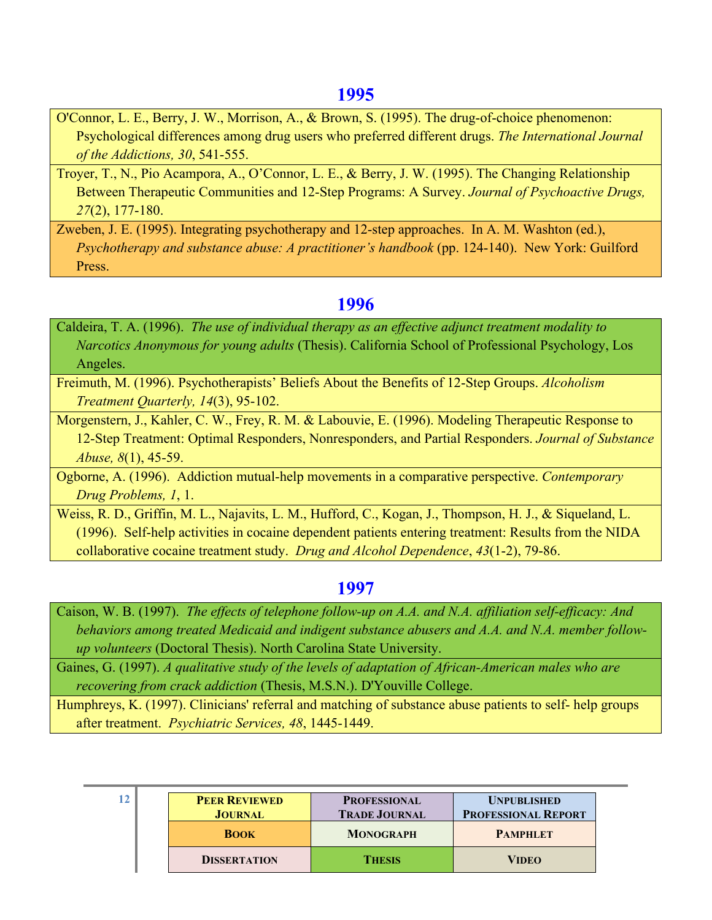## 1995

O'Connor, L. E., Berry, J. W., Morrison, A., & Brown, S. (1995). The drug-of-choice phenomenon: Psychological differences among drug users who preferred different drugs. *The International Journal of the Addictions, 30*, 541-555.

Troyer, T., N., Pio Acampora, A., O'Connor, L. E., & Berry, J. W. (1995). The Changing Relationship Between Therapeutic Communities and 12-Step Programs: A Survey. *Journal of Psychoactive Drugs, 27*(2), 177-180.

Zweben, J. E. (1995). Integrating psychotherapy and 12-step approaches. In A. M. Washton (ed.), *Psychotherapy and substance abuse: A practitioner's handbook* (pp. 124-140). New York: Guilford Press.

## 1996

Caldeira, T. A. (1996). *The use of individual therapy as an effective adjunct treatment modality to Narcotics Anonymous for young adults* (Thesis). California School of Professional Psychology, Los Angeles.

Freimuth, M. (1996). Psychotherapists' Beliefs About the Benefits of 12-Step Groups. *Alcoholism Treatment Quarterly, 14*(3), 95-102.

Morgenstern, J., Kahler, C. W., Frey, R. M. & Labouvie, E. (1996). Modeling Therapeutic Response to 12-Step Treatment: Optimal Responders, Nonresponders, and Partial Responders. *Journal of Substance Abuse, 8*(1), 45-59.

Ogborne, A. (1996). Addiction mutual-help movements in a comparative perspective. *Contemporary Drug Problems, 1*, 1.

Weiss, R. D., Griffin, M. L., Najavits, L. M., Hufford, C., Kogan, J., Thompson, H. J., & Siqueland, L. (1996). Self-help activities in cocaine dependent patients entering treatment: Results from the NIDA collaborative cocaine treatment study. *Drug and Alcohol Dependence*, *43*(1-2), 79-86.

## 1997

Caison, W. B. (1997). *The effects of telephone follow-up on A.A. and N.A. affiliation self-efficacy: And behaviors among treated Medicaid and indigent substance abusers and A.A. and N.A. member follow-up volunteers* (Doctoral Thesis). North Carolina State University.

Gaines, G. (1997). *A qualitative study of the levels of adaptation of African-American males who are recovering from crack addiction* (Thesis, M.S.N.). D'Youville College.

Humphreys, K. (1997). Clinicians' referral and matching of substance abuse patients to self- help groups after treatment. *Psychiatric Services, 48*, 1445-1449.

| | | |
|---|---|---|
| Peer Reviewed Journal | Professional Trade Journal | Unpublished Professional Report |
| Book | Monograph | Pamphlet |
| Dissertation | Thesis | Video |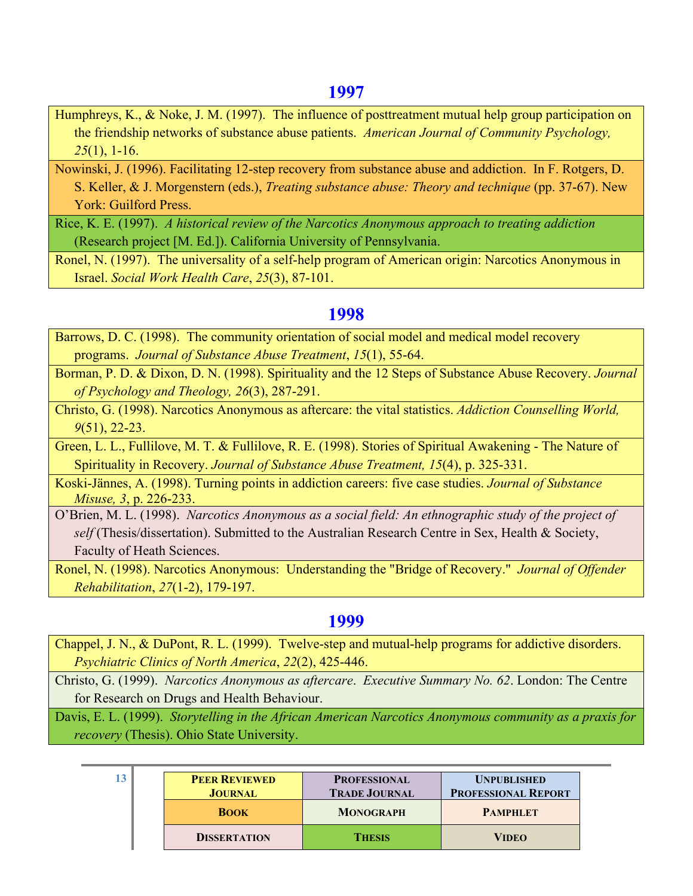## 1997

Humphreys, K., & Noke, J. M. (1997). The influence of posttreatment mutual help group participation on the friendship networks of substance abuse patients. *American Journal of Community Psychology, 25*(1), 1-16.

Nowinski, J. (1996). Facilitating 12-step recovery from substance abuse and addiction. In F. Rotgers, D. S. Keller, & J. Morgenstern (eds.), *Treating substance abuse: Theory and technique* (pp. 37-67). New York: Guilford Press.

Rice, K. E. (1997). *A historical review of the Narcotics Anonymous approach to treating addiction* (Research project [M. Ed.]). California University of Pennsylvania.

Ronel, N. (1997). The universality of a self-help program of American origin: Narcotics Anonymous in Israel. *Social Work Health Care*, *25*(3), 87-101.

## 1998

Barrows, D. C. (1998). The community orientation of social model and medical model recovery programs. *Journal of Substance Abuse Treatment*, *15*(1), 55-64.

Borman, P. D. & Dixon, D. N. (1998). Spirituality and the 12 Steps of Substance Abuse Recovery. *Journal of Psychology and Theology, 26*(3), 287-291.

Christo, G. (1998). Narcotics Anonymous as aftercare: the vital statistics. *Addiction Counselling World, 9*(51), 22-23.

Green, L. L., Fullilove, M. T. & Fullilove, R. E. (1998). Stories of Spiritual Awakening - The Nature of Spirituality in Recovery. *Journal of Substance Abuse Treatment, 15*(4), p. 325-331.

Koski-Jännes, A. (1998). Turning points in addiction careers: five case studies. *Journal of Substance Misuse, 3*, p. 226-233.

O'Brien, M. L. (1998). *Narcotics Anonymous as a social field: An ethnographic study of the project of self* (Thesis/dissertation). Submitted to the Australian Research Centre in Sex, Health & Society, Faculty of Heath Sciences.

Ronel, N. (1998). Narcotics Anonymous: Understanding the "Bridge of Recovery." *Journal of Offender Rehabilitation*, *27*(1-2), 179-197.

## 1999

Chappel, J. N., & DuPont, R. L. (1999). Twelve-step and mutual-help programs for addictive disorders. *Psychiatric Clinics of North America*, *22*(2), 425-446.

Christo, G. (1999). *Narcotics Anonymous as aftercare*. *Executive Summary No. 62*. London: The Centre for Research on Drugs and Health Behaviour.

Davis, E. L. (1999). *Storytelling in the African American Narcotics Anonymous community as a praxis for recovery* (Thesis). Ohio State University.

| | | |
|---|---|---|
| **Peer Reviewed Journal** | **Professional Trade Journal** | **Unpublished Professional Report** |
| **Book** | **Monograph** | **Pamphlet** |
| **Dissertation** | **Thesis** | **Video** |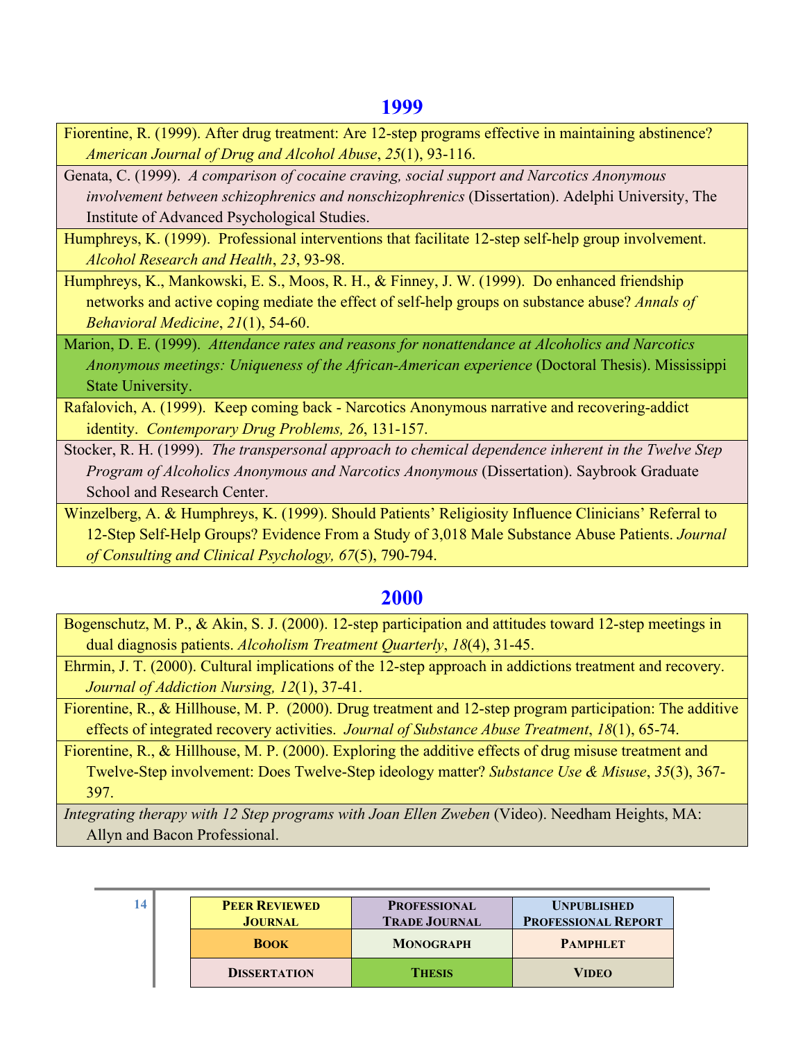## 1999

Fiorentine, R. (1999). After drug treatment: Are 12-step programs effective in maintaining abstinence? *American Journal of Drug and Alcohol Abuse*, *25*(1), 93-116.

Genata, C. (1999). *A comparison of cocaine craving, social support and Narcotics Anonymous involvement between schizophrenics and nonschizophrenics* (Dissertation). Adelphi University, The Institute of Advanced Psychological Studies.

Humphreys, K. (1999). Professional interventions that facilitate 12-step self-help group involvement. *Alcohol Research and Health*, *23*, 93-98.

Humphreys, K., Mankowski, E. S., Moos, R. H., & Finney, J. W. (1999). Do enhanced friendship networks and active coping mediate the effect of self-help groups on substance abuse? *Annals of Behavioral Medicine*, *21*(1), 54-60.

Marion, D. E. (1999). *Attendance rates and reasons for nonattendance at Alcoholics and Narcotics Anonymous meetings: Uniqueness of the African-American experience* (Doctoral Thesis). Mississippi State University.

Rafalovich, A. (1999). Keep coming back - Narcotics Anonymous narrative and recovering-addict identity. *Contemporary Drug Problems, 26*, 131-157.

Stocker, R. H. (1999). *The transpersonal approach to chemical dependence inherent in the Twelve Step Program of Alcoholics Anonymous and Narcotics Anonymous* (Dissertation). Saybrook Graduate School and Research Center.

Winzelberg, A. & Humphreys, K. (1999). Should Patients' Religiosity Influence Clinicians' Referral to 12-Step Self-Help Groups? Evidence From a Study of 3,018 Male Substance Abuse Patients. *Journal of Consulting and Clinical Psychology, 67*(5), 790-794.

## 2000

Bogenschutz, M. P., & Akin, S. J. (2000). 12-step participation and attitudes toward 12-step meetings in dual diagnosis patients. *Alcoholism Treatment Quarterly*, *18*(4), 31-45.

Ehrmin, J. T. (2000). Cultural implications of the 12-step approach in addictions treatment and recovery. *Journal of Addiction Nursing, 12*(1), 37-41.

Fiorentine, R., & Hillhouse, M. P. (2000). Drug treatment and 12-step program participation: The additive effects of integrated recovery activities. *Journal of Substance Abuse Treatment*, *18*(1), 65-74.

Fiorentine, R., & Hillhouse, M. P. (2000). Exploring the additive effects of drug misuse treatment and Twelve-Step involvement: Does Twelve-Step ideology matter? *Substance Use & Misuse*, *35*(3), 367-397.

*Integrating therapy with 12 Step programs with Joan Ellen Zweben* (Video). Needham Heights, MA: Allyn and Bacon Professional.

| | | |
|---|---|---|
| **Peer Reviewed Journal** | **Professional Trade Journal** | **Unpublished Professional Report** |
| **Book** | **Monograph** | **Pamphlet** |
| **Dissertation** | **Thesis** | **Video** |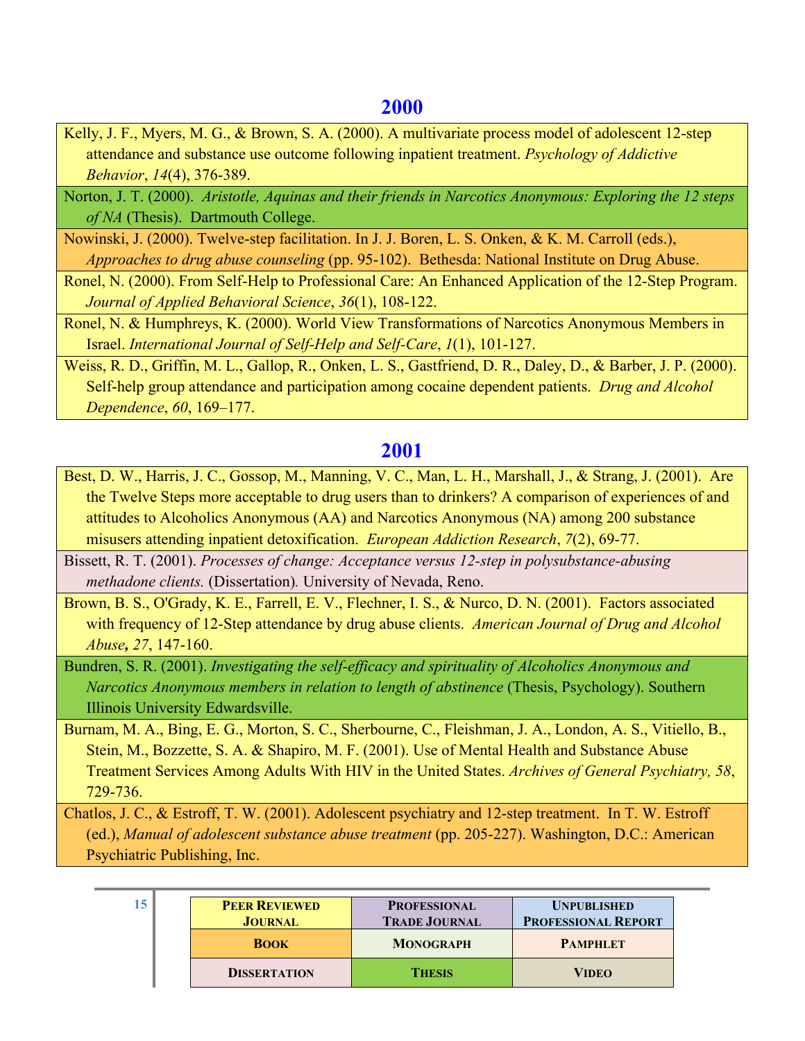## 2000

| |
|---|
| Kelly, J. F., Myers, M. G., & Brown, S. A. (2000). A multivariate process model of adolescent 12-step attendance and substance use outcome following inpatient treatment. *Psychology of Addictive Behavior*, *14*(4), 376-389. |
| Norton, J. T. (2000). *Aristotle, Aquinas and their friends in Narcotics Anonymous: Exploring the 12 steps of NA* (Thesis). Dartmouth College. |
| Nowinski, J. (2000). Twelve-step facilitation. In J. J. Boren, L. S. Onken, & K. M. Carroll (eds.), *Approaches to drug abuse counseling* (pp. 95-102). Bethesda: National Institute on Drug Abuse. |
| Ronel, N. (2000). From Self-Help to Professional Care: An Enhanced Application of the 12-Step Program. *Journal of Applied Behavioral Science*, *36*(1), 108-122. |
| Ronel, N. & Humphreys, K. (2000). World View Transformations of Narcotics Anonymous Members in Israel. *International Journal of Self-Help and Self-Care*, *1*(1), 101-127. |
| Weiss, R. D., Griffin, M. L., Gallop, R., Onken, L. S., Gastfriend, D. R., Daley, D., & Barber, J. P. (2000). Self-help group attendance and participation among cocaine dependent patients. *Drug and Alcohol Dependence*, *60*, 169–177. |

## 2001

| |
|---|
| Best, D. W., Harris, J. C., Gossop, M., Manning, V. C., Man, L. H., Marshall, J., & Strang, J. (2001). Are the Twelve Steps more acceptable to drug users than to drinkers? A comparison of experiences of and attitudes to Alcoholics Anonymous (AA) and Narcotics Anonymous (NA) among 200 substance misusers attending inpatient detoxification. *European Addiction Research*, *7*(2), 69-77. |
| Bissett, R. T. (2001). *Processes of change: Acceptance versus 12-step in polysubstance-abusing methadone clients.* (Dissertation). University of Nevada, Reno. |
| Brown, B. S., O'Grady, K. E., Farrell, E. V., Flechner, I. S., & Nurco, D. N. (2001). Factors associated with frequency of 12-Step attendance by drug abuse clients. *American Journal of Drug and Alcohol Abuse*, *27*, 147-160. |
| Bundren, S. R. (2001). *Investigating the self-efficacy and spirituality of Alcoholics Anonymous and Narcotics Anonymous members in relation to length of abstinence* (Thesis, Psychology). Southern Illinois University Edwardsville. |
| Burnam, M. A., Bing, E. G., Morton, S. C., Sherbourne, C., Fleishman, J. A., London, A. S., Vitiello, B., Stein, M., Bozzette, S. A. & Shapiro, M. F. (2001). Use of Mental Health and Substance Abuse Treatment Services Among Adults With HIV in the United States. *Archives of General Psychiatry, 58*, 729-736. |
| Chatlos, J. C., & Estroff, T. W. (2001). Adolescent psychiatry and 12-step treatment. In T. W. Estroff (ed.), *Manual of adolescent substance abuse treatment* (pp. 205-227). Washington, D.C.: American Psychiatric Publishing, Inc. |

| | | |
|---|---|---|
| **Peer Reviewed Journal** | **Professional Trade Journal** | **Unpublished Professional Report** |
| **Book** | **Monograph** | **Pamphlet** |
| **Dissertation** | **Thesis** | **Video** |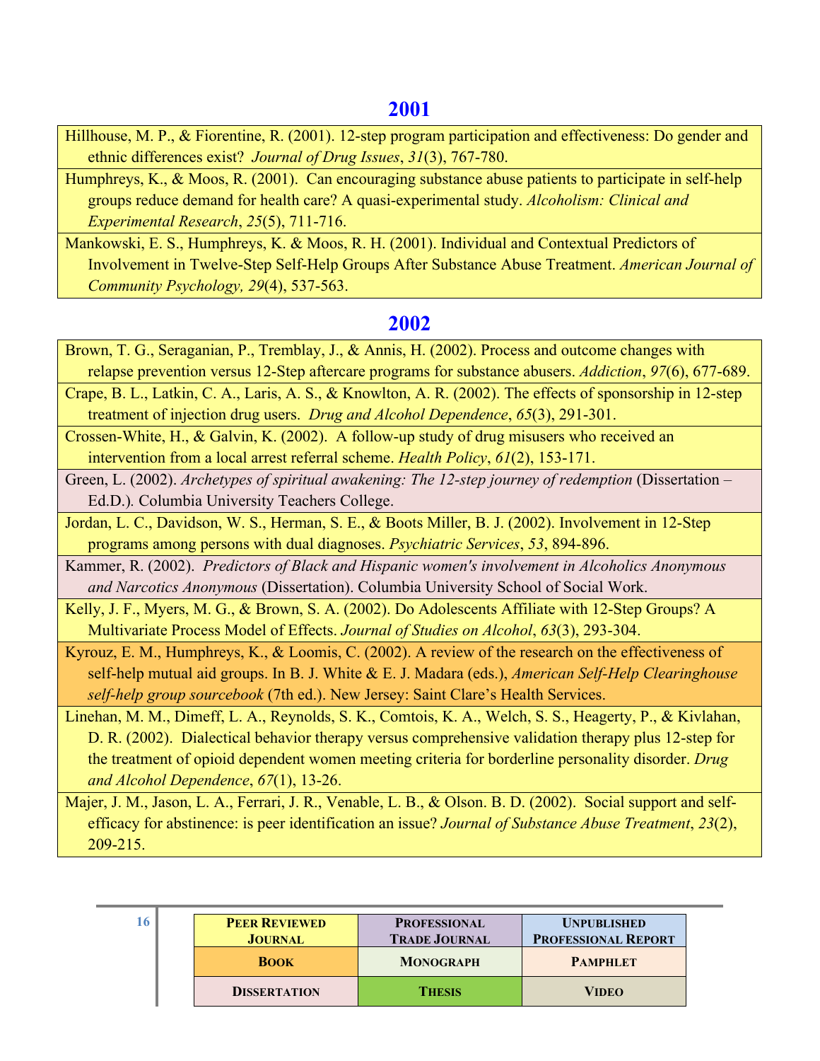## 2001

| |
|---|
| Hillhouse, M. P., & Fiorentine, R. (2001). 12-step program participation and effectiveness: Do gender and ethnic differences exist? *Journal of Drug Issues*, *31*(3), 767-780. |
| Humphreys, K., & Moos, R. (2001). Can encouraging substance abuse patients to participate in self-help groups reduce demand for health care? A quasi-experimental study. *Alcoholism: Clinical and Experimental Research*, *25*(5), 711-716. |
| Mankowski, E. S., Humphreys, K. & Moos, R. H. (2001). Individual and Contextual Predictors of Involvement in Twelve-Step Self-Help Groups After Substance Abuse Treatment. *American Journal of Community Psychology, 29*(4), 537-563. |

## 2002

| |
|---|
| Brown, T. G., Seraganian, P., Tremblay, J., & Annis, H. (2002). Process and outcome changes with relapse prevention versus 12-Step aftercare programs for substance abusers. *Addiction*, *97*(6), 677-689. |
| Crape, B. L., Latkin, C. A., Laris, A. S., & Knowlton, A. R. (2002). The effects of sponsorship in 12-step treatment of injection drug users. *Drug and Alcohol Dependence*, *65*(3), 291-301. |
| Crossen-White, H., & Galvin, K. (2002). A follow-up study of drug misusers who received an intervention from a local arrest referral scheme. *Health Policy*, *61*(2), 153-171. |
| Green, L. (2002). *Archetypes of spiritual awakening: The 12-step journey of redemption* (Dissertation – Ed.D.). Columbia University Teachers College. |
| Jordan, L. C., Davidson, W. S., Herman, S. E., & Boots Miller, B. J. (2002). Involvement in 12-Step programs among persons with dual diagnoses. *Psychiatric Services*, *53*, 894-896. |
| Kammer, R. (2002). *Predictors of Black and Hispanic women's involvement in Alcoholics Anonymous and Narcotics Anonymous* (Dissertation). Columbia University School of Social Work. |
| Kelly, J. F., Myers, M. G., & Brown, S. A. (2002). Do Adolescents Affiliate with 12-Step Groups? A Multivariate Process Model of Effects. *Journal of Studies on Alcohol*, *63*(3), 293-304. |
| Kyrouz, E. M., Humphreys, K., & Loomis, C. (2002). A review of the research on the effectiveness of self-help mutual aid groups. In B. J. White & E. J. Madara (eds.), *American Self-Help Clearinghouse self-help group sourcebook* (7th ed.). New Jersey: Saint Clare's Health Services. |
| Linehan, M. M., Dimeff, L. A., Reynolds, S. K., Comtois, K. A., Welch, S. S., Heagerty, P., & Kivlahan, D. R. (2002). Dialectical behavior therapy versus comprehensive validation therapy plus 12-step for the treatment of opioid dependent women meeting criteria for borderline personality disorder. *Drug and Alcohol Dependence*, *67*(1), 13-26. |
| Majer, J. M., Jason, L. A., Ferrari, J. R., Venable, L. B., & Olson. B. D. (2002). Social support and self-efficacy for abstinence: is peer identification an issue? *Journal of Substance Abuse Treatment*, *23*(2), 209-215. |

| | | |
|---|---|---|
| **Peer Reviewed Journal** | **Professional Trade Journal** | **Unpublished Professional Report** |
| **Book** | **Monograph** | **Pamphlet** |
| **Dissertation** | **Thesis** | **Video** |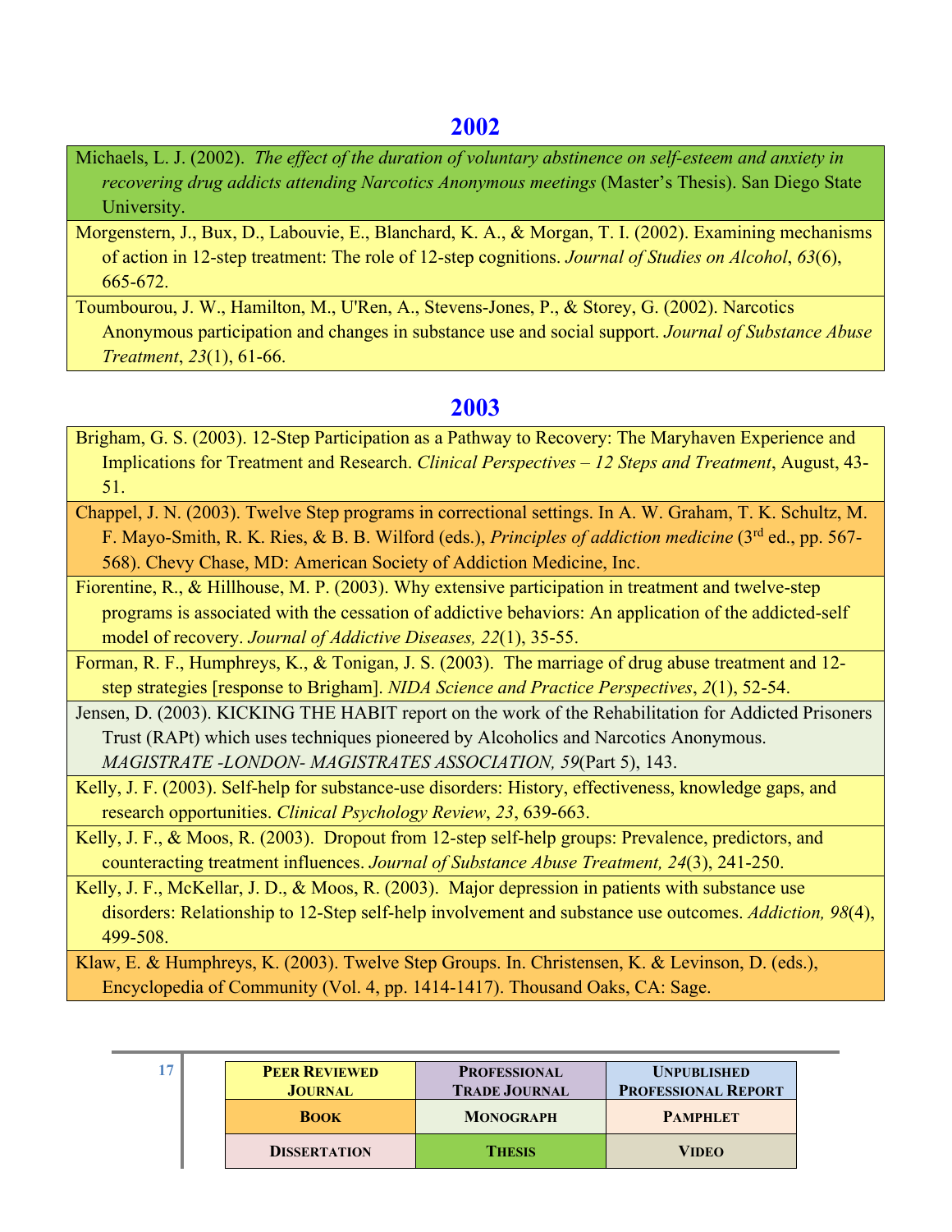## 2002

Michaels, L. J. (2002). *The effect of the duration of voluntary abstinence on self-esteem and anxiety in recovering drug addicts attending Narcotics Anonymous meetings* (Master's Thesis). San Diego State University.

Morgenstern, J., Bux, D., Labouvie, E., Blanchard, K. A., & Morgan, T. I. (2002). Examining mechanisms of action in 12-step treatment: The role of 12-step cognitions. *Journal of Studies on Alcohol*, *63*(6), 665-672.

Toumbourou, J. W., Hamilton, M., U'Ren, A., Stevens-Jones, P., & Storey, G. (2002). Narcotics Anonymous participation and changes in substance use and social support. *Journal of Substance Abuse Treatment*, *23*(1), 61-66.

## 2003

Brigham, G. S. (2003). 12-Step Participation as a Pathway to Recovery: The Maryhaven Experience and Implications for Treatment and Research. *Clinical Perspectives – 12 Steps and Treatment*, August, 43-51.

Chappel, J. N. (2003). Twelve Step programs in correctional settings. In A. W. Graham, T. K. Schultz, M. F. Mayo-Smith, R. K. Ries, & B. B. Wilford (eds.), *Principles of addiction medicine* (3rd ed., pp. 567-568). Chevy Chase, MD: American Society of Addiction Medicine, Inc.

Fiorentine, R., & Hillhouse, M. P. (2003). Why extensive participation in treatment and twelve-step programs is associated with the cessation of addictive behaviors: An application of the addicted-self model of recovery. *Journal of Addictive Diseases, 22*(1), 35-55.

Forman, R. F., Humphreys, K., & Tonigan, J. S. (2003). The marriage of drug abuse treatment and 12-step strategies [response to Brigham]. *NIDA Science and Practice Perspectives*, *2*(1), 52-54.

Jensen, D. (2003). KICKING THE HABIT report on the work of the Rehabilitation for Addicted Prisoners Trust (RAPt) which uses techniques pioneered by Alcoholics and Narcotics Anonymous. *MAGISTRATE -LONDON- MAGISTRATES ASSOCIATION, 59*(Part 5), 143.

Kelly, J. F. (2003). Self-help for substance-use disorders: History, effectiveness, knowledge gaps, and research opportunities. *Clinical Psychology Review*, *23*, 639-663.

Kelly, J. F., & Moos, R. (2003). Dropout from 12-step self-help groups: Prevalence, predictors, and counteracting treatment influences. *Journal of Substance Abuse Treatment, 24*(3), 241-250.

Kelly, J. F., McKellar, J. D., & Moos, R. (2003). Major depression in patients with substance use disorders: Relationship to 12-Step self-help involvement and substance use outcomes. *Addiction, 98*(4), 499-508.

Klaw, E. & Humphreys, K. (2003). Twelve Step Groups. In. Christensen, K. & Levinson, D. (eds.), Encyclopedia of Community (Vol. 4, pp. 1414-1417). Thousand Oaks, CA: Sage.

| | | |
|---|---|---|
| PEER REVIEWED JOURNAL | PROFESSIONAL TRADE JOURNAL | UNPUBLISHED PROFESSIONAL REPORT |
| BOOK | MONOGRAPH | PAMPHLET |
| DISSERTATION | THESIS | VIDEO |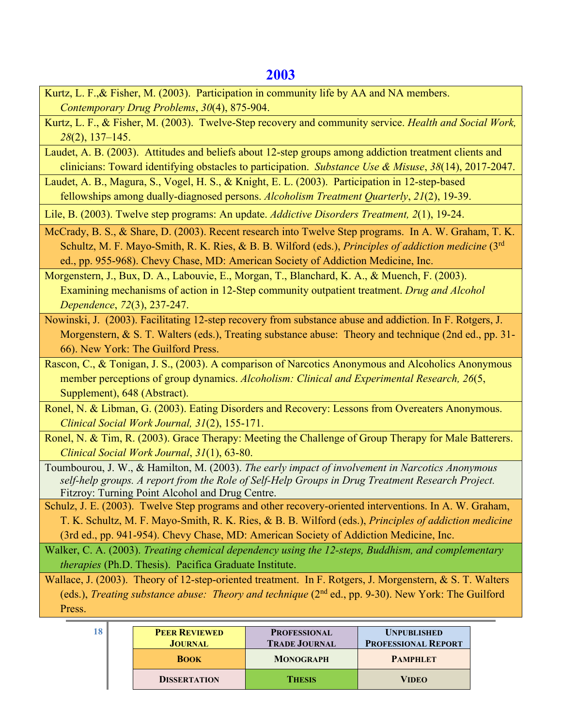## 2003

Kurtz, L. F.,& Fisher, M. (2003). Participation in community life by AA and NA members. *Contemporary Drug Problems*, *30*(4), 875-904.

Kurtz, L. F., & Fisher, M. (2003). Twelve-Step recovery and community service. *Health and Social Work, 28*(2), 137–145.

Laudet, A. B. (2003). Attitudes and beliefs about 12-step groups among addiction treatment clients and clinicians: Toward identifying obstacles to participation. *Substance Use & Misuse*, *38*(14), 2017-2047.

Laudet, A. B., Magura, S., Vogel, H. S., & Knight, E. L. (2003). Participation in 12-step-based fellowships among dually-diagnosed persons. *Alcoholism Treatment Quarterly*, *21*(2), 19-39.

Lile, B. (2003). Twelve step programs: An update. *Addictive Disorders Treatment, 2*(1), 19-24.

McCrady, B. S., & Share, D. (2003). Recent research into Twelve Step programs. In A. W. Graham, T. K. Schultz, M. F. Mayo-Smith, R. K. Ries, & B. B. Wilford (eds.), *Principles of addiction medicine* (3rd ed., pp. 955-968). Chevy Chase, MD: American Society of Addiction Medicine, Inc.

Morgenstern, J., Bux, D. A., Labouvie, E., Morgan, T., Blanchard, K. A., & Muench, F. (2003). Examining mechanisms of action in 12-Step community outpatient treatment. *Drug and Alcohol Dependence*, *72*(3), 237-247.

Nowinski, J. (2003). Facilitating 12-step recovery from substance abuse and addiction. In F. Rotgers, J. Morgenstern, & S. T. Walters (eds.), Treating substance abuse: Theory and technique (2nd ed., pp. 31-66). New York: The Guilford Press.

Rascon, C., & Tonigan, J. S., (2003). A comparison of Narcotics Anonymous and Alcoholics Anonymous member perceptions of group dynamics. *Alcoholism: Clinical and Experimental Research, 26*(5, Supplement), 648 (Abstract).

Ronel, N. & Libman, G. (2003). Eating Disorders and Recovery: Lessons from Overeaters Anonymous. *Clinical Social Work Journal, 31*(2), 155-171.

Ronel, N. & Tim, R. (2003). Grace Therapy: Meeting the Challenge of Group Therapy for Male Batterers. *Clinical Social Work Journal*, *31*(1), 63-80.

Toumbourou, J. W., & Hamilton, M. (2003). *The early impact of involvement in Narcotics Anonymous self-help groups. A report from the Role of Self-Help Groups in Drug Treatment Research Project.* Fitzroy: Turning Point Alcohol and Drug Centre.

Schulz, J. E. (2003). Twelve Step programs and other recovery-oriented interventions. In A. W. Graham, T. K. Schultz, M. F. Mayo-Smith, R. K. Ries, & B. B. Wilford (eds.), *Principles of addiction medicine* (3rd ed., pp. 941-954). Chevy Chase, MD: American Society of Addiction Medicine, Inc.

Walker, C. A. (2003). *Treating chemical dependency using the 12-steps, Buddhism, and complementary therapies* (Ph.D. Thesis). Pacifica Graduate Institute.

Wallace, J. (2003). Theory of 12-step-oriented treatment. In F. Rotgers, J. Morgenstern, & S. T. Walters (eds.), *Treating substance abuse: Theory and technique* (2nd ed., pp. 9-30). New York: The Guilford Press.

| | | |
|---|---|---|
| **Peer Reviewed Journal** | **Professional Trade Journal** | **Unpublished Professional Report** |
| **Book** | **Monograph** | **Pamphlet** |
| **Dissertation** | **Thesis** | **Video** |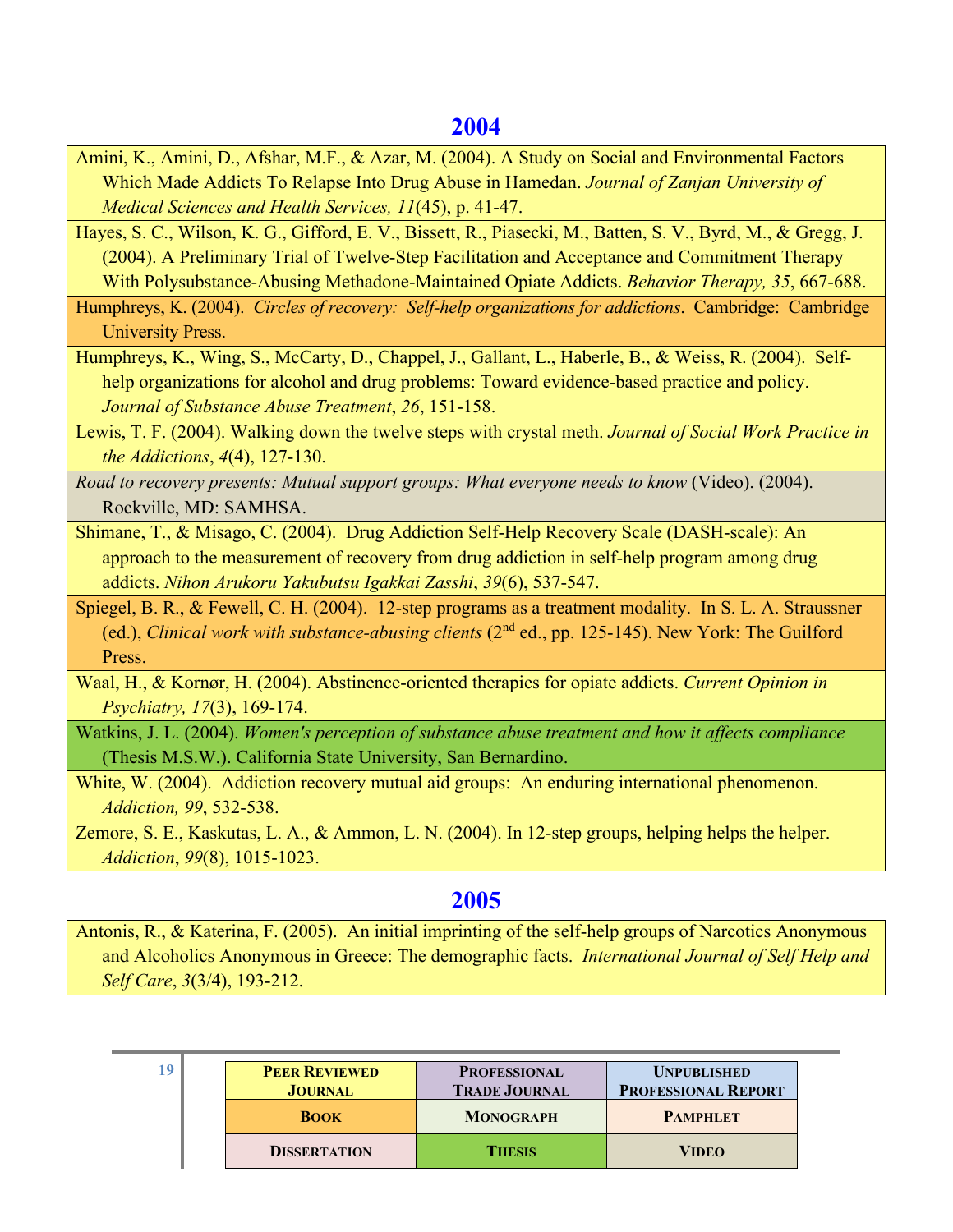## 2004

Amini, K., Amini, D., Afshar, M.F., & Azar, M. (2004). A Study on Social and Environmental Factors Which Made Addicts To Relapse Into Drug Abuse in Hamedan. *Journal of Zanjan University of Medical Sciences and Health Services, 11*(45), p. 41-47.

Hayes, S. C., Wilson, K. G., Gifford, E. V., Bissett, R., Piasecki, M., Batten, S. V., Byrd, M., & Gregg, J. (2004). A Preliminary Trial of Twelve-Step Facilitation and Acceptance and Commitment Therapy With Polysubstance-Abusing Methadone-Maintained Opiate Addicts. *Behavior Therapy, 35*, 667-688.

Humphreys, K. (2004). *Circles of recovery: Self-help organizations for addictions*. Cambridge: Cambridge University Press.

Humphreys, K., Wing, S., McCarty, D., Chappel, J., Gallant, L., Haberle, B., & Weiss, R. (2004). Self-help organizations for alcohol and drug problems: Toward evidence-based practice and policy. *Journal of Substance Abuse Treatment*, *26*, 151-158.

Lewis, T. F. (2004). Walking down the twelve steps with crystal meth. *Journal of Social Work Practice in the Addictions*, *4*(4), 127-130.

*Road to recovery presents: Mutual support groups: What everyone needs to know* (Video). (2004). Rockville, MD: SAMHSA.

Shimane, T., & Misago, C. (2004). Drug Addiction Self-Help Recovery Scale (DASH-scale): An approach to the measurement of recovery from drug addiction in self-help program among drug addicts. *Nihon Arukoru Yakubutsu Igakkai Zasshi*, *39*(6), 537-547.

Spiegel, B. R., & Fewell, C. H. (2004). 12-step programs as a treatment modality. In S. L. A. Straussner (ed.), *Clinical work with substance-abusing clients* (2nd ed., pp. 125-145). New York: The Guilford Press.

Waal, H., & Kornør, H. (2004). Abstinence-oriented therapies for opiate addicts. *Current Opinion in Psychiatry, 17*(3), 169-174.

Watkins, J. L. (2004). *Women's perception of substance abuse treatment and how it affects compliance* (Thesis M.S.W.). California State University, San Bernardino.

White, W. (2004). Addiction recovery mutual aid groups: An enduring international phenomenon. *Addiction, 99*, 532-538.

Zemore, S. E., Kaskutas, L. A., & Ammon, L. N. (2004). In 12-step groups, helping helps the helper. *Addiction*, *99*(8), 1015-1023.

## 2005

Antonis, R., & Katerina, F. (2005). An initial imprinting of the self-help groups of Narcotics Anonymous and Alcoholics Anonymous in Greece: The demographic facts. *International Journal of Self Help and Self Care*, *3*(3/4), 193-212.

| Peer Reviewed Journal | Professional Trade Journal | Unpublished Professional Report |
|---|---|---|
| Book | Monograph | Pamphlet |
| Dissertation | Thesis | Video |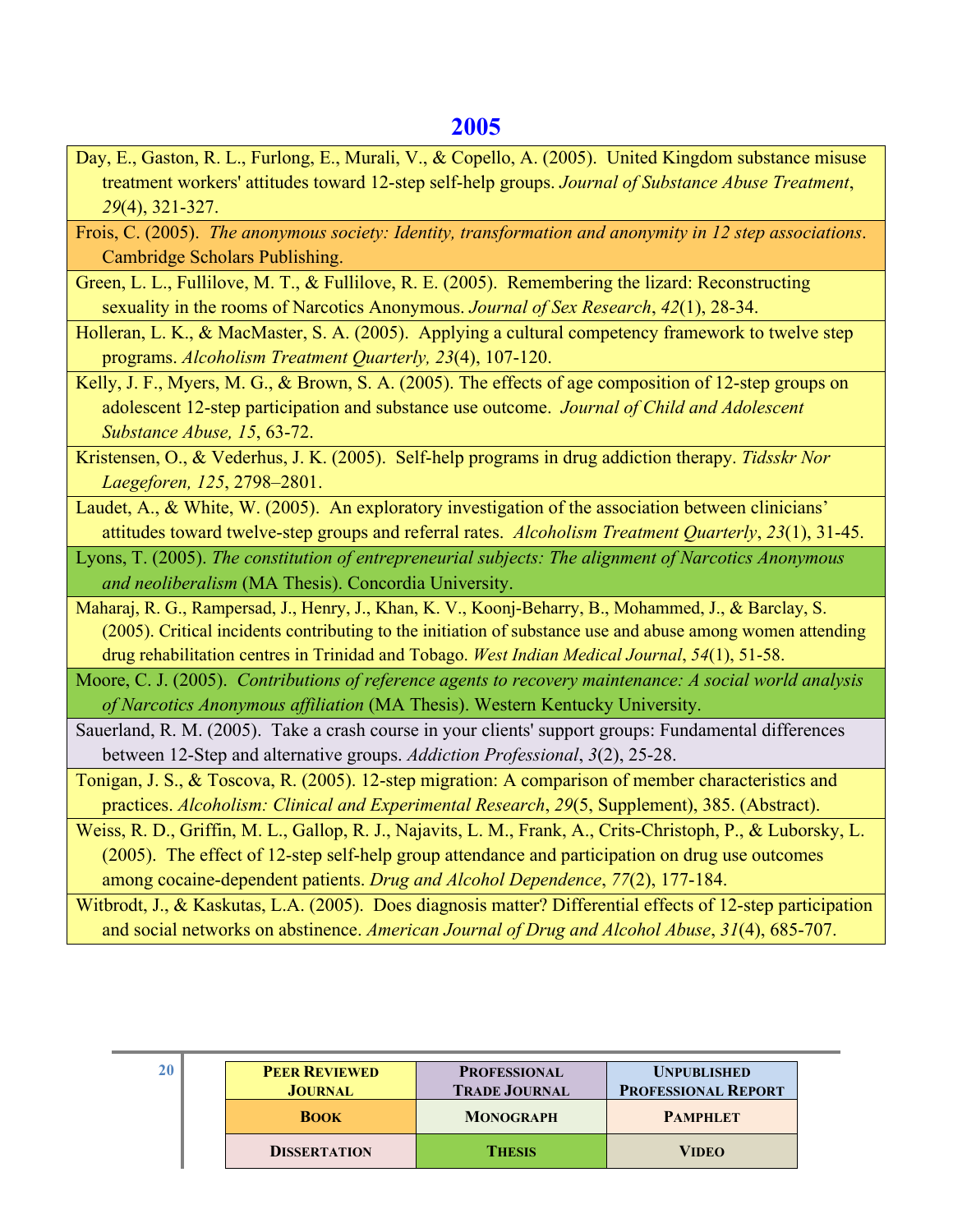# 2005

Day, E., Gaston, R. L., Furlong, E., Murali, V., & Copello, A. (2005). United Kingdom substance misuse treatment workers' attitudes toward 12-step self-help groups. *Journal of Substance Abuse Treatment*, *29*(4), 321-327.

Frois, C. (2005). *The anonymous society: Identity, transformation and anonymity in 12 step associations*. Cambridge Scholars Publishing.

Green, L. L., Fullilove, M. T., & Fullilove, R. E. (2005). Remembering the lizard: Reconstructing sexuality in the rooms of Narcotics Anonymous. *Journal of Sex Research*, *42*(1), 28-34.

Holleran, L. K., & MacMaster, S. A. (2005). Applying a cultural competency framework to twelve step programs. *Alcoholism Treatment Quarterly, 23*(4), 107-120.

Kelly, J. F., Myers, M. G., & Brown, S. A. (2005). The effects of age composition of 12-step groups on adolescent 12-step participation and substance use outcome. *Journal of Child and Adolescent Substance Abuse, 15*, 63-72.

Kristensen, O., & Vederhus, J. K. (2005). Self-help programs in drug addiction therapy. *Tidsskr Nor Laegeforen, 125*, 2798–2801.

Laudet, A., & White, W. (2005). An exploratory investigation of the association between clinicians' attitudes toward twelve-step groups and referral rates. *Alcoholism Treatment Quarterly*, *23*(1), 31-45.

Lyons, T. (2005). *The constitution of entrepreneurial subjects: The alignment of Narcotics Anonymous and neoliberalism* (MA Thesis). Concordia University.

Maharaj, R. G., Rampersad, J., Henry, J., Khan, K. V., Koonj-Beharry, B., Mohammed, J., & Barclay, S. (2005). Critical incidents contributing to the initiation of substance use and abuse among women attending drug rehabilitation centres in Trinidad and Tobago. *West Indian Medical Journal*, *54*(1), 51-58.

Moore, C. J. (2005). *Contributions of reference agents to recovery maintenance: A social world analysis of Narcotics Anonymous affiliation* (MA Thesis). Western Kentucky University.

Sauerland, R. M. (2005). Take a crash course in your clients' support groups: Fundamental differences between 12-Step and alternative groups. *Addiction Professional*, *3*(2), 25-28.

Tonigan, J. S., & Toscova, R. (2005). 12-step migration: A comparison of member characteristics and practices. *Alcoholism: Clinical and Experimental Research*, *29*(5, Supplement), 385. (Abstract).

Weiss, R. D., Griffin, M. L., Gallop, R. J., Najavits, L. M., Frank, A., Crits-Christoph, P., & Luborsky, L. (2005). The effect of 12-step self-help group attendance and participation on drug use outcomes among cocaine-dependent patients. *Drug and Alcohol Dependence*, *77*(2), 177-184.

Witbrodt, J., & Kaskutas, L.A. (2005). Does diagnosis matter? Differential effects of 12-step participation and social networks on abstinence. *American Journal of Drug and Alcohol Abuse*, *31*(4), 685-707.

| | | |
|---|---|---|
| **Peer Reviewed Journal** | **Professional Trade Journal** | **Unpublished Professional Report** |
| **Book** | **Monograph** | **Pamphlet** |
| **Dissertation** | **Thesis** | **Video** |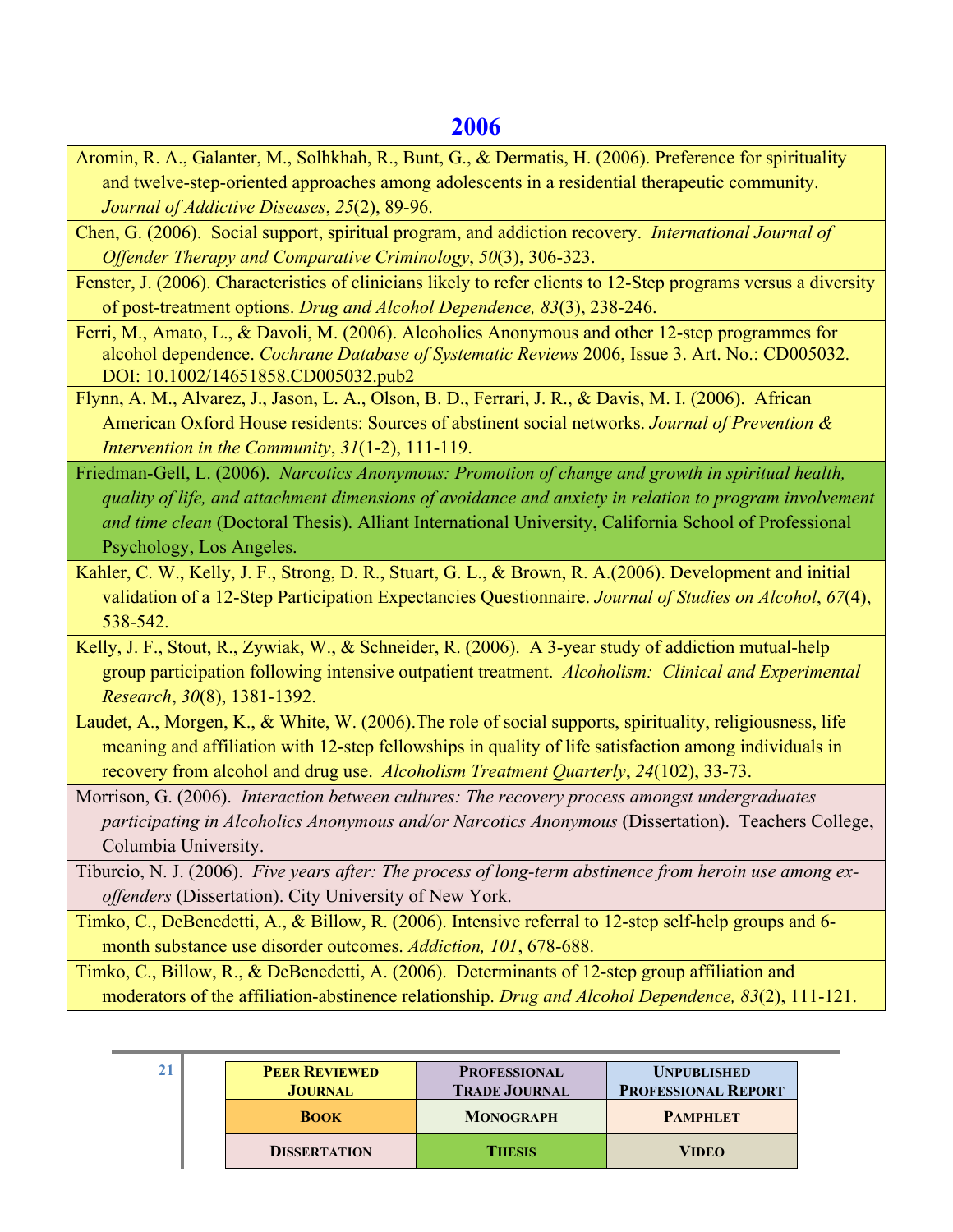# 2006

Aromin, R. A., Galanter, M., Solhkhah, R., Bunt, G., & Dermatis, H. (2006). Preference for spirituality and twelve-step-oriented approaches among adolescents in a residential therapeutic community. *Journal of Addictive Diseases*, *25*(2), 89-96.

Chen, G. (2006). Social support, spiritual program, and addiction recovery. *International Journal of Offender Therapy and Comparative Criminology*, *50*(3), 306-323.

Fenster, J. (2006). Characteristics of clinicians likely to refer clients to 12-Step programs versus a diversity of post-treatment options. *Drug and Alcohol Dependence, 83*(3), 238-246.

Ferri, M., Amato, L., & Davoli, M. (2006). Alcoholics Anonymous and other 12-step programmes for alcohol dependence. *Cochrane Database of Systematic Reviews* 2006, Issue 3. Art. No.: CD005032. DOI: 10.1002/14651858.CD005032.pub2

Flynn, A. M., Alvarez, J., Jason, L. A., Olson, B. D., Ferrari, J. R., & Davis, M. I. (2006). African American Oxford House residents: Sources of abstinent social networks. *Journal of Prevention & Intervention in the Community*, *31*(1-2), 111-119.

Friedman-Gell, L. (2006). *Narcotics Anonymous: Promotion of change and growth in spiritual health, quality of life, and attachment dimensions of avoidance and anxiety in relation to program involvement and time clean* (Doctoral Thesis). Alliant International University, California School of Professional Psychology, Los Angeles.

Kahler, C. W., Kelly, J. F., Strong, D. R., Stuart, G. L., & Brown, R. A.(2006). Development and initial validation of a 12-Step Participation Expectancies Questionnaire. *Journal of Studies on Alcohol*, *67*(4), 538-542.

Kelly, J. F., Stout, R., Zywiak, W., & Schneider, R. (2006). A 3-year study of addiction mutual-help group participation following intensive outpatient treatment. *Alcoholism: Clinical and Experimental Research*, *30*(8), 1381-1392.

Laudet, A., Morgen, K., & White, W. (2006).The role of social supports, spirituality, religiousness, life meaning and affiliation with 12-step fellowships in quality of life satisfaction among individuals in recovery from alcohol and drug use. *Alcoholism Treatment Quarterly*, *24*(102), 33-73.

Morrison, G. (2006). *Interaction between cultures: The recovery process amongst undergraduates participating in Alcoholics Anonymous and/or Narcotics Anonymous* (Dissertation). Teachers College, Columbia University.

Tiburcio, N. J. (2006). *Five years after: The process of long-term abstinence from heroin use among ex-offenders* (Dissertation). City University of New York.

Timko, C., DeBenedetti, A., & Billow, R. (2006). Intensive referral to 12-step self-help groups and 6-month substance use disorder outcomes. *Addiction, 101*, 678-688.

Timko, C., Billow, R., & DeBenedetti, A. (2006). Determinants of 12-step group affiliation and moderators of the affiliation-abstinence relationship. *Drug and Alcohol Dependence, 83*(2), 111-121.

| | | |
|---|---|---|
| **Peer Reviewed Journal** | **Professional Trade Journal** | **Unpublished Professional Report** |
| **Book** | **Monograph** | **Pamphlet** |
| **Dissertation** | **Thesis** | **Video** |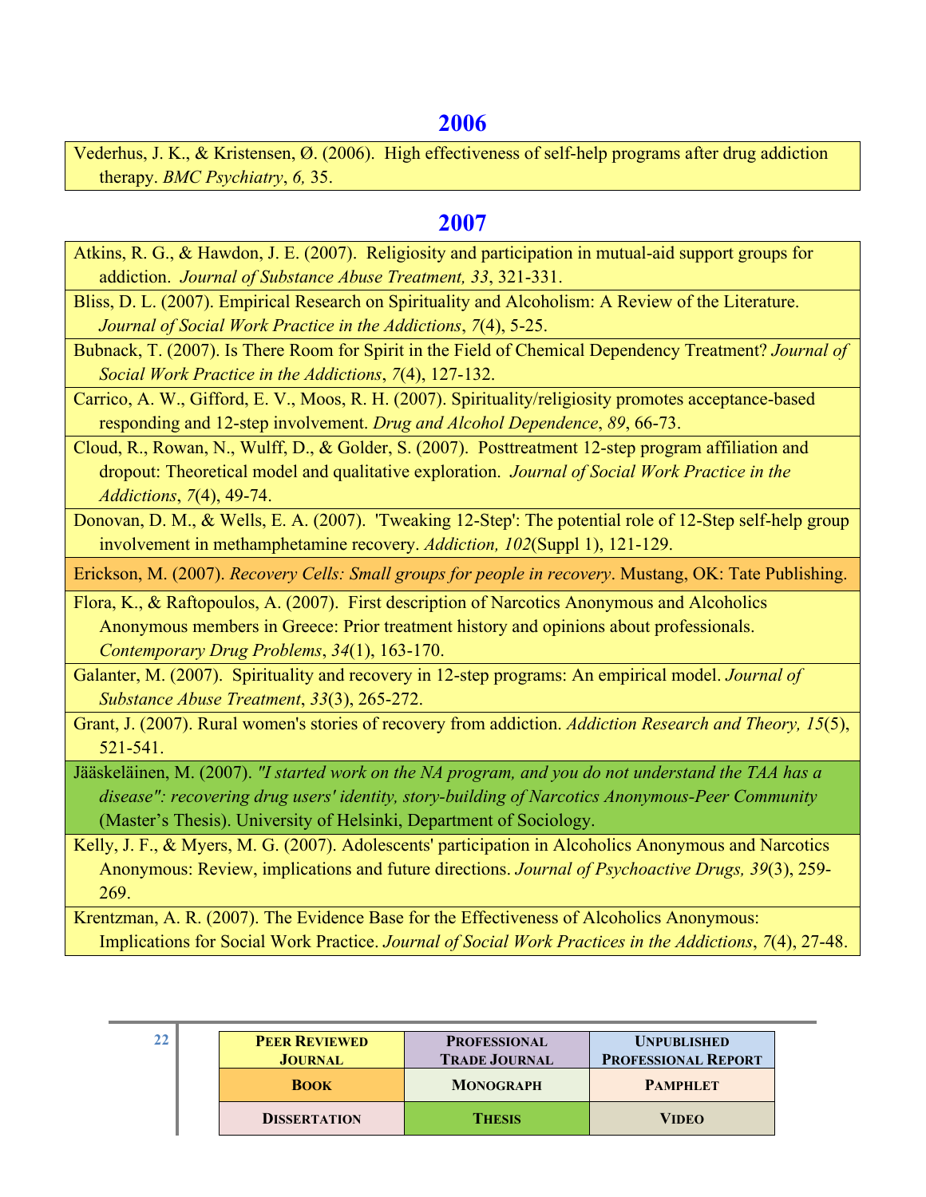## 2006

Vederhus, J. K., & Kristensen, Ø. (2006). High effectiveness of self-help programs after drug addiction therapy. *BMC Psychiatry*, *6,* 35.

## 2007

Atkins, R. G., & Hawdon, J. E. (2007). Religiosity and participation in mutual-aid support groups for addiction. *Journal of Substance Abuse Treatment, 33*, 321-331.

Bliss, D. L. (2007). Empirical Research on Spirituality and Alcoholism: A Review of the Literature. *Journal of Social Work Practice in the Addictions*, *7*(4), 5-25.

Bubnack, T. (2007). Is There Room for Spirit in the Field of Chemical Dependency Treatment? *Journal of Social Work Practice in the Addictions*, *7*(4), 127-132.

Carrico, A. W., Gifford, E. V., Moos, R. H. (2007). Spirituality/religiosity promotes acceptance-based responding and 12-step involvement. *Drug and Alcohol Dependence*, *89*, 66-73.

Cloud, R., Rowan, N., Wulff, D., & Golder, S. (2007). Posttreatment 12-step program affiliation and dropout: Theoretical model and qualitative exploration. *Journal of Social Work Practice in the Addictions*, *7*(4), 49-74.

Donovan, D. M., & Wells, E. A. (2007). 'Tweaking 12-Step': The potential role of 12-Step self-help group involvement in methamphetamine recovery. *Addiction, 102*(Suppl 1), 121-129.

Erickson, M. (2007). *Recovery Cells: Small groups for people in recovery*. Mustang, OK: Tate Publishing.

Flora, K., & Raftopoulos, A. (2007). First description of Narcotics Anonymous and Alcoholics Anonymous members in Greece: Prior treatment history and opinions about professionals. *Contemporary Drug Problems*, *34*(1), 163-170.

Galanter, M. (2007). Spirituality and recovery in 12-step programs: An empirical model. *Journal of Substance Abuse Treatment*, *33*(3), 265-272.

Grant, J. (2007). Rural women's stories of recovery from addiction. *Addiction Research and Theory, 15*(5), 521-541.

Jääskeläinen, M. (2007). *"I started work on the NA program, and you do not understand the TAA has a disease": recovering drug users' identity, story-building of Narcotics Anonymous-Peer Community* (Master's Thesis). University of Helsinki, Department of Sociology.

Kelly, J. F., & Myers, M. G. (2007). Adolescents' participation in Alcoholics Anonymous and Narcotics Anonymous: Review, implications and future directions. *Journal of Psychoactive Drugs, 39*(3), 259-269.

Krentzman, A. R. (2007). The Evidence Base for the Effectiveness of Alcoholics Anonymous: Implications for Social Work Practice. *Journal of Social Work Practices in the Addictions*, *7*(4), 27-48.

| | | |
|---|---|---|
| PEER REVIEWED JOURNAL | PROFESSIONAL TRADE JOURNAL | UNPUBLISHED PROFESSIONAL REPORT |
| BOOK | MONOGRAPH | PAMPHLET |
| DISSERTATION | THESIS | VIDEO |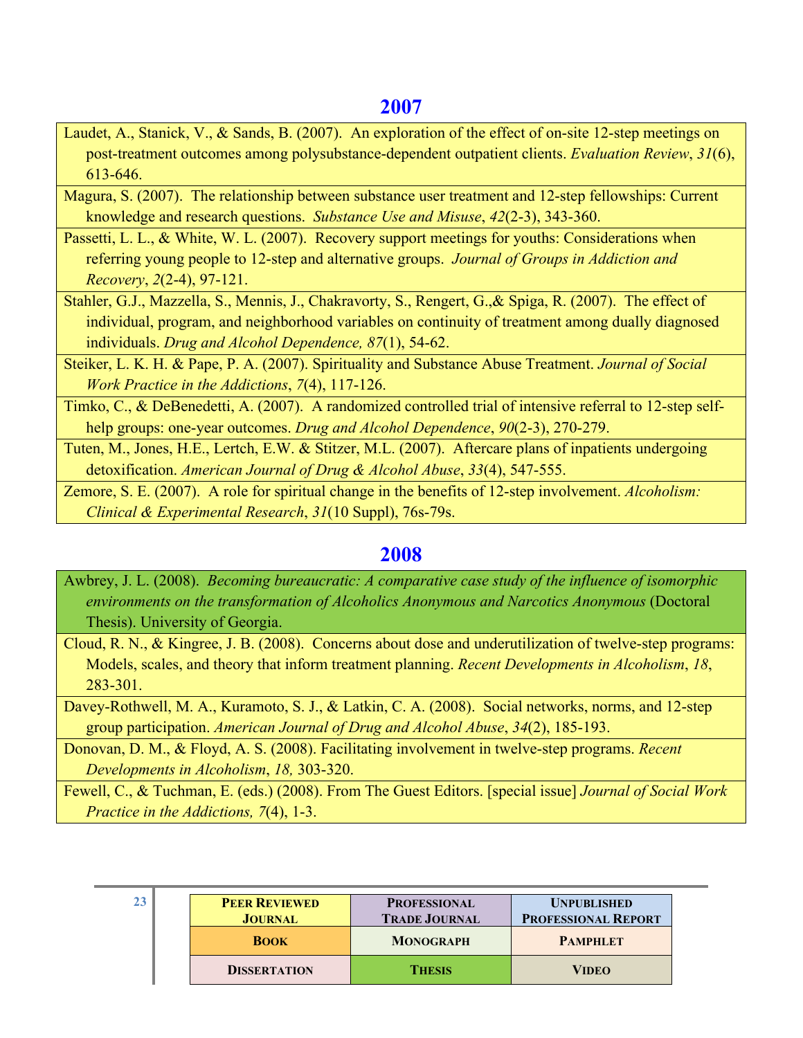## 2007

Laudet, A., Stanick, V., & Sands, B. (2007). An exploration of the effect of on-site 12-step meetings on post-treatment outcomes among polysubstance-dependent outpatient clients. *Evaluation Review*, *31*(6), 613-646.

Magura, S. (2007). The relationship between substance user treatment and 12-step fellowships: Current knowledge and research questions. *Substance Use and Misuse*, *42*(2-3), 343-360.

Passetti, L. L., & White, W. L. (2007). Recovery support meetings for youths: Considerations when referring young people to 12-step and alternative groups. *Journal of Groups in Addiction and Recovery*, *2*(2-4), 97-121.

Stahler, G.J., Mazzella, S., Mennis, J., Chakravorty, S., Rengert, G.,& Spiga, R. (2007). The effect of individual, program, and neighborhood variables on continuity of treatment among dually diagnosed individuals. *Drug and Alcohol Dependence, 87*(1), 54-62.

Steiker, L. K. H. & Pape, P. A. (2007). Spirituality and Substance Abuse Treatment. *Journal of Social Work Practice in the Addictions*, *7*(4), 117-126.

Timko, C., & DeBenedetti, A. (2007). A randomized controlled trial of intensive referral to 12-step self-help groups: one-year outcomes. *Drug and Alcohol Dependence*, *90*(2-3), 270-279.

Tuten, M., Jones, H.E., Lertch, E.W. & Stitzer, M.L. (2007). Aftercare plans of inpatients undergoing detoxification. *American Journal of Drug & Alcohol Abuse*, *33*(4), 547-555.

Zemore, S. E. (2007). A role for spiritual change in the benefits of 12-step involvement. *Alcoholism: Clinical & Experimental Research*, *31*(10 Suppl), 76s-79s.

## 2008

Awbrey, J. L. (2008). *Becoming bureaucratic: A comparative case study of the influence of isomorphic environments on the transformation of Alcoholics Anonymous and Narcotics Anonymous* (Doctoral Thesis). University of Georgia.

Cloud, R. N., & Kingree, J. B. (2008). Concerns about dose and underutilization of twelve-step programs: Models, scales, and theory that inform treatment planning. *Recent Developments in Alcoholism*, *18*, 283-301.

Davey-Rothwell, M. A., Kuramoto, S. J., & Latkin, C. A. (2008). Social networks, norms, and 12-step group participation. *American Journal of Drug and Alcohol Abuse*, *34*(2), 185-193.

Donovan, D. M., & Floyd, A. S. (2008). Facilitating involvement in twelve-step programs. *Recent Developments in Alcoholism*, *18,* 303-320.

Fewell, C., & Tuchman, E. (eds.) (2008). From The Guest Editors. [special issue] *Journal of Social Work Practice in the Addictions, 7*(4), 1-3.

| | | |
|---|---|---|
| **Peer Reviewed Journal** | **Professional Trade Journal** | **Unpublished Professional Report** |
| **Book** | **Monograph** | **Pamphlet** |
| **Dissertation** | **Thesis** | **Video** |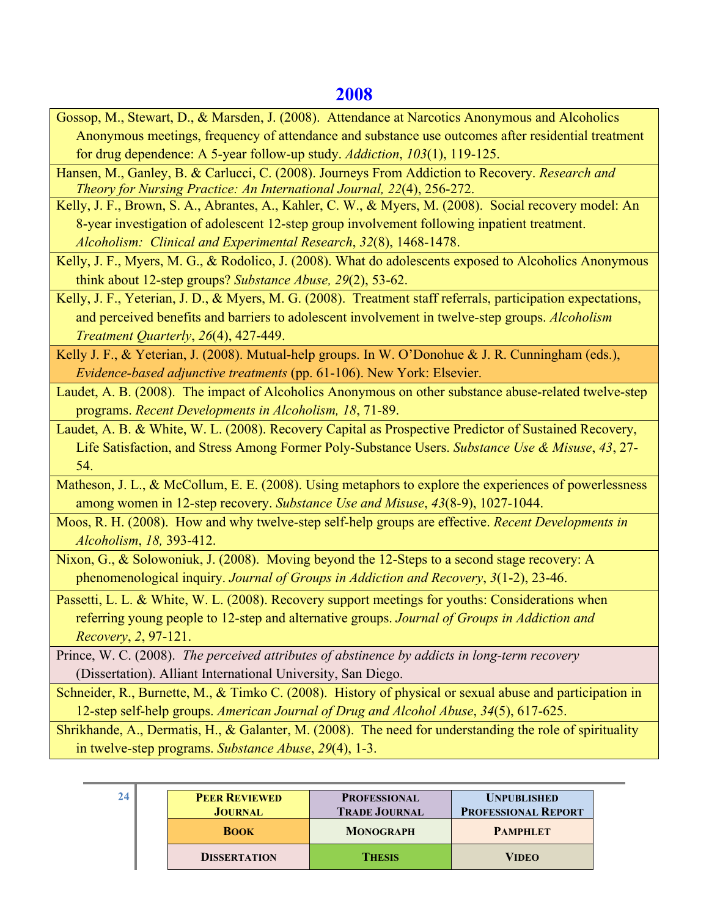# 2008

Gossop, M., Stewart, D., & Marsden, J. (2008). Attendance at Narcotics Anonymous and Alcoholics Anonymous meetings, frequency of attendance and substance use outcomes after residential treatment for drug dependence: A 5-year follow-up study. *Addiction*, *103*(1), 119-125.

Hansen, M., Ganley, B. & Carlucci, C. (2008). Journeys From Addiction to Recovery. *Research and Theory for Nursing Practice: An International Journal, 22*(4), 256-272.

Kelly, J. F., Brown, S. A., Abrantes, A., Kahler, C. W., & Myers, M. (2008). Social recovery model: An 8-year investigation of adolescent 12-step group involvement following inpatient treatment. *Alcoholism: Clinical and Experimental Research*, *32*(8), 1468-1478.

Kelly, J. F., Myers, M. G., & Rodolico, J. (2008). What do adolescents exposed to Alcoholics Anonymous think about 12-step groups? *Substance Abuse, 29*(2), 53-62.

Kelly, J. F., Yeterian, J. D., & Myers, M. G. (2008). Treatment staff referrals, participation expectations, and perceived benefits and barriers to adolescent involvement in twelve-step groups. *Alcoholism Treatment Quarterly*, *26*(4), 427-449.

Kelly J. F., & Yeterian, J. (2008). Mutual-help groups. In W. O'Donohue & J. R. Cunningham (eds.), *Evidence-based adjunctive treatments* (pp. 61-106). New York: Elsevier.

Laudet, A. B. (2008). The impact of Alcoholics Anonymous on other substance abuse-related twelve-step programs. *Recent Developments in Alcoholism, 18*, 71-89.

Laudet, A. B. & White, W. L. (2008). Recovery Capital as Prospective Predictor of Sustained Recovery, Life Satisfaction, and Stress Among Former Poly-Substance Users. *Substance Use & Misuse*, *43*, 27-54.

Matheson, J. L., & McCollum, E. E. (2008). Using metaphors to explore the experiences of powerlessness among women in 12-step recovery. *Substance Use and Misuse*, *43*(8-9), 1027-1044.

Moos, R. H. (2008). How and why twelve-step self-help groups are effective. *Recent Developments in Alcoholism*, *18,* 393-412.

Nixon, G., & Solowoniuk, J. (2008). Moving beyond the 12-Steps to a second stage recovery: A phenomenological inquiry. *Journal of Groups in Addiction and Recovery*, *3*(1-2), 23-46.

Passetti, L. L. & White, W. L. (2008). Recovery support meetings for youths: Considerations when referring young people to 12-step and alternative groups. *Journal of Groups in Addiction and Recovery*, *2*, 97-121.

Prince, W. C. (2008). *The perceived attributes of abstinence by addicts in long-term recovery* (Dissertation). Alliant International University, San Diego.

Schneider, R., Burnette, M., & Timko C. (2008). History of physical or sexual abuse and participation in 12-step self-help groups. *American Journal of Drug and Alcohol Abuse*, *34*(5), 617-625.

Shrikhande, A., Dermatis, H., & Galanter, M. (2008). The need for understanding the role of spirituality in twelve-step programs. *Substance Abuse*, *29*(4), 1-3.

| | | |
|---|---|---|
| **Peer Reviewed Journal** | **Professional Trade Journal** | **Unpublished Professional Report** |
| **Book** | **Monograph** | **Pamphlet** |
| **Dissertation** | **Thesis** | **Video** |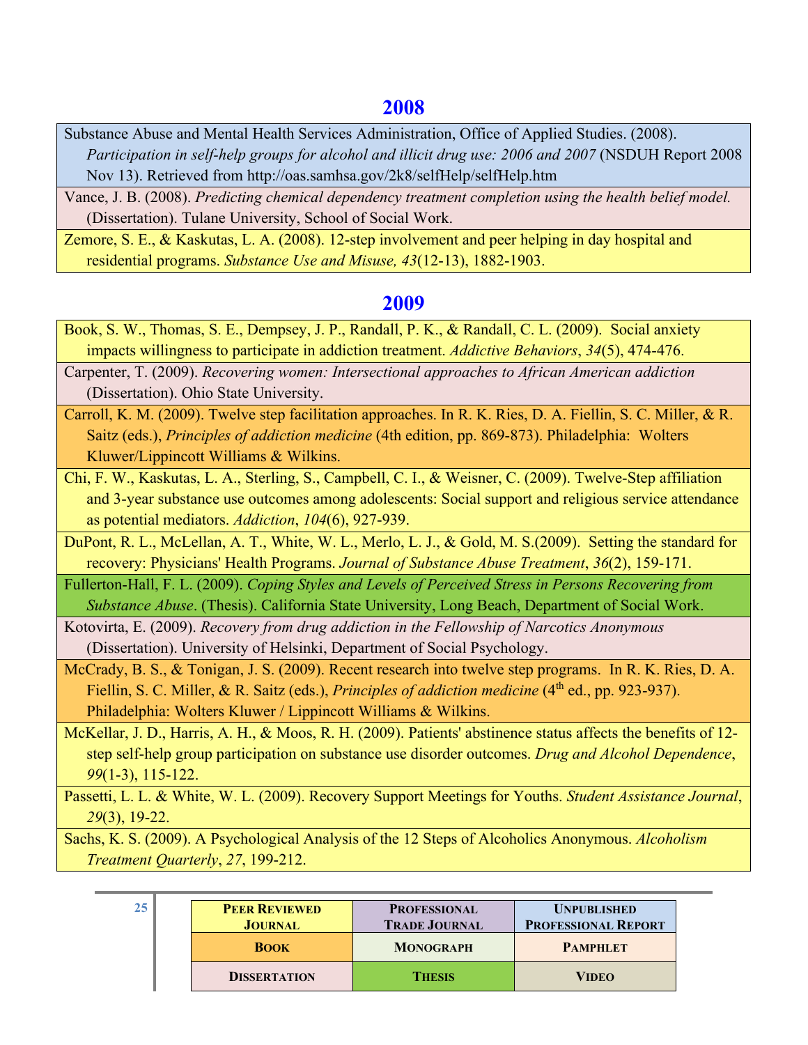## 2008

Substance Abuse and Mental Health Services Administration, Office of Applied Studies. (2008). *Participation in self-help groups for alcohol and illicit drug use: 2006 and 2007* (NSDUH Report 2008 Nov 13). Retrieved from http://oas.samhsa.gov/2k8/selfHelp/selfHelp.htm

Vance, J. B. (2008). *Predicting chemical dependency treatment completion using the health belief model.* (Dissertation). Tulane University, School of Social Work.

Zemore, S. E., & Kaskutas, L. A. (2008). 12-step involvement and peer helping in day hospital and residential programs. *Substance Use and Misuse, 43*(12-13), 1882-1903.

## 2009

Book, S. W., Thomas, S. E., Dempsey, J. P., Randall, P. K., & Randall, C. L. (2009). Social anxiety impacts willingness to participate in addiction treatment. *Addictive Behaviors*, *34*(5), 474-476.

Carpenter, T. (2009). *Recovering women: Intersectional approaches to African American addiction* (Dissertation). Ohio State University.

Carroll, K. M. (2009). Twelve step facilitation approaches. In R. K. Ries, D. A. Fiellin, S. C. Miller, & R. Saitz (eds.), *Principles of addiction medicine* (4th edition, pp. 869-873). Philadelphia: Wolters Kluwer/Lippincott Williams & Wilkins.

Chi, F. W., Kaskutas, L. A., Sterling, S., Campbell, C. I., & Weisner, C. (2009). Twelve-Step affiliation and 3-year substance use outcomes among adolescents: Social support and religious service attendance as potential mediators. *Addiction*, *104*(6), 927-939.

DuPont, R. L., McLellan, A. T., White, W. L., Merlo, L. J., & Gold, M. S.(2009). Setting the standard for recovery: Physicians' Health Programs. *Journal of Substance Abuse Treatment*, *36*(2), 159-171.

Fullerton-Hall, F. L. (2009). *Coping Styles and Levels of Perceived Stress in Persons Recovering from Substance Abuse*. (Thesis). California State University, Long Beach, Department of Social Work.

Kotovirta, E. (2009). *Recovery from drug addiction in the Fellowship of Narcotics Anonymous* (Dissertation). University of Helsinki, Department of Social Psychology.

McCrady, B. S., & Tonigan, J. S. (2009). Recent research into twelve step programs. In R. K. Ries, D. A. Fiellin, S. C. Miller, & R. Saitz (eds.), *Principles of addiction medicine* (4th ed., pp. 923-937). Philadelphia: Wolters Kluwer / Lippincott Williams & Wilkins.

McKellar, J. D., Harris, A. H., & Moos, R. H. (2009). Patients' abstinence status affects the benefits of 12-step self-help group participation on substance use disorder outcomes. *Drug and Alcohol Dependence*, *99*(1-3), 115-122.

Passetti, L. L. & White, W. L. (2009). Recovery Support Meetings for Youths. *Student Assistance Journal*, *29*(3), 19-22.

Sachs, K. S. (2009). A Psychological Analysis of the 12 Steps of Alcoholics Anonymous. *Alcoholism Treatment Quarterly*, *27*, 199-212.

| | | |
|---|---|---|
| PEER REVIEWED JOURNAL | PROFESSIONAL TRADE JOURNAL | UNPUBLISHED PROFESSIONAL REPORT |
| BOOK | MONOGRAPH | PAMPHLET |
| DISSERTATION | THESIS | VIDEO |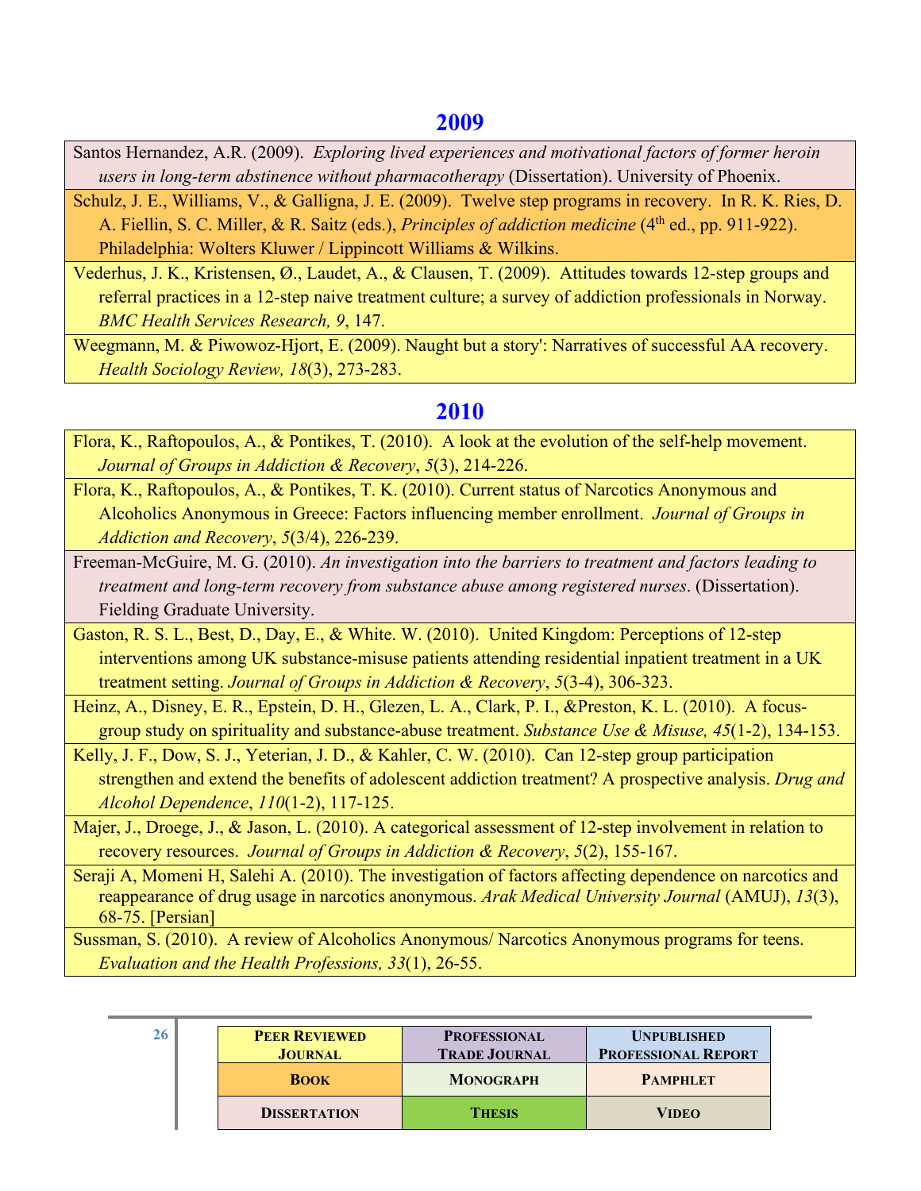## 2009

Santos Hernandez, A.R. (2009). *Exploring lived experiences and motivational factors of former heroin users in long-term abstinence without pharmacotherapy* (Dissertation). University of Phoenix.

Schulz, J. E., Williams, V., & Galligna, J. E. (2009). Twelve step programs in recovery. In R. K. Ries, D. A. Fiellin, S. C. Miller, & R. Saitz (eds.), *Principles of addiction medicine* (4th ed., pp. 911-922). Philadelphia: Wolters Kluwer / Lippincott Williams & Wilkins.

Vederhus, J. K., Kristensen, Ø., Laudet, A., & Clausen, T. (2009). Attitudes towards 12-step groups and referral practices in a 12-step naive treatment culture; a survey of addiction professionals in Norway. *BMC Health Services Research, 9*, 147.

Weegmann, M. & Piwowoz-Hjort, E. (2009). Naught but a story': Narratives of successful AA recovery. *Health Sociology Review, 18*(3), 273-283.

## 2010

Flora, K., Raftopoulos, A., & Pontikes, T. (2010). A look at the evolution of the self-help movement. *Journal of Groups in Addiction & Recovery*, *5*(3), 214-226.

Flora, K., Raftopoulos, A., & Pontikes, T. K. (2010). Current status of Narcotics Anonymous and Alcoholics Anonymous in Greece: Factors influencing member enrollment. *Journal of Groups in Addiction and Recovery*, *5*(3/4), 226-239.

Freeman-McGuire, M. G. (2010). *An investigation into the barriers to treatment and factors leading to treatment and long-term recovery from substance abuse among registered nurses*. (Dissertation). Fielding Graduate University.

Gaston, R. S. L., Best, D., Day, E., & White. W. (2010). United Kingdom: Perceptions of 12-step interventions among UK substance-misuse patients attending residential inpatient treatment in a UK treatment setting. *Journal of Groups in Addiction & Recovery*, *5*(3-4), 306-323.

Heinz, A., Disney, E. R., Epstein, D. H., Glezen, L. A., Clark, P. I., &Preston, K. L. (2010). A focus-group study on spirituality and substance-abuse treatment. *Substance Use & Misuse, 45*(1-2), 134-153.

Kelly, J. F., Dow, S. J., Yeterian, J. D., & Kahler, C. W. (2010). Can 12-step group participation strengthen and extend the benefits of adolescent addiction treatment? A prospective analysis. *Drug and Alcohol Dependence*, *110*(1-2), 117-125.

Majer, J., Droege, J., & Jason, L. (2010). A categorical assessment of 12-step involvement in relation to recovery resources. *Journal of Groups in Addiction & Recovery*, *5*(2), 155-167.

Seraji A, Momeni H, Salehi A. (2010). The investigation of factors affecting dependence on narcotics and reappearance of drug usage in narcotics anonymous. *Arak Medical University Journal* (AMUJ), *13*(3), 68-75. [Persian]

Sussman, S. (2010). A review of Alcoholics Anonymous/ Narcotics Anonymous programs for teens. *Evaluation and the Health Professions, 33*(1), 26-55.

| Peer Reviewed Journal | Professional Trade Journal | Unpublished Professional Report |
|---|---|---|
| Book | Monograph | Pamphlet |
| Dissertation | Thesis | Video |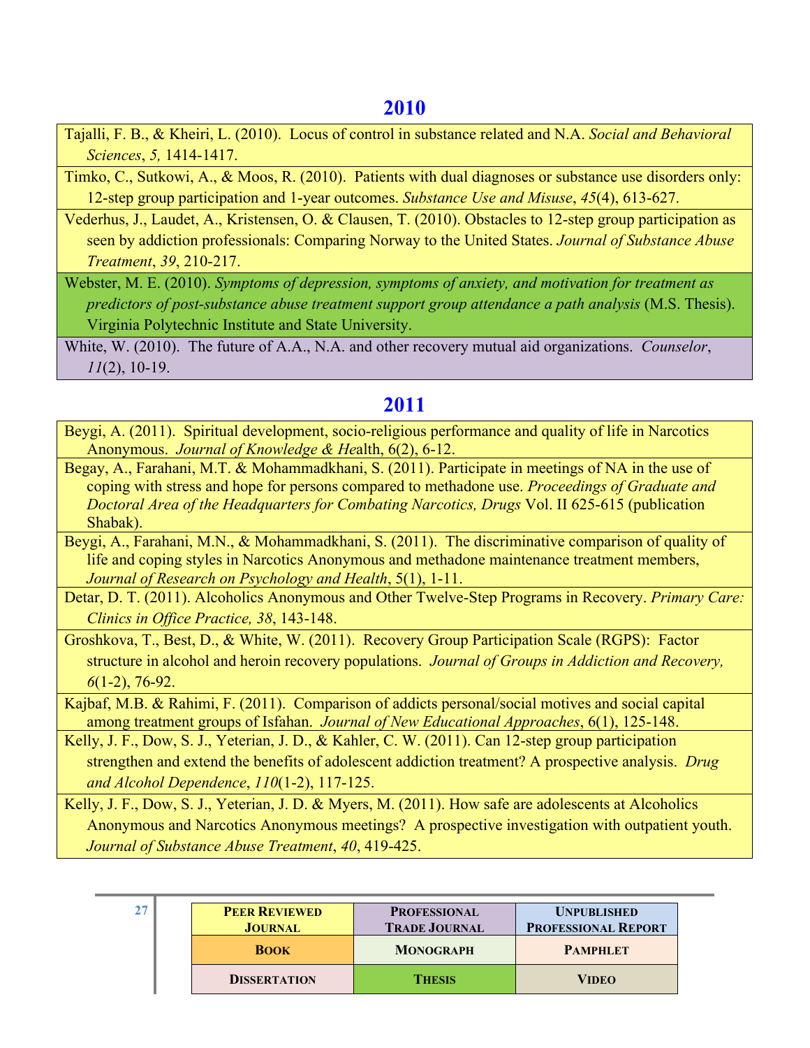## 2010

Tajalli, F. B., & Kheiri, L. (2010). Locus of control in substance related and N.A. *Social and Behavioral Sciences*, *5,* 1414-1417.

Timko, C., Sutkowi, A., & Moos, R. (2010). Patients with dual diagnoses or substance use disorders only: 12-step group participation and 1-year outcomes. *Substance Use and Misuse*, *45*(4), 613-627.

Vederhus, J., Laudet, A., Kristensen, O. & Clausen, T. (2010). Obstacles to 12-step group participation as seen by addiction professionals: Comparing Norway to the United States. *Journal of Substance Abuse Treatment*, *39*, 210-217.

Webster, M. E. (2010). *Symptoms of depression, symptoms of anxiety, and motivation for treatment as predictors of post-substance abuse treatment support group attendance a path analysis* (M.S. Thesis). Virginia Polytechnic Institute and State University.

White, W. (2010). The future of A.A., N.A. and other recovery mutual aid organizations. *Counselor*, *11*(2), 10-19.

## 2011

Beygi, A. (2011). Spiritual development, socio-religious performance and quality of life in Narcotics Anonymous. *Journal of Knowledge & Health*, 6(2), 6-12.

Begay, A., Farahani, M.T. & Mohammadkhani, S. (2011). Participate in meetings of NA in the use of coping with stress and hope for persons compared to methadone use. *Proceedings of Graduate and Doctoral Area of the Headquarters for Combating Narcotics, Drugs* Vol. II 625-615 (publication Shabak).

Beygi, A., Farahani, M.N., & Mohammadkhani, S. (2011). The discriminative comparison of quality of life and coping styles in Narcotics Anonymous and methadone maintenance treatment members, *Journal of Research on Psychology and Health*, 5(1), 1-11.

Detar, D. T. (2011). Alcoholics Anonymous and Other Twelve-Step Programs in Recovery. *Primary Care: Clinics in Office Practice, 38*, 143-148.

Groshkova, T., Best, D., & White, W. (2011). Recovery Group Participation Scale (RGPS): Factor structure in alcohol and heroin recovery populations. *Journal of Groups in Addiction and Recovery, 6*(1-2), 76-92.

Kajbaf, M.B. & Rahimi, F. (2011). Comparison of addicts personal/social motives and social capital among treatment groups of Isfahan. *Journal of New Educational Approaches*, 6(1), 125-148.

Kelly, J. F., Dow, S. J., Yeterian, J. D., & Kahler, C. W. (2011). Can 12-step group participation strengthen and extend the benefits of adolescent addiction treatment? A prospective analysis. *Drug and Alcohol Dependence*, *110*(1-2), 117-125.

Kelly, J. F., Dow, S. J., Yeterian, J. D. & Myers, M. (2011). How safe are adolescents at Alcoholics Anonymous and Narcotics Anonymous meetings? A prospective investigation with outpatient youth. *Journal of Substance Abuse Treatment*, *40*, 419-425.

| | | |
|---|---|---|
| Peer Reviewed Journal | Professional Trade Journal | Unpublished Professional Report |
| Book | Monograph | Pamphlet |
| Dissertation | Thesis | Video |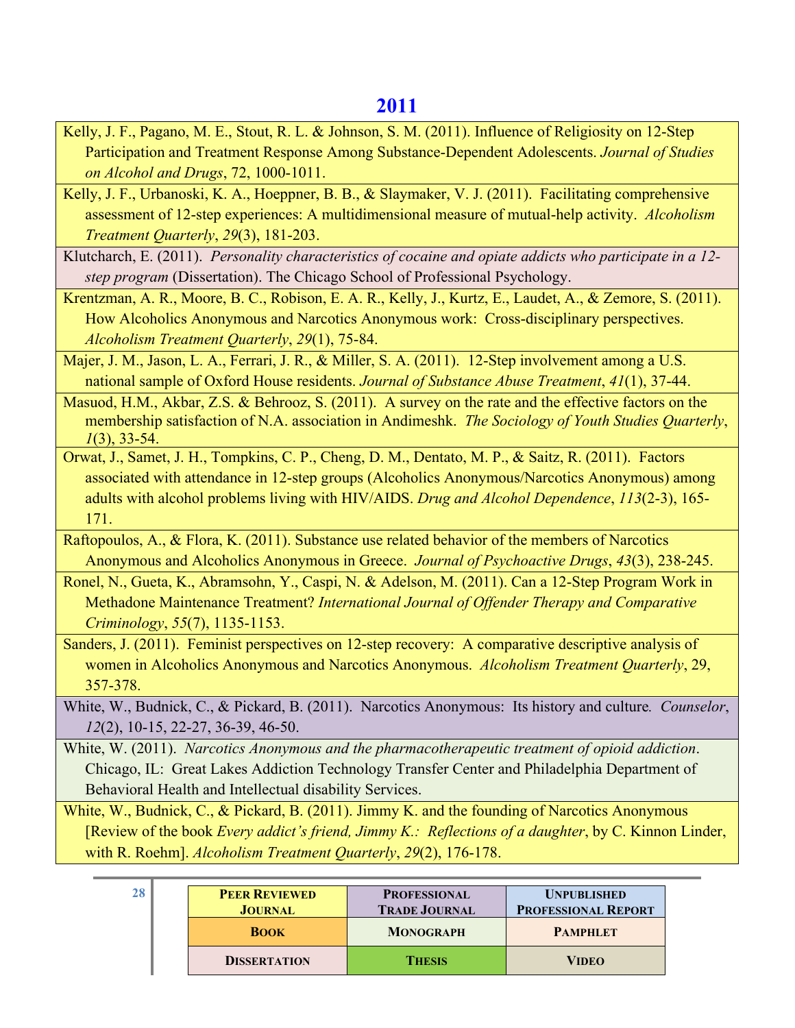# 2011

Kelly, J. F., Pagano, M. E., Stout, R. L. & Johnson, S. M. (2011). Influence of Religiosity on 12-Step Participation and Treatment Response Among Substance-Dependent Adolescents. *Journal of Studies on Alcohol and Drugs*, 72, 1000-1011.

Kelly, J. F., Urbanoski, K. A., Hoeppner, B. B., & Slaymaker, V. J. (2011). Facilitating comprehensive assessment of 12-step experiences: A multidimensional measure of mutual-help activity. *Alcoholism Treatment Quarterly*, *29*(3), 181-203.

Klutcharch, E. (2011). *Personality characteristics of cocaine and opiate addicts who participate in a 12-step program* (Dissertation). The Chicago School of Professional Psychology.

Krentzman, A. R., Moore, B. C., Robison, E. A. R., Kelly, J., Kurtz, E., Laudet, A., & Zemore, S. (2011). How Alcoholics Anonymous and Narcotics Anonymous work: Cross-disciplinary perspectives. *Alcoholism Treatment Quarterly*, *29*(1), 75-84.

Majer, J. M., Jason, L. A., Ferrari, J. R., & Miller, S. A. (2011). 12-Step involvement among a U.S. national sample of Oxford House residents. *Journal of Substance Abuse Treatment*, *41*(1), 37-44.

Masuod, H.M., Akbar, Z.S. & Behrooz, S. (2011). A survey on the rate and the effective factors on the membership satisfaction of N.A. association in Andimeshk. *The Sociology of Youth Studies Quarterly*, *1*(3), 33-54.

Orwat, J., Samet, J. H., Tompkins, C. P., Cheng, D. M., Dentato, M. P., & Saitz, R. (2011). Factors associated with attendance in 12-step groups (Alcoholics Anonymous/Narcotics Anonymous) among adults with alcohol problems living with HIV/AIDS. *Drug and Alcohol Dependence*, *113*(2-3), 165-171.

Raftopoulos, A., & Flora, K. (2011). Substance use related behavior of the members of Narcotics Anonymous and Alcoholics Anonymous in Greece. *Journal of Psychoactive Drugs*, *43*(3), 238-245.

Ronel, N., Gueta, K., Abramsohn, Y., Caspi, N. & Adelson, M. (2011). Can a 12-Step Program Work in Methadone Maintenance Treatment? *International Journal of Offender Therapy and Comparative Criminology*, *55*(7), 1135-1153.

Sanders, J. (2011). Feminist perspectives on 12-step recovery: A comparative descriptive analysis of women in Alcoholics Anonymous and Narcotics Anonymous. *Alcoholism Treatment Quarterly*, 29, 357-378.

White, W., Budnick, C., & Pickard, B. (2011). Narcotics Anonymous: Its history and culture. *Counselor*, *12*(2), 10-15, 22-27, 36-39, 46-50.

White, W. (2011). *Narcotics Anonymous and the pharmacotherapeutic treatment of opioid addiction*. Chicago, IL: Great Lakes Addiction Technology Transfer Center and Philadelphia Department of Behavioral Health and Intellectual disability Services.

White, W., Budnick, C., & Pickard, B. (2011). Jimmy K. and the founding of Narcotics Anonymous [Review of the book *Every addict's friend, Jimmy K.: Reflections of a daughter*, by C. Kinnon Linder, with R. Roehm]. *Alcoholism Treatment Quarterly*, *29*(2), 176-178.

| | | |
|---|---|---|
| Peer Reviewed Journal | Professional Trade Journal | Unpublished Professional Report |
| Book | Monograph | Pamphlet |
| Dissertation | Thesis | Video |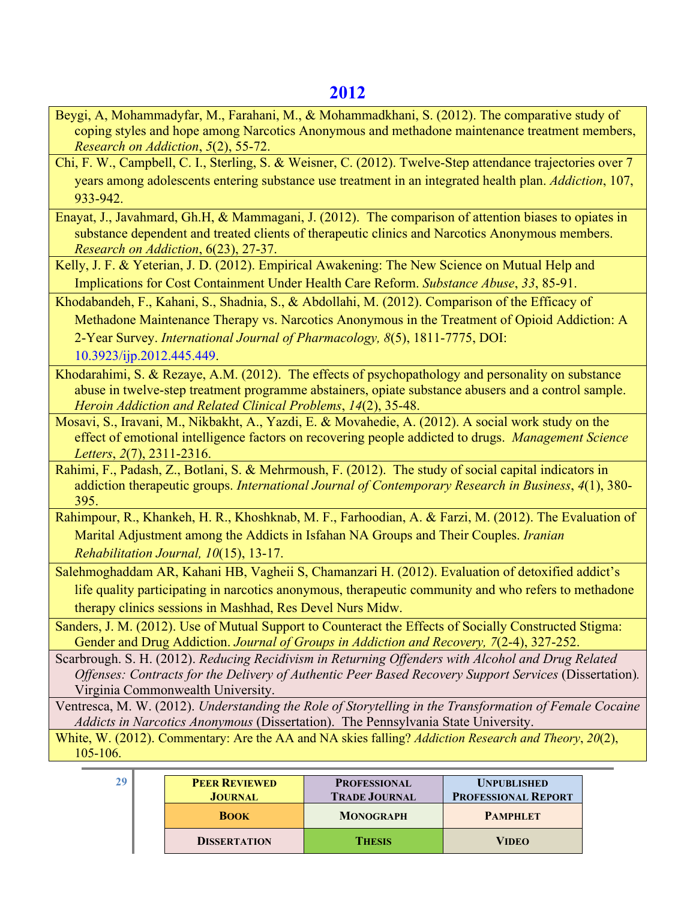# 2012

Beygi, A, Mohammadyfar, M., Farahani, M., & Mohammadkhani, S. (2012). The comparative study of coping styles and hope among Narcotics Anonymous and methadone maintenance treatment members, *Research on Addiction*, *5*(2), 55-72.

Chi, F. W., Campbell, C. I., Sterling, S. & Weisner, C. (2012). Twelve-Step attendance trajectories over 7 years among adolescents entering substance use treatment in an integrated health plan. *Addiction*, 107, 933-942.

Enayat, J., Javahmard, Gh.H, & Mammagani, J. (2012). The comparison of attention biases to opiates in substance dependent and treated clients of therapeutic clinics and Narcotics Anonymous members. *Research on Addiction*, 6(23), 27-37.

Kelly, J. F. & Yeterian, J. D. (2012). Empirical Awakening: The New Science on Mutual Help and Implications for Cost Containment Under Health Care Reform. *Substance Abuse*, *33*, 85-91.

Khodabandeh, F., Kahani, S., Shadnia, S., & Abdollahi, M. (2012). Comparison of the Efficacy of Methadone Maintenance Therapy vs. Narcotics Anonymous in the Treatment of Opioid Addiction: A 2-Year Survey. *International Journal of Pharmacology, 8*(5), 1811-7775, DOI: 10.3923/ijp.2012.445.449.

Khodarahimi, S. & Rezaye, A.M. (2012). The effects of psychopathology and personality on substance abuse in twelve-step treatment programme abstainers, opiate substance abusers and a control sample. *Heroin Addiction and Related Clinical Problems*, *14*(2), 35-48.

Mosavi, S., Iravani, M., Nikbakht, A., Yazdi, E. & Movahedie, A. (2012). A social work study on the effect of emotional intelligence factors on recovering people addicted to drugs. *Management Science Letters*, *2*(7), 2311-2316.

Rahimi, F., Padash, Z., Botlani, S. & Mehrmoush, F. (2012). The study of social capital indicators in addiction therapeutic groups. *International Journal of Contemporary Research in Business*, *4*(1), 380-395.

Rahimpour, R., Khankeh, H. R., Khoshknab, M. F., Farhoodian, A. & Farzi, M. (2012). The Evaluation of Marital Adjustment among the Addicts in Isfahan NA Groups and Their Couples. *Iranian Rehabilitation Journal, 10*(15), 13-17.

Salehmoghaddam AR, Kahani HB, Vagheii S, Chamanzari H. (2012). Evaluation of detoxified addict's life quality participating in narcotics anonymous, therapeutic community and who refers to methadone therapy clinics sessions in Mashhad, Res Devel Nurs Midw.

Sanders, J. M. (2012). Use of Mutual Support to Counteract the Effects of Socially Constructed Stigma: Gender and Drug Addiction. *Journal of Groups in Addiction and Recovery, 7*(2-4), 327-252.

Scarbrough. S. H. (2012). *Reducing Recidivism in Returning Offenders with Alcohol and Drug Related Offenses: Contracts for the Delivery of Authentic Peer Based Recovery Support Services* (Dissertation). Virginia Commonwealth University.

Ventresca, M. W. (2012). *Understanding the Role of Storytelling in the Transformation of Female Cocaine Addicts in Narcotics Anonymous* (Dissertation). The Pennsylvania State University.

White, W. (2012). Commentary: Are the AA and NA skies falling? *Addiction Research and Theory*, *20*(2), 105-106.

| | | |
|---|---|---|
| **Peer Reviewed Journal** | **Professional Trade Journal** | **Unpublished Professional Report** |
| **Book** | **Monograph** | **Pamphlet** |
| **Dissertation** | **Thesis** | **Video** |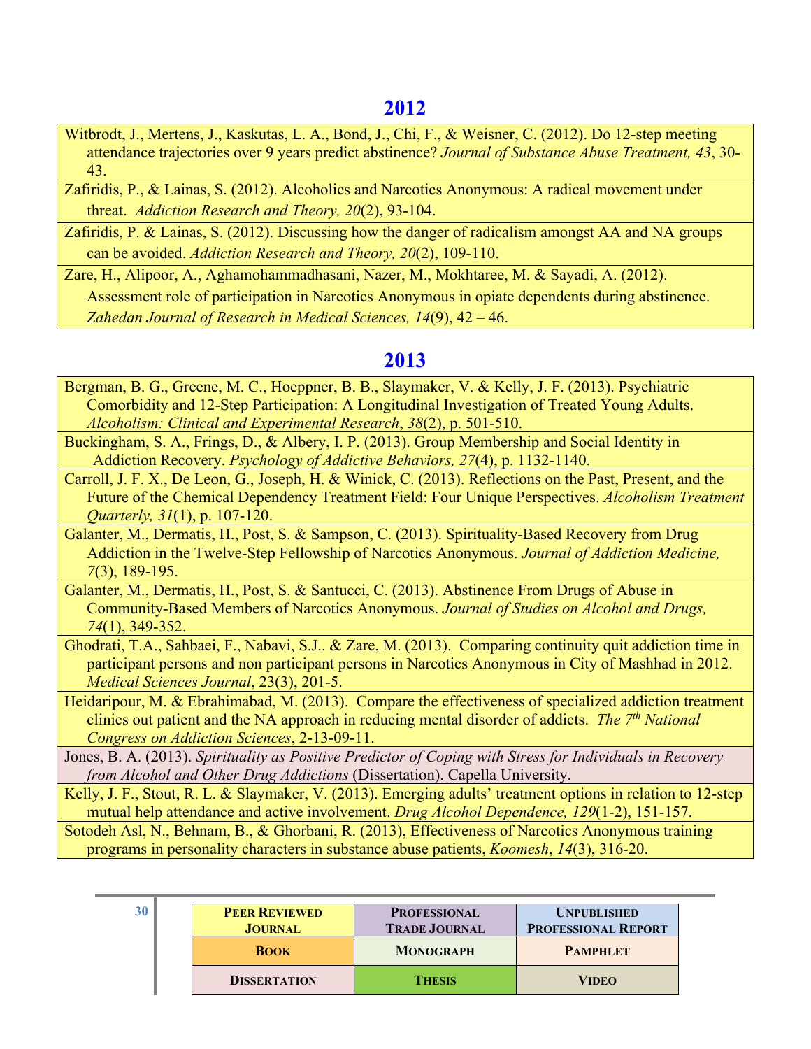## 2012

Witbrodt, J., Mertens, J., Kaskutas, L. A., Bond, J., Chi, F., & Weisner, C. (2012). Do 12-step meeting attendance trajectories over 9 years predict abstinence? *Journal of Substance Abuse Treatment, 43*, 30-43.

Zafiridis, P., & Lainas, S. (2012). Alcoholics and Narcotics Anonymous: A radical movement under threat. *Addiction Research and Theory, 20*(2), 93-104.

Zafiridis, P. & Lainas, S. (2012). Discussing how the danger of radicalism amongst AA and NA groups can be avoided. *Addiction Research and Theory, 20*(2), 109-110.

Zare, H., Alipoor, A., Aghamohammadhasani, Nazer, M., Mokhtaree, M. & Sayadi, A. (2012). Assessment role of participation in Narcotics Anonymous in opiate dependents during abstinence. *Zahedan Journal of Research in Medical Sciences, 14*(9), 42 – 46.

## 2013

Bergman, B. G., Greene, M. C., Hoeppner, B. B., Slaymaker, V. & Kelly, J. F. (2013). Psychiatric Comorbidity and 12-Step Participation: A Longitudinal Investigation of Treated Young Adults. *Alcoholism: Clinical and Experimental Research*, *38*(2), p. 501-510.

Buckingham, S. A., Frings, D., & Albery, I. P. (2013). Group Membership and Social Identity in Addiction Recovery. *Psychology of Addictive Behaviors, 27*(4), p. 1132-1140.

Carroll, J. F. X., De Leon, G., Joseph, H. & Winick, C. (2013). Reflections on the Past, Present, and the Future of the Chemical Dependency Treatment Field: Four Unique Perspectives. *Alcoholism Treatment Quarterly, 31*(1), p. 107-120.

Galanter, M., Dermatis, H., Post, S. & Sampson, C. (2013). Spirituality-Based Recovery from Drug Addiction in the Twelve-Step Fellowship of Narcotics Anonymous. *Journal of Addiction Medicine, 7*(3), 189-195.

Galanter, M., Dermatis, H., Post, S. & Santucci, C. (2013). Abstinence From Drugs of Abuse in Community-Based Members of Narcotics Anonymous. *Journal of Studies on Alcohol and Drugs, 74*(1), 349-352.

Ghodrati, T.A., Sahbaei, F., Nabavi, S.J.. & Zare, M. (2013). Comparing continuity quit addiction time in participant persons and non participant persons in Narcotics Anonymous in City of Mashhad in 2012. *Medical Sciences Journal*, 23(3), 201-5.

Heidaripour, M. & Ebrahimabad, M. (2013). Compare the effectiveness of specialized addiction treatment clinics out patient and the NA approach in reducing mental disorder of addicts. *The 7th National Congress on Addiction Sciences*, 2-13-09-11.

Jones, B. A. (2013). *Spirituality as Positive Predictor of Coping with Stress for Individuals in Recovery from Alcohol and Other Drug Addictions* (Dissertation). Capella University.

Kelly, J. F., Stout, R. L. & Slaymaker, V. (2013). Emerging adults' treatment options in relation to 12-step mutual help attendance and active involvement. *Drug Alcohol Dependence, 129*(1-2), 151-157.

Sotodeh Asl, N., Behnam, B., & Ghorbani, R. (2013), Effectiveness of Narcotics Anonymous training programs in personality characters in substance abuse patients, *Koomesh*, *14*(3), 316-20.

| | | |
|---|---|---|
| **Peer Reviewed Journal** | **Professional Trade Journal** | **Unpublished Professional Report** |
| **Book** | **Monograph** | **Pamphlet** |
| **Dissertation** | **Thesis** | **Video** |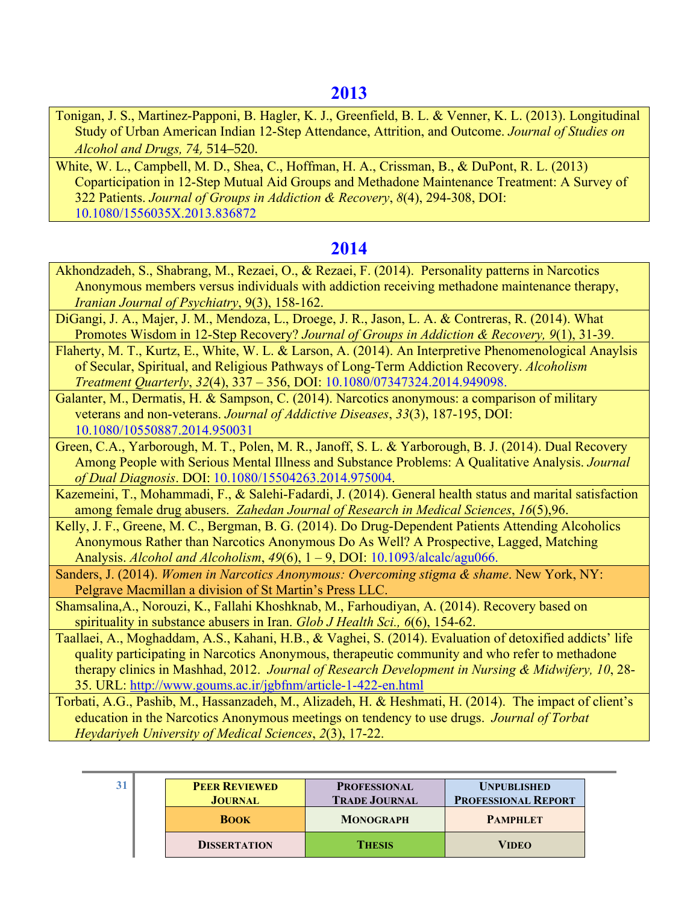## 2013

| |
|---|
| Tonigan, J. S., Martinez-Papponi, B. Hagler, K. J., Greenfield, B. L. & Venner, K. L. (2013). Longitudinal Study of Urban American Indian 12-Step Attendance, Attrition, and Outcome. *Journal of Studies on Alcohol and Drugs, 74,* 514–520. |
| White, W. L., Campbell, M. D., Shea, C., Hoffman, H. A., Crissman, B., & DuPont, R. L. (2013) Coparticipation in 12-Step Mutual Aid Groups and Methadone Maintenance Treatment: A Survey of 322 Patients. *Journal of Groups in Addiction & Recovery*, *8*(4), 294-308, DOI: 10.1080/1556035X.2013.836872 |

## 2014

| |
|---|
| Akhondzadeh, S., Shabrang, M., Rezaei, O., & Rezaei, F. (2014). Personality patterns in Narcotics Anonymous members versus individuals with addiction receiving methadone maintenance therapy, *Iranian Journal of Psychiatry*, 9(3), 158-162. |
| DiGangi, J. A., Majer, J. M., Mendoza, L., Droege, J. R., Jason, L. A. & Contreras, R. (2014). What Promotes Wisdom in 12-Step Recovery? *Journal of Groups in Addiction & Recovery, 9*(1), 31-39. |
| Flaherty, M. T., Kurtz, E., White, W. L. & Larson, A. (2014). An Interpretive Phenomenological Anaylsis of Secular, Spiritual, and Religious Pathways of Long-Term Addiction Recovery. *Alcoholism Treatment Quarterly*, *32*(4), 337 – 356, DOI: 10.1080/07347324.2014.949098. |
| Galanter, M., Dermatis, H. & Sampson, C. (2014). Narcotics anonymous: a comparison of military veterans and non-veterans. *Journal of Addictive Diseases*, *33*(3), 187-195, DOI: 10.1080/10550887.2014.950031 |
| Green, C.A., Yarborough, M. T., Polen, M. R., Janoff, S. L. & Yarborough, B. J. (2014). Dual Recovery Among People with Serious Mental Illness and Substance Problems: A Qualitative Analysis. *Journal of Dual Diagnosis*. DOI: 10.1080/15504263.2014.975004. |
| Kazemeini, T., Mohammadi, F., & Salehi-Fadardi, J. (2014). General health status and marital satisfaction among female drug abusers. *Zahedan Journal of Research in Medical Sciences*, *16*(5),96. |
| Kelly, J. F., Greene, M. C., Bergman, B. G. (2014). Do Drug-Dependent Patients Attending Alcoholics Anonymous Rather than Narcotics Anonymous Do As Well? A Prospective, Lagged, Matching Analysis. *Alcohol and Alcoholism*, *49*(6), 1 – 9, DOI: 10.1093/alcalc/agu066. |
| Sanders, J. (2014). *Women in Narcotics Anonymous: Overcoming stigma & shame*. New York, NY: Pelgrave Macmillan a division of St Martin's Press LLC. |
| Shamsalina,A., Norouzi, K., Fallahi Khoshknab, M., Farhoudiyan, A. (2014). Recovery based on spirituality in substance abusers in Iran. *Glob J Health Sci., 6*(6), 154-62. |
| Taallaei, A., Moghaddam, A.S., Kahani, H.B., & Vaghei, S. (2014). Evaluation of detoxified addicts' life quality participating in Narcotics Anonymous, therapeutic community and who refer to methadone therapy clinics in Mashhad, 2012. *Journal of Research Development in Nursing & Midwifery, 10*, 28-35. URL: http://www.goums.ac.ir/jgbfnm/article-1-422-en.html |
| Torbati, A.G., Pashib, M., Hassanzadeh, M., Alizadeh, H. & Heshmati, H. (2014). The impact of client's education in the Narcotics Anonymous meetings on tendency to use drugs. *Journal of Torbat Heydariyeh University of Medical Sciences*, *2*(3), 17-22. |

| | | |
|---|---|---|
| **PEER REVIEWED JOURNAL** | **PROFESSIONAL TRADE JOURNAL** | **UNPUBLISHED PROFESSIONAL REPORT** |
| **BOOK** | **MONOGRAPH** | **PAMPHLET** |
| **DISSERTATION** | **THESIS** | **VIDEO** |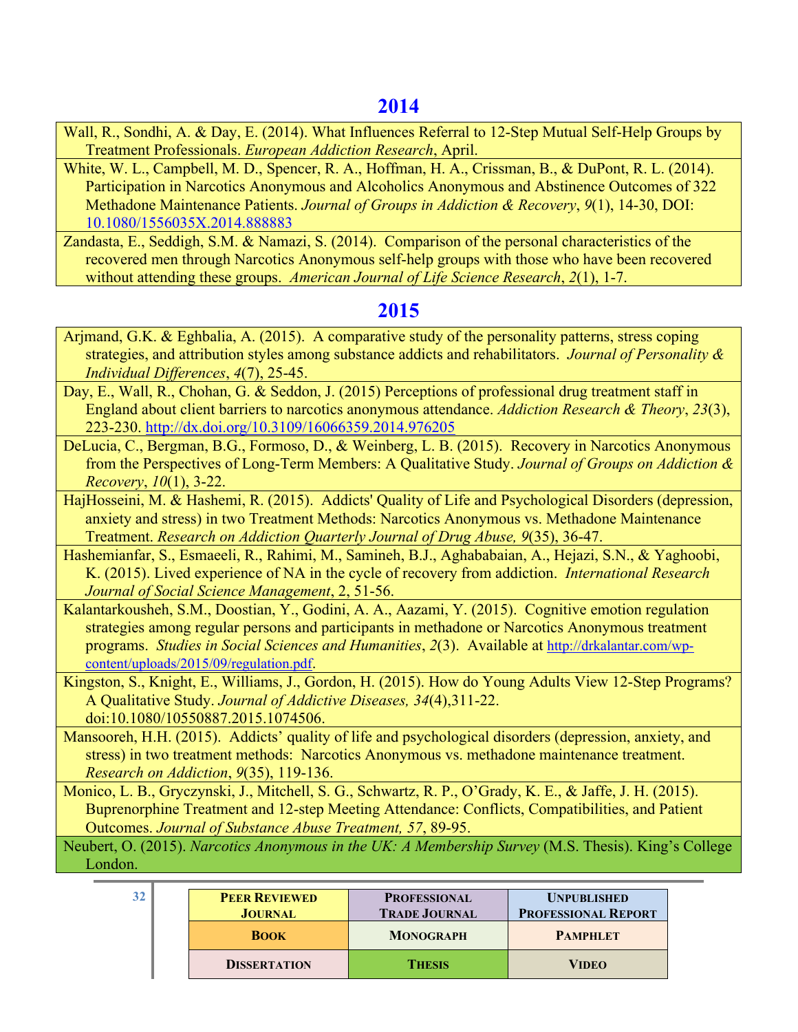## 2014

Wall, R., Sondhi, A. & Day, E. (2014). What Influences Referral to 12-Step Mutual Self-Help Groups by Treatment Professionals. *European Addiction Research*, April.

White, W. L., Campbell, M. D., Spencer, R. A., Hoffman, H. A., Crissman, B., & DuPont, R. L. (2014). Participation in Narcotics Anonymous and Alcoholics Anonymous and Abstinence Outcomes of 322 Methadone Maintenance Patients. *Journal of Groups in Addiction & Recovery*, *9*(1), 14-30, DOI: 10.1080/1556035X.2014.888883

Zandasta, E., Seddigh, S.M. & Namazi, S. (2014). Comparison of the personal characteristics of the recovered men through Narcotics Anonymous self-help groups with those who have been recovered without attending these groups. *American Journal of Life Science Research*, *2*(1), 1-7.

## 2015

Arjmand, G.K. & Eghbalia, A. (2015). A comparative study of the personality patterns, stress coping strategies, and attribution styles among substance addicts and rehabilitators. *Journal of Personality & Individual Differences*, *4*(7), 25-45.

Day, E., Wall, R., Chohan, G. & Seddon, J. (2015) Perceptions of professional drug treatment staff in England about client barriers to narcotics anonymous attendance. *Addiction Research & Theory*, *23*(3), 223-230. http://dx.doi.org/10.3109/16066359.2014.976205

DeLucia, C., Bergman, B.G., Formoso, D., & Weinberg, L. B. (2015). Recovery in Narcotics Anonymous from the Perspectives of Long-Term Members: A Qualitative Study. *Journal of Groups on Addiction & Recovery*, *10*(1), 3-22.

HajHosseini, M. & Hashemi, R. (2015). Addicts' Quality of Life and Psychological Disorders (depression, anxiety and stress) in two Treatment Methods: Narcotics Anonymous vs. Methadone Maintenance Treatment. *Research on Addiction Quarterly Journal of Drug Abuse, 9*(35), 36-47.

Hashemianfar, S., Esmaeeli, R., Rahimi, M., Samineh, B.J., Aghababaian, A., Hejazi, S.N., & Yaghoobi, K. (2015). Lived experience of NA in the cycle of recovery from addiction. *International Research Journal of Social Science Management*, 2, 51-56.

Kalantarkousheh, S.M., Doostian, Y., Godini, A. A., Aazami, Y. (2015). Cognitive emotion regulation strategies among regular persons and participants in methadone or Narcotics Anonymous treatment programs. *Studies in Social Sciences and Humanities*, *2*(3). Available at http://drkalantar.com/wp-content/uploads/2015/09/regulation.pdf.

Kingston, S., Knight, E., Williams, J., Gordon, H. (2015). How do Young Adults View 12-Step Programs? A Qualitative Study. *Journal of Addictive Diseases, 34*(4),311-22. doi:10.1080/10550887.2015.1074506.

Mansooreh, H.H. (2015). Addicts' quality of life and psychological disorders (depression, anxiety, and stress) in two treatment methods: Narcotics Anonymous vs. methadone maintenance treatment. *Research on Addiction*, *9*(35), 119-136.

Monico, L. B., Gryczynski, J., Mitchell, S. G., Schwartz, R. P., O'Grady, K. E., & Jaffe, J. H. (2015). Buprenorphine Treatment and 12-step Meeting Attendance: Conflicts, Compatibilities, and Patient Outcomes. *Journal of Substance Abuse Treatment, 57*, 89-95.

Neubert, O. (2015). *Narcotics Anonymous in the UK: A Membership Survey* (M.S. Thesis). King's College London.

| | | |
|---|---|---|
| PEER REVIEWED JOURNAL | PROFESSIONAL TRADE JOURNAL | UNPUBLISHED PROFESSIONAL REPORT |
| BOOK | MONOGRAPH | PAMPHLET |
| DISSERTATION | THESIS | VIDEO |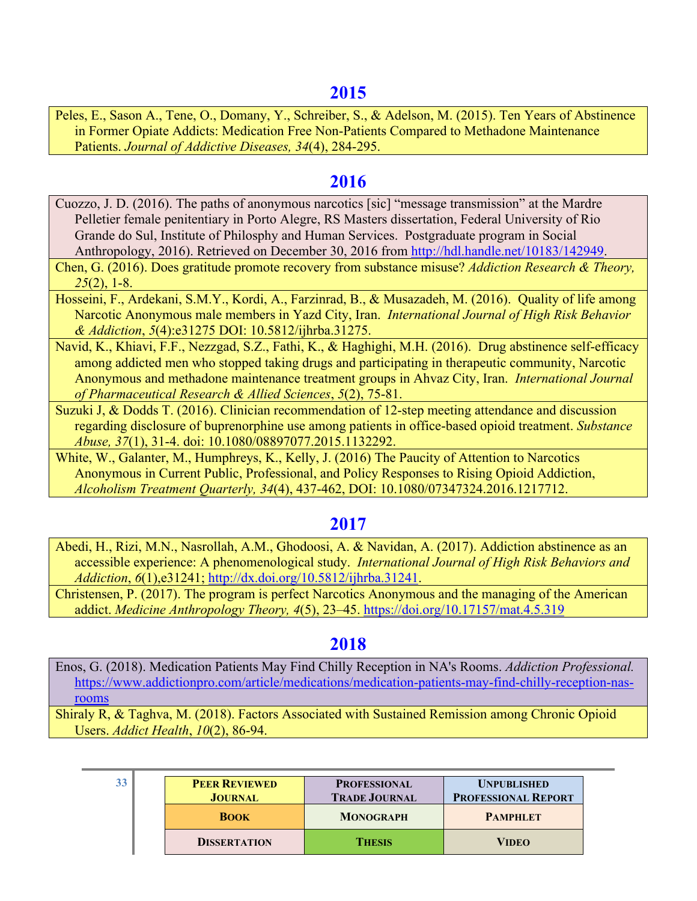## 2015

Peles, E., Sason A., Tene, O., Domany, Y., Schreiber, S., & Adelson, M. (2015). Ten Years of Abstinence in Former Opiate Addicts: Medication Free Non-Patients Compared to Methadone Maintenance Patients. *Journal of Addictive Diseases, 34*(4), 284-295.

## 2016

Cuozzo, J. D. (2016). The paths of anonymous narcotics [sic] "message transmission" at the Mardre Pelletier female penitentiary in Porto Alegre, RS Masters dissertation, Federal University of Rio Grande do Sul, Institute of Philosphy and Human Services. Postgraduate program in Social Anthropology, 2016). Retrieved on December 30, 2016 from http://hdl.handle.net/10183/142949.

Chen, G. (2016). Does gratitude promote recovery from substance misuse? *Addiction Research & Theory, 25*(2), 1-8.

Hosseini, F., Ardekani, S.M.Y., Kordi, A., Farzinrad, B., & Musazadeh, M. (2016). Quality of life among Narcotic Anonymous male members in Yazd City, Iran. *International Journal of High Risk Behavior & Addiction*, *5*(4):e31275 DOI: 10.5812/ijhrba.31275.

Navid, K., Khiavi, F.F., Nezzgad, S.Z., Fathi, K., & Haghighi, M.H. (2016). Drug abstinence self-efficacy among addicted men who stopped taking drugs and participating in therapeutic community, Narcotic Anonymous and methadone maintenance treatment groups in Ahvaz City, Iran. *International Journal of Pharmaceutical Research & Allied Sciences*, *5*(2), 75-81.

Suzuki J, & Dodds T. (2016). Clinician recommendation of 12-step meeting attendance and discussion regarding disclosure of buprenorphine use among patients in office-based opioid treatment. *Substance Abuse, 37*(1), 31-4. doi: 10.1080/08897077.2015.1132292.

White, W., Galanter, M., Humphreys, K., Kelly, J. (2016) The Paucity of Attention to Narcotics Anonymous in Current Public, Professional, and Policy Responses to Rising Opioid Addiction, *Alcoholism Treatment Quarterly, 34*(4), 437-462, DOI: 10.1080/07347324.2016.1217712.

## 2017

Abedi, H., Rizi, M.N., Nasrollah, A.M., Ghodoosi, A. & Navidan, A. (2017). Addiction abstinence as an accessible experience: A phenomenological study. *International Journal of High Risk Behaviors and Addiction*, *6*(1),e31241; http://dx.doi.org/10.5812/ijhrba.31241.

Christensen, P. (2017). The program is perfect Narcotics Anonymous and the managing of the American addict. *Medicine Anthropology Theory, 4*(5), 23–45. https://doi.org/10.17157/mat.4.5.319

## 2018

Enos, G. (2018). Medication Patients May Find Chilly Reception in NA's Rooms. *Addiction Professional.* https://www.addictionpro.com/article/medications/medication-patients-may-find-chilly-reception-nas-rooms

Shiraly R, & Taghva, M. (2018). Factors Associated with Sustained Remission among Chronic Opioid Users. *Addict Health*, *10*(2), 86-94.

| | | |
|---|---|---|
| Peer Reviewed Journal | Professional Trade Journal | Unpublished Professional Report |
| Book | Monograph | Pamphlet |
| Dissertation | Thesis | Video |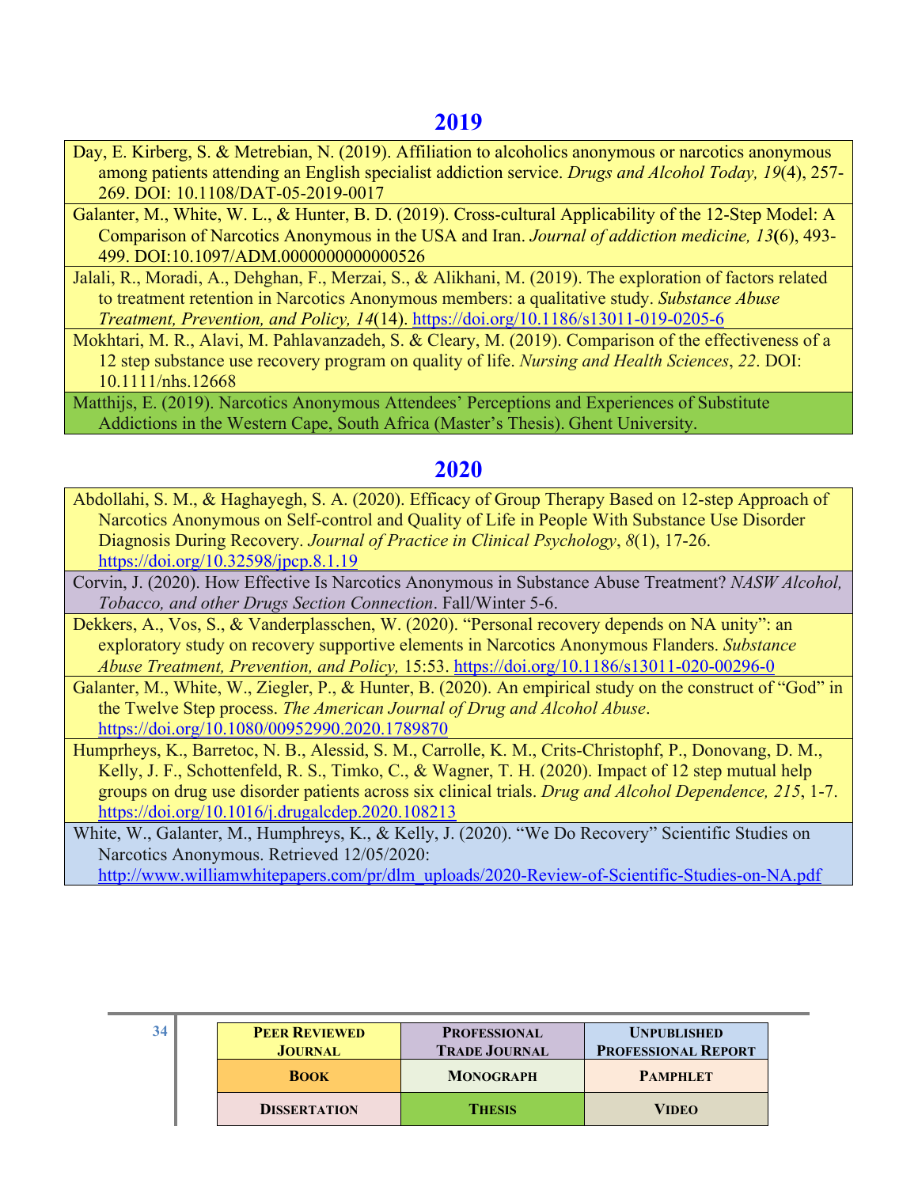## 2019

Day, E. Kirberg, S. & Metrebian, N. (2019). Affiliation to alcoholics anonymous or narcotics anonymous among patients attending an English specialist addiction service. *Drugs and Alcohol Today, 19*(4), 257-269. DOI: 10.1108/DAT-05-2019-0017

Galanter, M., White, W. L., & Hunter, B. D. (2019). Cross-cultural Applicability of the 12-Step Model: A Comparison of Narcotics Anonymous in the USA and Iran. *Journal of addiction medicine, 13*(6), 493-499. DOI:10.1097/ADM.0000000000000526

Jalali, R., Moradi, A., Dehghan, F., Merzai, S., & Alikhani, M. (2019). The exploration of factors related to treatment retention in Narcotics Anonymous members: a qualitative study. *Substance Abuse Treatment, Prevention, and Policy, 14*(14). https://doi.org/10.1186/s13011-019-0205-6

Mokhtari, M. R., Alavi, M. Pahlavanzadeh, S. & Cleary, M. (2019). Comparison of the effectiveness of a 12 step substance use recovery program on quality of life. *Nursing and Health Sciences*, *22*. DOI: 10.1111/nhs.12668

Matthijs, E. (2019). Narcotics Anonymous Attendees' Perceptions and Experiences of Substitute Addictions in the Western Cape, South Africa (Master's Thesis). Ghent University.

## 2020

Abdollahi, S. M., & Haghayegh, S. A. (2020). Efficacy of Group Therapy Based on 12-step Approach of Narcotics Anonymous on Self-control and Quality of Life in People With Substance Use Disorder Diagnosis During Recovery. *Journal of Practice in Clinical Psychology*, *8*(1), 17-26. https://doi.org/10.32598/jpcp.8.1.19

Corvin, J. (2020). How Effective Is Narcotics Anonymous in Substance Abuse Treatment? *NASW Alcohol, Tobacco, and other Drugs Section Connection*. Fall/Winter 5-6.

Dekkers, A., Vos, S., & Vanderplasschen, W. (2020). "Personal recovery depends on NA unity": an exploratory study on recovery supportive elements in Narcotics Anonymous Flanders. *Substance Abuse Treatment, Prevention, and Policy,* 15:53. https://doi.org/10.1186/s13011-020-00296-0

Galanter, M., White, W., Ziegler, P., & Hunter, B. (2020). An empirical study on the construct of "God" in the Twelve Step process. *The American Journal of Drug and Alcohol Abuse*. https://doi.org/10.1080/00952990.2020.1789870

Humprheys, K., Barretoc, N. B., Alessid, S. M., Carrolle, K. M., Crits-Christophf, P., Donovang, D. M., Kelly, J. F., Schottenfeld, R. S., Timko, C., & Wagner, T. H. (2020). Impact of 12 step mutual help groups on drug use disorder patients across six clinical trials. *Drug and Alcohol Dependence, 215*, 1-7. https://doi.org/10.1016/j.drugalcdep.2020.108213

White, W., Galanter, M., Humphreys, K., & Kelly, J. (2020). "We Do Recovery" Scientific Studies on Narcotics Anonymous. Retrieved 12/05/2020: http://www.williamwhitepapers.com/pr/dlm_uploads/2020-Review-of-Scientific-Studies-on-NA.pdf

| | | |
|---|---|---|
| Peer Reviewed Journal | Professional Trade Journal | Unpublished Professional Report |
| Book | Monograph | Pamphlet |
| Dissertation | Thesis | Video |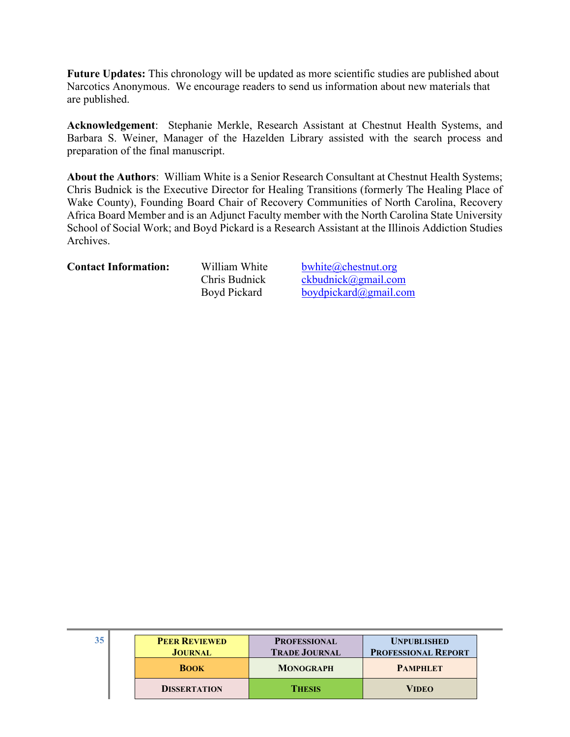**Future Updates:** This chronology will be updated as more scientific studies are published about Narcotics Anonymous. We encourage readers to send us information about new materials that are published.

**Acknowledgement**: Stephanie Merkle, Research Assistant at Chestnut Health Systems, and Barbara S. Weiner, Manager of the Hazelden Library assisted with the search process and preparation of the final manuscript.

**About the Authors**: William White is a Senior Research Consultant at Chestnut Health Systems; Chris Budnick is the Executive Director for Healing Transitions (formerly The Healing Place of Wake County), Founding Board Chair of Recovery Communities of North Carolina, Recovery Africa Board Member and is an Adjunct Faculty member with the North Carolina State University School of Social Work; and Boyd Pickard is a Research Assistant at the Illinois Addiction Studies Archives.

| | | |
|---|---|---|
| **Contact Information:** | William White | bwhite@chestnut.org |
| | Chris Budnick | ckbudnick@gmail.com |
| | Boyd Pickard | boydpickard@gmail.com |

| | | |
|---|---|---|
| PEER REVIEWED JOURNAL | PROFESSIONAL TRADE JOURNAL | UNPUBLISHED PROFESSIONAL REPORT |
| BOOK | MONOGRAPH | PAMPHLET |
| DISSERTATION | THESIS | VIDEO |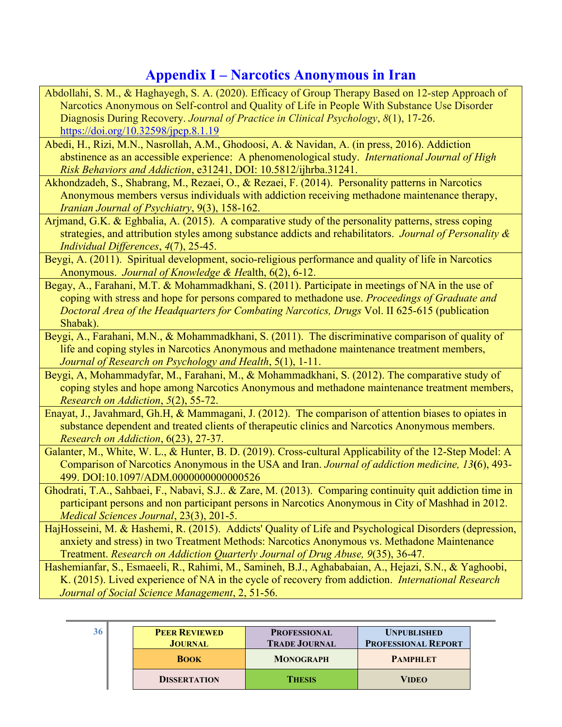# Appendix I – Narcotics Anonymous in Iran

Abdollahi, S. M., & Haghayegh, S. A. (2020). Efficacy of Group Therapy Based on 12-step Approach of Narcotics Anonymous on Self-control and Quality of Life in People With Substance Use Disorder Diagnosis During Recovery. *Journal of Practice in Clinical Psychology*, *8*(1), 17-26. https://doi.org/10.32598/jpcp.8.1.19

Abedi, H., Rizi, M.N., Nasrollah, A.M., Ghodoosi, A. & Navidan, A. (in press, 2016). Addiction abstinence as an accessible experience: A phenomenological study. *International Journal of High Risk Behaviors and Addiction*, e31241, DOI: 10.5812/ijhrba.31241.

Akhondzadeh, S., Shabrang, M., Rezaei, O., & Rezaei, F. (2014). Personality patterns in Narcotics Anonymous members versus individuals with addiction receiving methadone maintenance therapy, *Iranian Journal of Psychiatry*, 9(3), 158-162.

Arjmand, G.K. & Eghbalia, A. (2015). A comparative study of the personality patterns, stress coping strategies, and attribution styles among substance addicts and rehabilitators. *Journal of Personality & Individual Differences*, *4*(7), 25-45.

Beygi, A. (2011). Spiritual development, socio-religious performance and quality of life in Narcotics Anonymous. *Journal of Knowledge & Health*, 6(2), 6-12.

Begay, A., Farahani, M.T. & Mohammadkhani, S. (2011). Participate in meetings of NA in the use of coping with stress and hope for persons compared to methadone use. *Proceedings of Graduate and Doctoral Area of the Headquarters for Combating Narcotics, Drugs* Vol. II 625-615 (publication Shabak).

Beygi, A., Farahani, M.N., & Mohammadkhani, S. (2011). The discriminative comparison of quality of life and coping styles in Narcotics Anonymous and methadone maintenance treatment members, *Journal of Research on Psychology and Health*, 5(1), 1-11.

Beygi, A, Mohammadyfar, M., Farahani, M., & Mohammadkhani, S. (2012). The comparative study of coping styles and hope among Narcotics Anonymous and methadone maintenance treatment members, *Research on Addiction*, *5*(2), 55-72.

Enayat, J., Javahmard, Gh.H, & Mammagani, J. (2012). The comparison of attention biases to opiates in substance dependent and treated clients of therapeutic clinics and Narcotics Anonymous members. *Research on Addiction*, 6(23), 27-37.

Galanter, M., White, W. L., & Hunter, B. D. (2019). Cross-cultural Applicability of the 12-Step Model: A Comparison of Narcotics Anonymous in the USA and Iran. *Journal of addiction medicine, 13*(6), 493-499. DOI:10.1097/ADM.0000000000000526

Ghodrati, T.A., Sahbaei, F., Nabavi, S.J.. & Zare, M. (2013). Comparing continuity quit addiction time in participant persons and non participant persons in Narcotics Anonymous in City of Mashhad in 2012. *Medical Sciences Journal*, 23(3), 201-5.

HajHosseini, M. & Hashemi, R. (2015). Addicts' Quality of Life and Psychological Disorders (depression, anxiety and stress) in two Treatment Methods: Narcotics Anonymous vs. Methadone Maintenance Treatment. *Research on Addiction Quarterly Journal of Drug Abuse, 9*(35), 36-47.

Hashemianfar, S., Esmaeeli, R., Rahimi, M., Samineh, B.J., Aghababaian, A., Hejazi, S.N., & Yaghoobi, K. (2015). Lived experience of NA in the cycle of recovery from addiction. *International Research Journal of Social Science Management*, 2, 51-56.

| | | |
|---|---|---|
| PEER REVIEWED JOURNAL | PROFESSIONAL TRADE JOURNAL | UNPUBLISHED PROFESSIONAL REPORT |
| BOOK | MONOGRAPH | PAMPHLET |
| DISSERTATION | THESIS | VIDEO |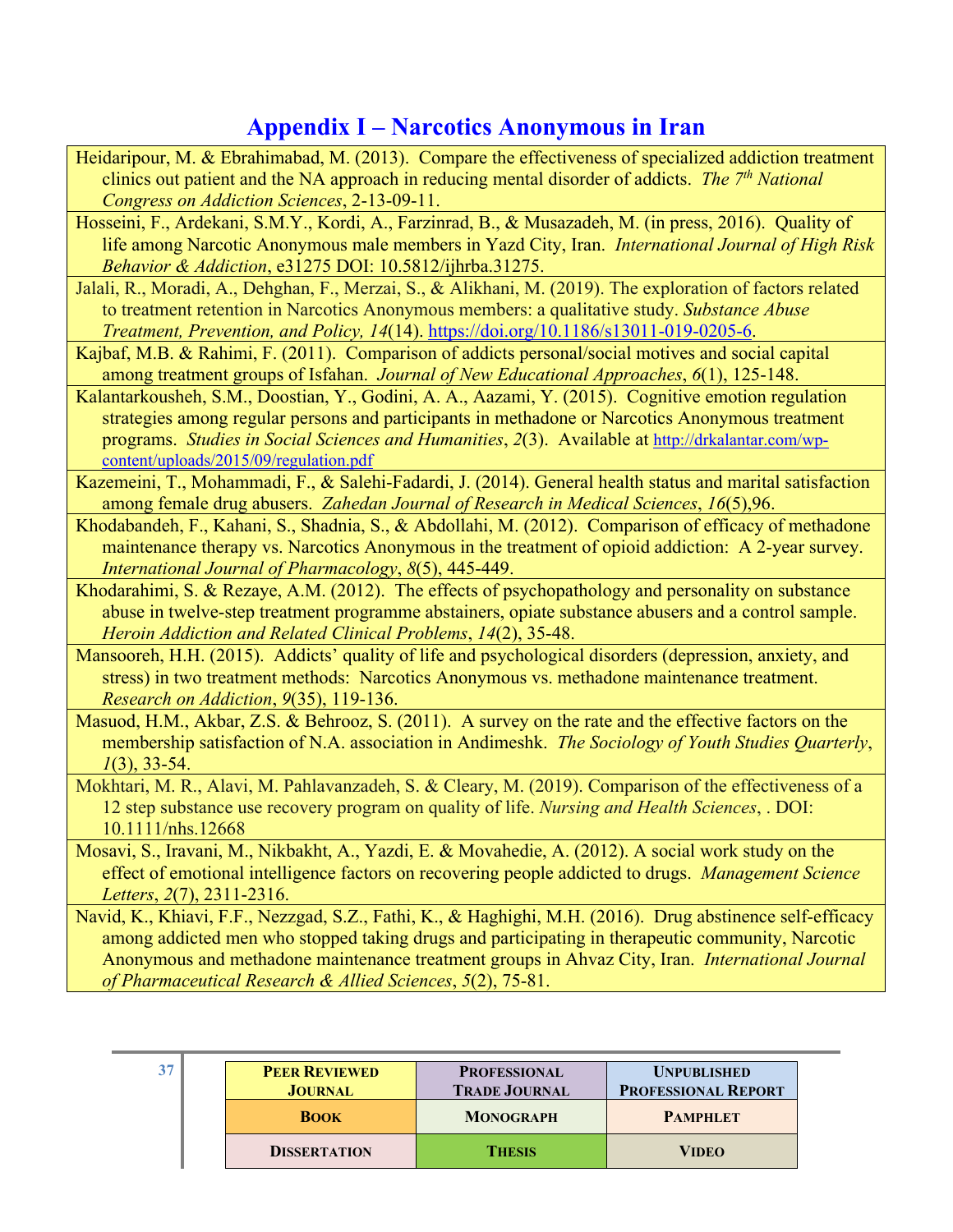# Appendix I – Narcotics Anonymous in Iran

Heidaripour, M. & Ebrahimabad, M. (2013). Compare the effectiveness of specialized addiction treatment clinics out patient and the NA approach in reducing mental disorder of addicts. *The 7th National Congress on Addiction Sciences*, 2-13-09-11.

Hosseini, F., Ardekani, S.M.Y., Kordi, A., Farzinrad, B., & Musazadeh, M. (in press, 2016). Quality of life among Narcotic Anonymous male members in Yazd City, Iran. *International Journal of High Risk Behavior & Addiction*, e31275 DOI: 10.5812/ijhrba.31275.

Jalali, R., Moradi, A., Dehghan, F., Merzai, S., & Alikhani, M. (2019). The exploration of factors related to treatment retention in Narcotics Anonymous members: a qualitative study. *Substance Abuse Treatment, Prevention, and Policy, 14*(14). https://doi.org/10.1186/s13011-019-0205-6.

Kajbaf, M.B. & Rahimi, F. (2011). Comparison of addicts personal/social motives and social capital among treatment groups of Isfahan. *Journal of New Educational Approaches*, *6*(1), 125-148.

Kalantarkousheh, S.M., Doostian, Y., Godini, A. A., Aazami, Y. (2015). Cognitive emotion regulation strategies among regular persons and participants in methadone or Narcotics Anonymous treatment programs. *Studies in Social Sciences and Humanities*, *2*(3). Available at http://drkalantar.com/wp-content/uploads/2015/09/regulation.pdf

Kazemeini, T., Mohammadi, F., & Salehi-Fadardi, J. (2014). General health status and marital satisfaction among female drug abusers. *Zahedan Journal of Research in Medical Sciences*, *16*(5),96.

Khodabandeh, F., Kahani, S., Shadnia, S., & Abdollahi, M. (2012). Comparison of efficacy of methadone maintenance therapy vs. Narcotics Anonymous in the treatment of opioid addiction: A 2-year survey. *International Journal of Pharmacology*, *8*(5), 445-449.

Khodarahimi, S. & Rezaye, A.M. (2012). The effects of psychopathology and personality on substance abuse in twelve-step treatment programme abstainers, opiate substance abusers and a control sample. *Heroin Addiction and Related Clinical Problems*, *14*(2), 35-48.

Mansooreh, H.H. (2015). Addicts' quality of life and psychological disorders (depression, anxiety, and stress) in two treatment methods: Narcotics Anonymous vs. methadone maintenance treatment. *Research on Addiction*, *9*(35), 119-136.

Masuod, H.M., Akbar, Z.S. & Behrooz, S. (2011). A survey on the rate and the effective factors on the membership satisfaction of N.A. association in Andimeshk. *The Sociology of Youth Studies Quarterly*, *1*(3), 33-54.

Mokhtari, M. R., Alavi, M. Pahlavanzadeh, S. & Cleary, M. (2019). Comparison of the effectiveness of a 12 step substance use recovery program on quality of life. *Nursing and Health Sciences*, . DOI: 10.1111/nhs.12668

Mosavi, S., Iravani, M., Nikbakht, A., Yazdi, E. & Movahedie, A. (2012). A social work study on the effect of emotional intelligence factors on recovering people addicted to drugs. *Management Science Letters*, *2*(7), 2311-2316.

Navid, K., Khiavi, F.F., Nezzgad, S.Z., Fathi, K., & Haghighi, M.H. (2016). Drug abstinence self-efficacy among addicted men who stopped taking drugs and participating in therapeutic community, Narcotic Anonymous and methadone maintenance treatment groups in Ahvaz City, Iran. *International Journal of Pharmaceutical Research & Allied Sciences*, *5*(2), 75-81.

| | | |
|---|---|---|
| PEER REVIEWED JOURNAL | PROFESSIONAL TRADE JOURNAL | UNPUBLISHED PROFESSIONAL REPORT |
| BOOK | MONOGRAPH | PAMPHLET |
| DISSERTATION | THESIS | VIDEO |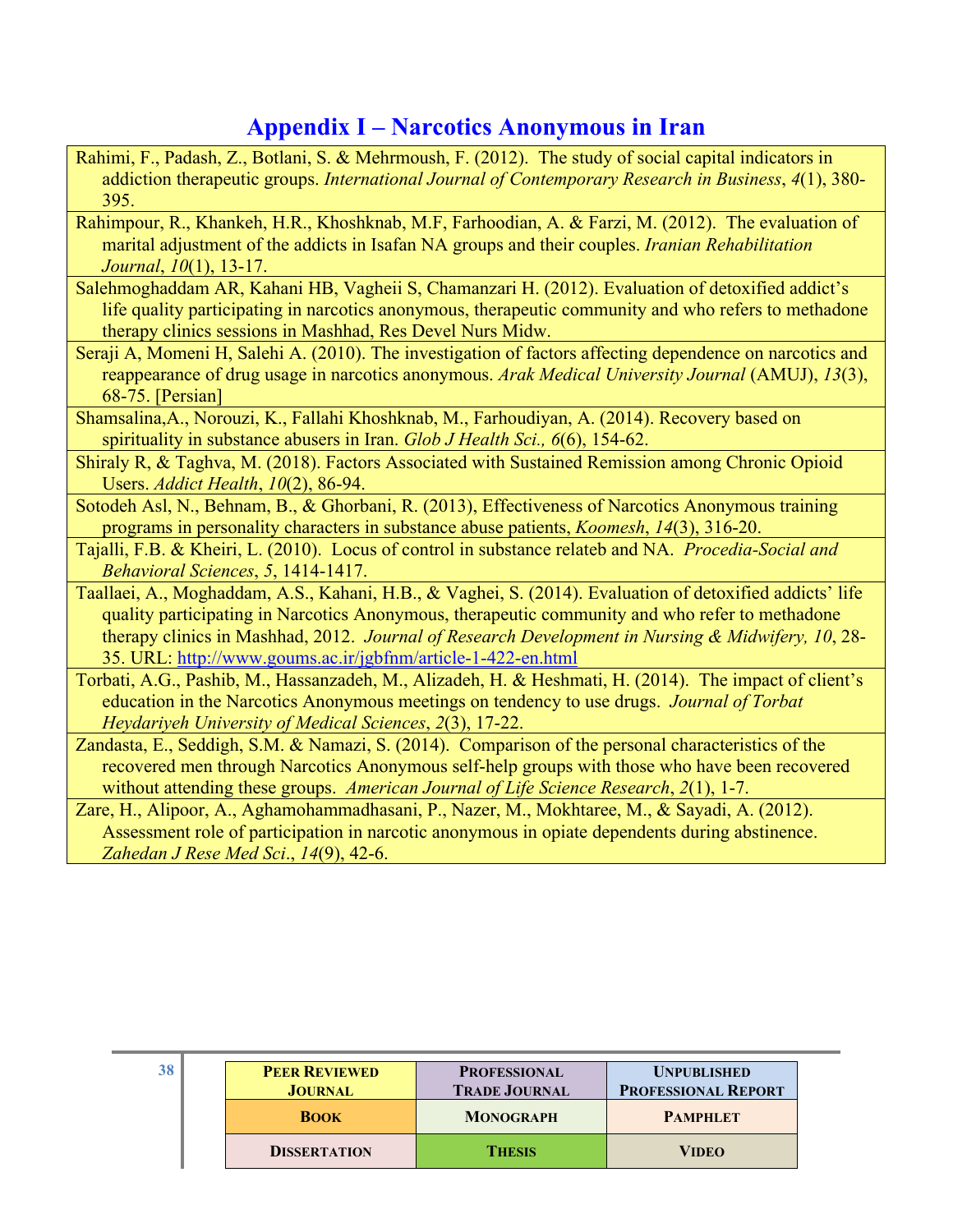## Appendix I – Narcotics Anonymous in Iran

| |
|---|
| Rahimi, F., Padash, Z., Botlani, S. & Mehrmoush, F. (2012). The study of social capital indicators in addiction therapeutic groups. *International Journal of Contemporary Research in Business*, *4*(1), 380-395. |
| Rahimpour, R., Khankeh, H.R., Khoshknab, M.F, Farhoodian, A. & Farzi, M. (2012). The evaluation of marital adjustment of the addicts in Isafan NA groups and their couples. *Iranian Rehabilitation Journal*, *10*(1), 13-17. |
| Salehmoghaddam AR, Kahani HB, Vagheii S, Chamanzari H. (2012). Evaluation of detoxified addict's life quality participating in narcotics anonymous, therapeutic community and who refers to methadone therapy clinics sessions in Mashhad, Res Devel Nurs Midw. |
| Seraji A, Momeni H, Salehi A. (2010). The investigation of factors affecting dependence on narcotics and reappearance of drug usage in narcotics anonymous. *Arak Medical University Journal* (AMUJ), *13*(3), 68-75. [Persian] |
| Shamsalina,A., Norouzi, K., Fallahi Khoshknab, M., Farhoudiyan, A. (2014). Recovery based on spirituality in substance abusers in Iran. *Glob J Health Sci., 6*(6), 154-62. |
| Shiraly R, & Taghva, M. (2018). Factors Associated with Sustained Remission among Chronic Opioid Users. *Addict Health*, *10*(2), 86-94. |
| Sotodeh Asl, N., Behnam, B., & Ghorbani, R. (2013), Effectiveness of Narcotics Anonymous training programs in personality characters in substance abuse patients, *Koomesh*, *14*(3), 316-20. |
| Tajalli, F.B. & Kheiri, L. (2010). Locus of control in substance relateb and NA. *Procedia-Social and Behavioral Sciences*, *5*, 1414-1417. |
| Taallaei, A., Moghaddam, A.S., Kahani, H.B., & Vaghei, S. (2014). Evaluation of detoxified addicts' life quality participating in Narcotics Anonymous, therapeutic community and who refer to methadone therapy clinics in Mashhad, 2012. *Journal of Research Development in Nursing & Midwifery, 10*, 28-35. URL: http://www.goums.ac.ir/jgbfnm/article-1-422-en.html |
| Torbati, A.G., Pashib, M., Hassanzadeh, M., Alizadeh, H. & Heshmati, H. (2014). The impact of client's education in the Narcotics Anonymous meetings on tendency to use drugs. *Journal of Torbat Heydariyeh University of Medical Sciences*, *2*(3), 17-22. |
| Zandasta, E., Seddigh, S.M. & Namazi, S. (2014). Comparison of the personal characteristics of the recovered men through Narcotics Anonymous self-help groups with those who have been recovered without attending these groups. *American Journal of Life Science Research*, *2*(1), 1-7. |
| Zare, H., Alipoor, A., Aghamohammadhasani, P., Nazer, M., Mokhtaree, M., & Sayadi, A. (2012). Assessment role of participation in narcotic anonymous in opiate dependents during abstinence. *Zahedan J Rese Med Sci*., *14*(9), 42-6. |

| | | |
|---|---|---|
| **Peer Reviewed Journal** | **Professional Trade Journal** | **Unpublished Professional Report** |
| **Book** | **Monograph** | **Pamphlet** |
| **Dissertation** | **Thesis** | **Video** |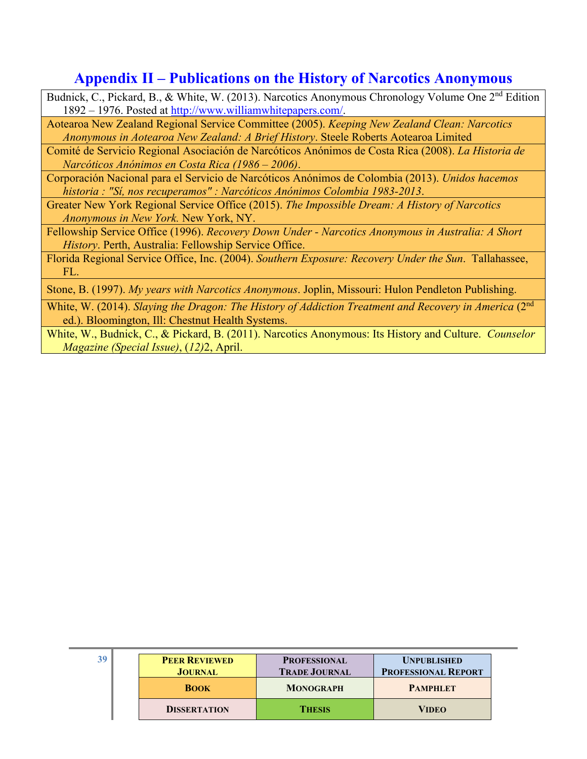# Appendix II – Publications on the History of Narcotics Anonymous

| |
|---|
| Budnick, C., Pickard, B., & White, W. (2013). Narcotics Anonymous Chronology Volume One 2nd Edition 1892 – 1976. Posted at http://www.williamwhitepapers.com/. |
| Aotearoa New Zealand Regional Service Committee (2005). *Keeping New Zealand Clean: Narcotics Anonymous in Aotearoa New Zealand: A Brief History*. Steele Roberts Aotearoa Limited |
| Comité de Servicio Regional Asociación de Narcóticos Anónimos de Costa Rica (2008). *La Historia de Narcóticos Anónimos en Costa Rica (1986 – 2006)*. |
| Corporación Nacional para el Servicio de Narcóticos Anónimos de Colombia (2013). *Unidos hacemos historia : "Sí, nos recuperamos" : Narcóticos Anónimos Colombia 1983-2013*. |
| Greater New York Regional Service Office (2015). *The Impossible Dream: A History of Narcotics Anonymous in New York.* New York, NY. |
| Fellowship Service Office (1996). *Recovery Down Under - Narcotics Anonymous in Australia: A Short History*. Perth, Australia: Fellowship Service Office. |
| Florida Regional Service Office, Inc. (2004). *Southern Exposure: Recovery Under the Sun*. Tallahassee, FL. |
| Stone, B. (1997). *My years with Narcotics Anonymous*. Joplin, Missouri: Hulon Pendleton Publishing. |
| White, W. (2014). *Slaying the Dragon: The History of Addiction Treatment and Recovery in America* (2nd ed.). Bloomington, Ill: Chestnut Health Systems. |
| White, W., Budnick, C., & Pickard, B. (2011). Narcotics Anonymous: Its History and Culture. *Counselor Magazine (Special Issue)*, (*12)*2, April. |

| | | |
|---|---|---|
| Peer Reviewed Journal | Professional Trade Journal | Unpublished Professional Report |
| Book | Monograph | Pamphlet |
| Dissertation | Thesis | Video |